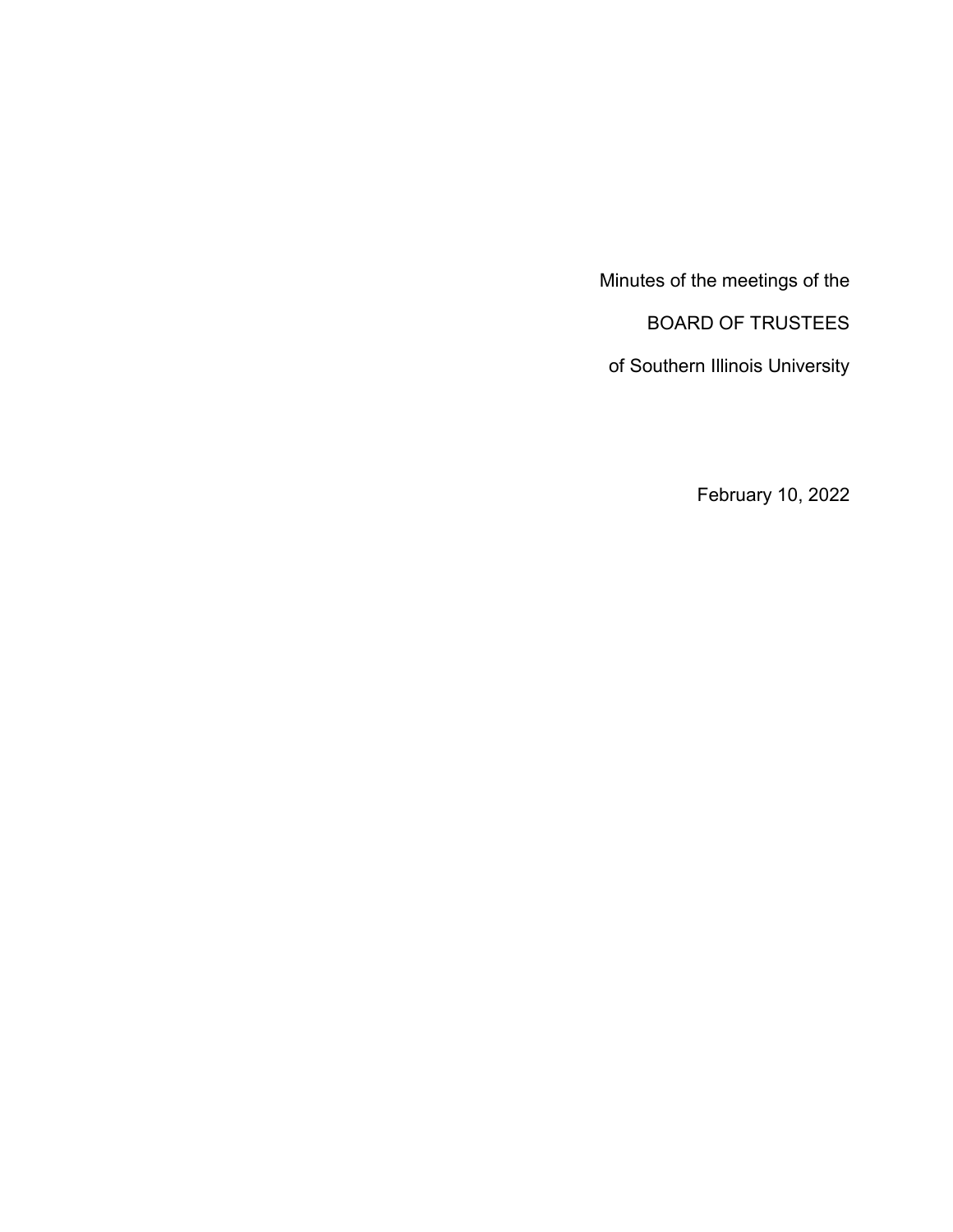Minutes of the meetings of the

BOARD OF TRUSTEES

of Southern Illinois University

February 10, 2022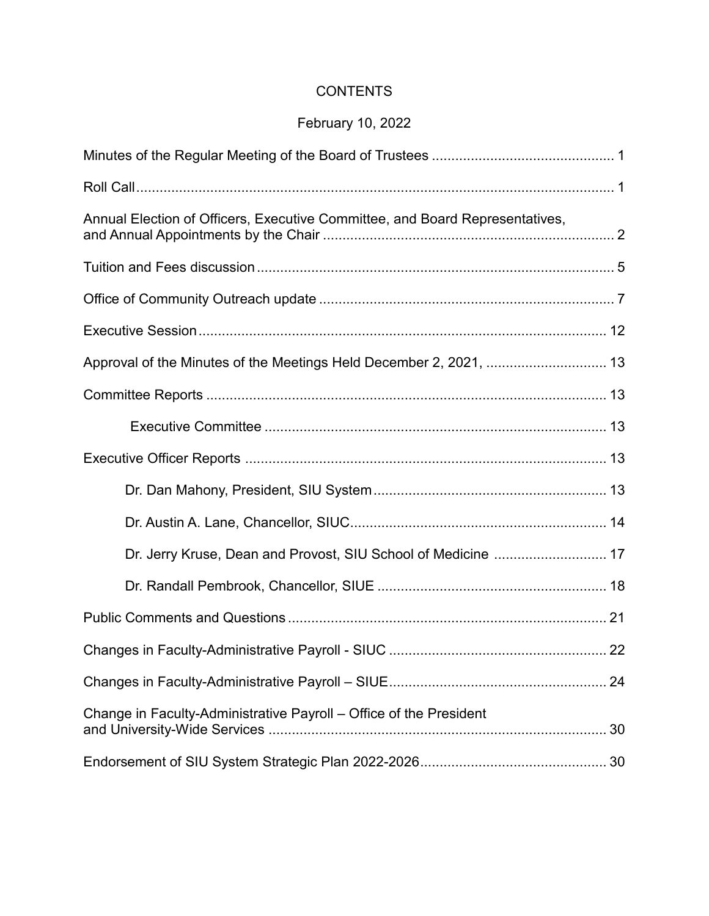# CONTENTS

## February 10, 2022

| | |
|---|---|
| Minutes of the Regular Meeting of the Board of Trustees | 1 |
| Roll Call | 1 |
| Annual Election of Officers, Executive Committee, and Board Representatives, and Annual Appointments by the Chair | 2 |
| Tuition and Fees discussion | 5 |
| Office of Community Outreach update | 7 |
| Executive Session | 12 |
| Approval of the Minutes of the Meetings Held December 2, 2021, | 13 |
| Committee Reports | 13 |
| Executive Committee | 13 |
| Executive Officer Reports | 13 |
| Dr. Dan Mahony, President, SIU System | 13 |
| Dr. Austin A. Lane, Chancellor, SIUC | 14 |
| Dr. Jerry Kruse, Dean and Provost, SIU School of Medicine | 17 |
| Dr. Randall Pembrook, Chancellor, SIUE | 18 |
| Public Comments and Questions | 21 |
| Changes in Faculty-Administrative Payroll - SIUC | 22 |
| Changes in Faculty-Administrative Payroll – SIUE | 24 |
| Change in Faculty-Administrative Payroll – Office of the President and University-Wide Services | 30 |
| Endorsement of SIU System Strategic Plan 2022-2026 | 30 |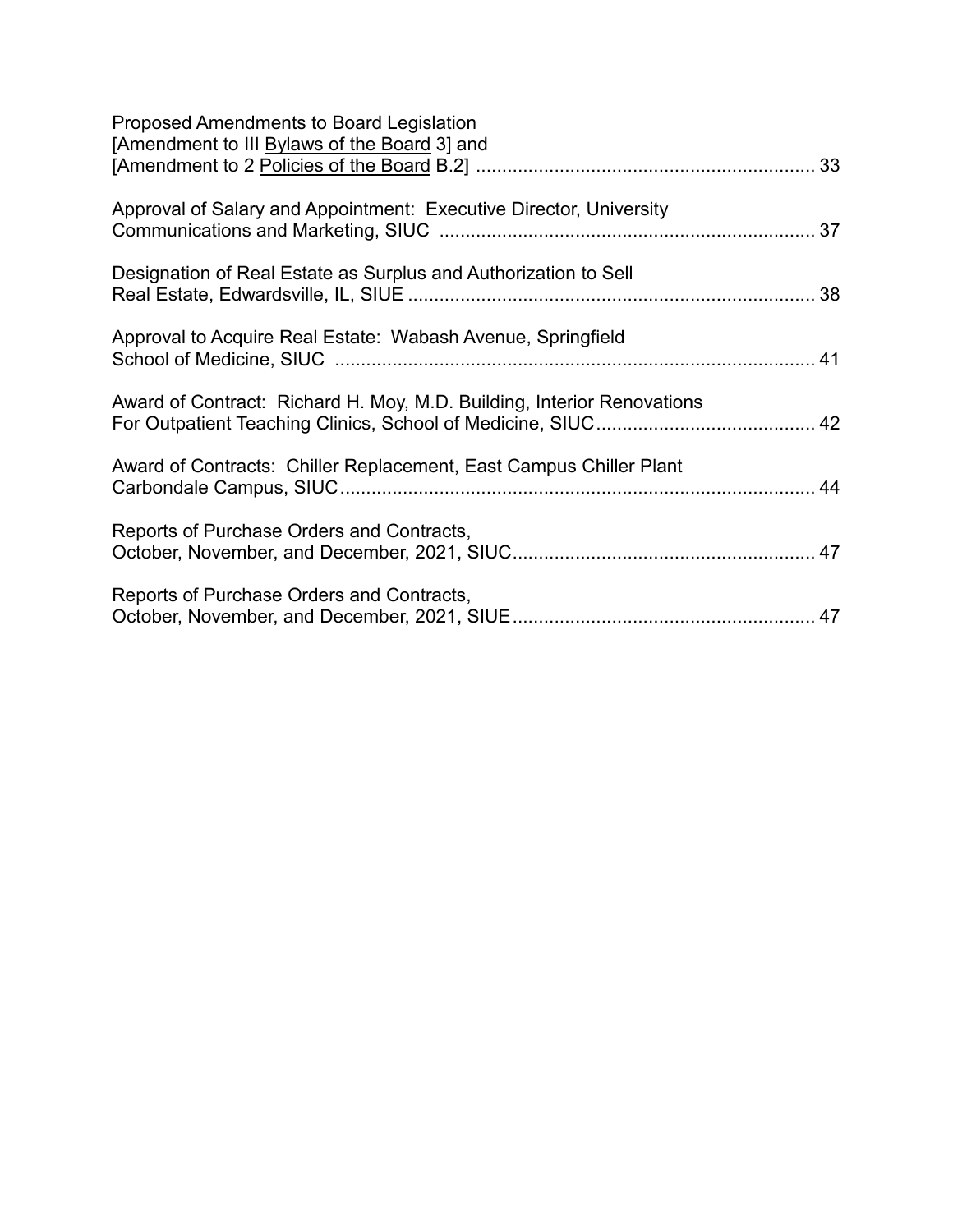Proposed Amendments to Board Legislation
[Amendment to III Bylaws of the Board 3] and
[Amendment to 2 Policies of the Board B.2] ................................................................ 33

Approval of Salary and Appointment: Executive Director, University
Communications and Marketing, SIUC ....................................................................... 37

Designation of Real Estate as Surplus and Authorization to Sell
Real Estate, Edwardsville, IL, SIUE .............................................................................. 38

Approval to Acquire Real Estate: Wabash Avenue, Springfield
School of Medicine, SIUC ............................................................................................ 41

Award of Contract: Richard H. Moy, M.D. Building, Interior Renovations
For Outpatient Teaching Clinics, School of Medicine, SIUC.......................................... 42

Award of Contracts: Chiller Replacement, East Campus Chiller Plant
Carbondale Campus, SIUC........................................................................................... 44

Reports of Purchase Orders and Contracts,
October, November, and December, 2021, SIUC......................................................... 47

Reports of Purchase Orders and Contracts,
October, November, and December, 2021, SIUE......................................................... 47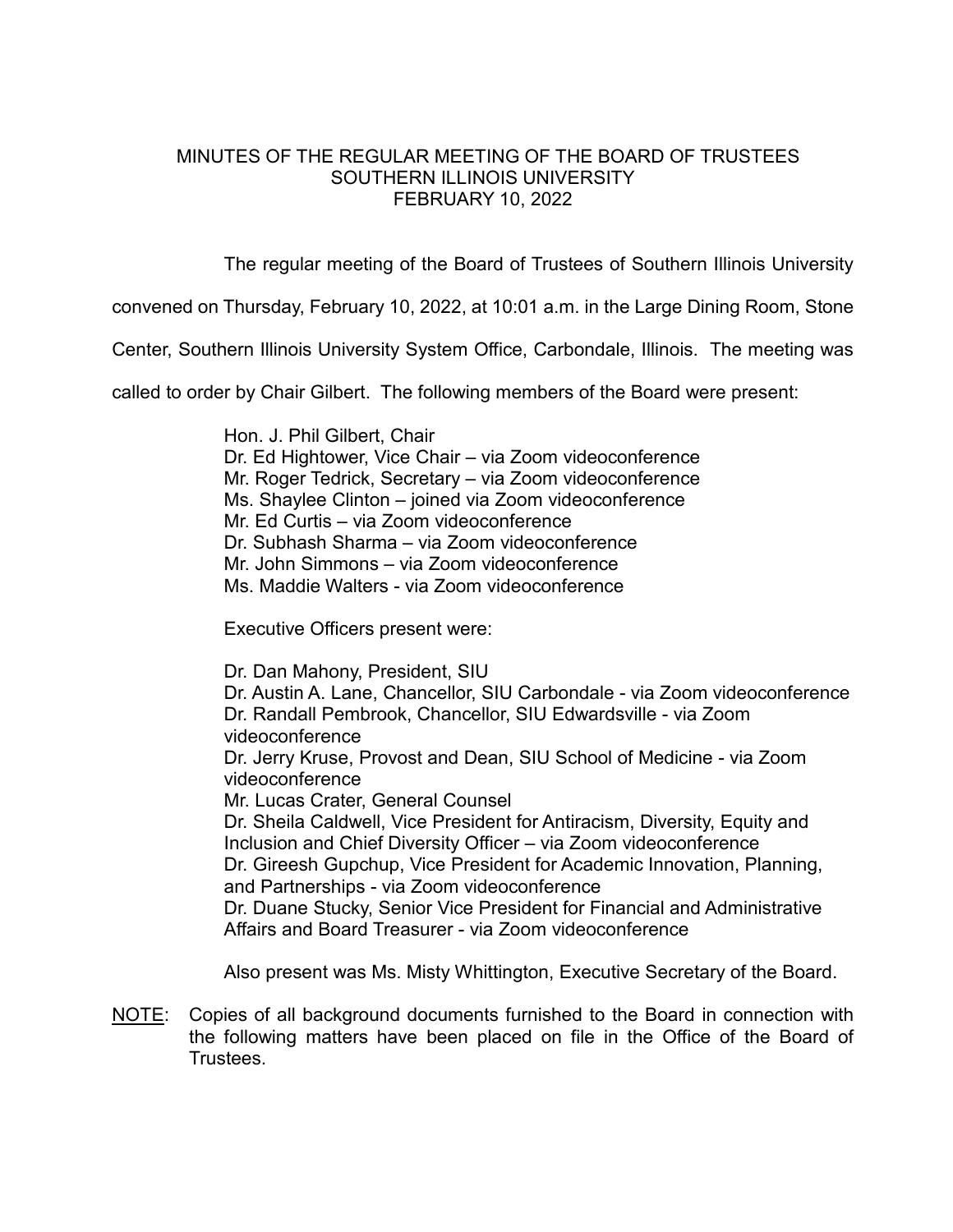# MINUTES OF THE REGULAR MEETING OF THE BOARD OF TRUSTEES SOUTHERN ILLINOIS UNIVERSITY FEBRUARY 10, 2022

The regular meeting of the Board of Trustees of Southern Illinois University convened on Thursday, February 10, 2022, at 10:01 a.m. in the Large Dining Room, Stone Center, Southern Illinois University System Office, Carbondale, Illinois. The meeting was called to order by Chair Gilbert. The following members of the Board were present:

Hon. J. Phil Gilbert, Chair
Dr. Ed Hightower, Vice Chair – via Zoom videoconference
Mr. Roger Tedrick, Secretary – via Zoom videoconference
Ms. Shaylee Clinton – joined via Zoom videoconference
Mr. Ed Curtis – via Zoom videoconference
Dr. Subhash Sharma – via Zoom videoconference
Mr. John Simmons – via Zoom videoconference
Ms. Maddie Walters - via Zoom videoconference

Executive Officers present were:

Dr. Dan Mahony, President, SIU
Dr. Austin A. Lane, Chancellor, SIU Carbondale - via Zoom videoconference
Dr. Randall Pembrook, Chancellor, SIU Edwardsville - via Zoom videoconference
Dr. Jerry Kruse, Provost and Dean, SIU School of Medicine - via Zoom videoconference
Mr. Lucas Crater, General Counsel
Dr. Sheila Caldwell, Vice President for Antiracism, Diversity, Equity and Inclusion and Chief Diversity Officer – via Zoom videoconference
Dr. Gireesh Gupchup, Vice President for Academic Innovation, Planning, and Partnerships - via Zoom videoconference
Dr. Duane Stucky, Senior Vice President for Financial and Administrative Affairs and Board Treasurer - via Zoom videoconference

Also present was Ms. Misty Whittington, Executive Secretary of the Board.

NOTE: Copies of all background documents furnished to the Board in connection with the following matters have been placed on file in the Office of the Board of Trustees.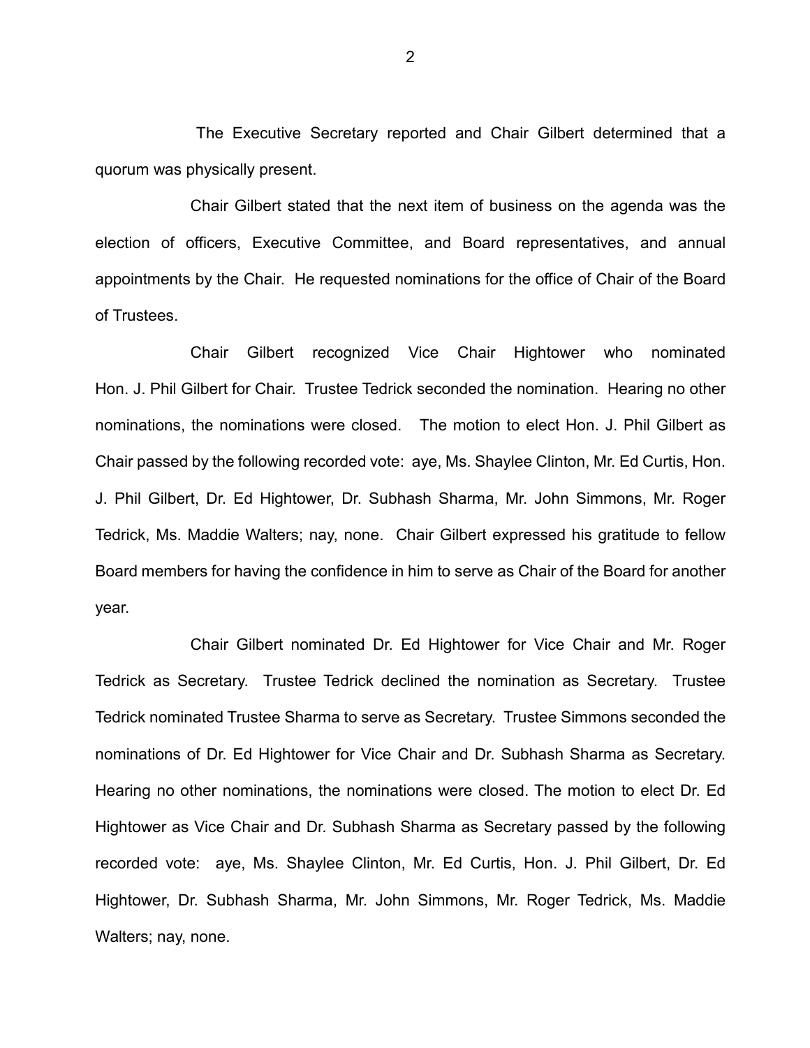The Executive Secretary reported and Chair Gilbert determined that a quorum was physically present.

Chair Gilbert stated that the next item of business on the agenda was the election of officers, Executive Committee, and Board representatives, and annual appointments by the Chair. He requested nominations for the office of Chair of the Board of Trustees.

Chair Gilbert recognized Vice Chair Hightower who nominated Hon. J. Phil Gilbert for Chair. Trustee Tedrick seconded the nomination. Hearing no other nominations, the nominations were closed. The motion to elect Hon. J. Phil Gilbert as Chair passed by the following recorded vote: aye, Ms. Shaylee Clinton, Mr. Ed Curtis, Hon. J. Phil Gilbert, Dr. Ed Hightower, Dr. Subhash Sharma, Mr. John Simmons, Mr. Roger Tedrick, Ms. Maddie Walters; nay, none. Chair Gilbert expressed his gratitude to fellow Board members for having the confidence in him to serve as Chair of the Board for another year.

Chair Gilbert nominated Dr. Ed Hightower for Vice Chair and Mr. Roger Tedrick as Secretary. Trustee Tedrick declined the nomination as Secretary. Trustee Tedrick nominated Trustee Sharma to serve as Secretary. Trustee Simmons seconded the nominations of Dr. Ed Hightower for Vice Chair and Dr. Subhash Sharma as Secretary. Hearing no other nominations, the nominations were closed. The motion to elect Dr. Ed Hightower as Vice Chair and Dr. Subhash Sharma as Secretary passed by the following recorded vote: aye, Ms. Shaylee Clinton, Mr. Ed Curtis, Hon. J. Phil Gilbert, Dr. Ed Hightower, Dr. Subhash Sharma, Mr. John Simmons, Mr. Roger Tedrick, Ms. Maddie Walters; nay, none.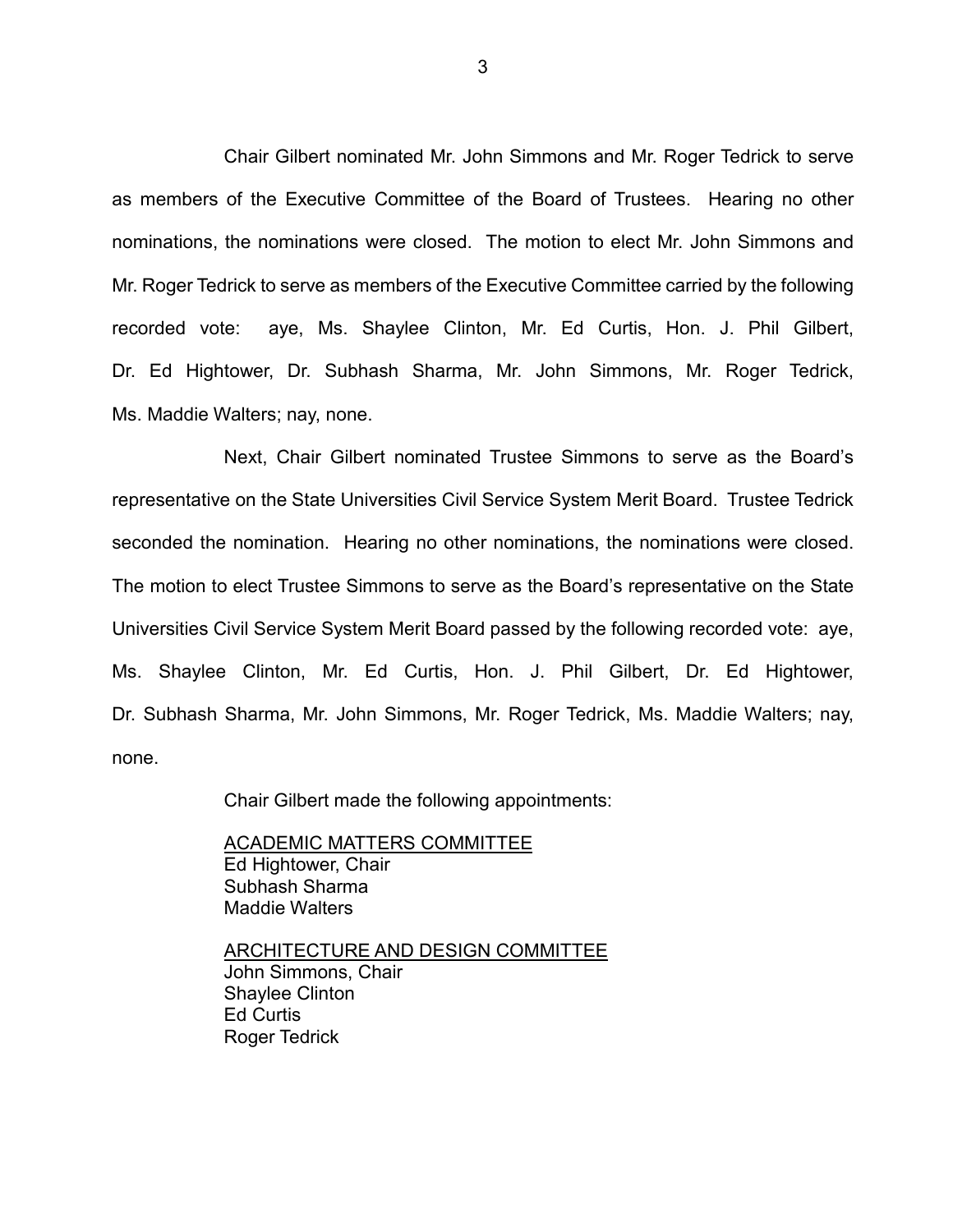Chair Gilbert nominated Mr. John Simmons and Mr. Roger Tedrick to serve as members of the Executive Committee of the Board of Trustees. Hearing no other nominations, the nominations were closed. The motion to elect Mr. John Simmons and Mr. Roger Tedrick to serve as members of the Executive Committee carried by the following recorded vote: aye, Ms. Shaylee Clinton, Mr. Ed Curtis, Hon. J. Phil Gilbert, Dr. Ed Hightower, Dr. Subhash Sharma, Mr. John Simmons, Mr. Roger Tedrick, Ms. Maddie Walters; nay, none.

Next, Chair Gilbert nominated Trustee Simmons to serve as the Board's representative on the State Universities Civil Service System Merit Board. Trustee Tedrick seconded the nomination. Hearing no other nominations, the nominations were closed. The motion to elect Trustee Simmons to serve as the Board's representative on the State Universities Civil Service System Merit Board passed by the following recorded vote: aye, Ms. Shaylee Clinton, Mr. Ed Curtis, Hon. J. Phil Gilbert, Dr. Ed Hightower, Dr. Subhash Sharma, Mr. John Simmons, Mr. Roger Tedrick, Ms. Maddie Walters; nay, none.

Chair Gilbert made the following appointments:

<u>ACADEMIC MATTERS COMMITTEE</u>
Ed Hightower, Chair
Subhash Sharma
Maddie Walters

<u>ARCHITECTURE AND DESIGN COMMITTEE</u>
John Simmons, Chair
Shaylee Clinton
Ed Curtis
Roger Tedrick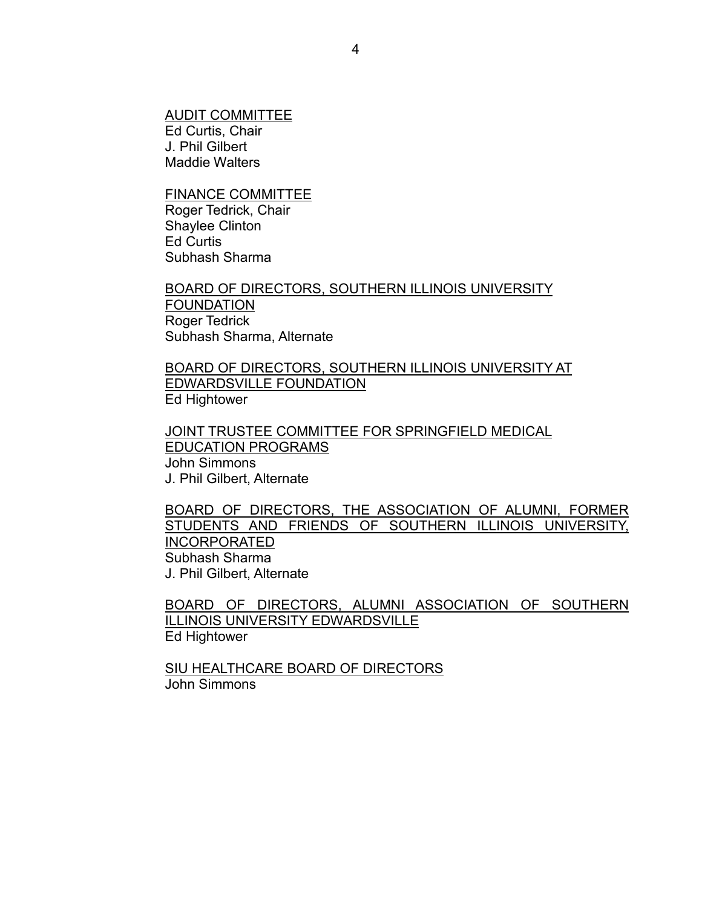AUDIT COMMITTEE
Ed Curtis, Chair
J. Phil Gilbert
Maddie Walters

FINANCE COMMITTEE
Roger Tedrick, Chair
Shaylee Clinton
Ed Curtis
Subhash Sharma

BOARD OF DIRECTORS, SOUTHERN ILLINOIS UNIVERSITY FOUNDATION
Roger Tedrick
Subhash Sharma, Alternate

BOARD OF DIRECTORS, SOUTHERN ILLINOIS UNIVERSITY AT EDWARDSVILLE FOUNDATION
Ed Hightower

JOINT TRUSTEE COMMITTEE FOR SPRINGFIELD MEDICAL EDUCATION PROGRAMS
John Simmons
J. Phil Gilbert, Alternate

BOARD OF DIRECTORS, THE ASSOCIATION OF ALUMNI, FORMER STUDENTS AND FRIENDS OF SOUTHERN ILLINOIS UNIVERSITY, INCORPORATED
Subhash Sharma
J. Phil Gilbert, Alternate

BOARD OF DIRECTORS, ALUMNI ASSOCIATION OF SOUTHERN ILLINOIS UNIVERSITY EDWARDSVILLE
Ed Hightower

SIU HEALTHCARE BOARD OF DIRECTORS
John Simmons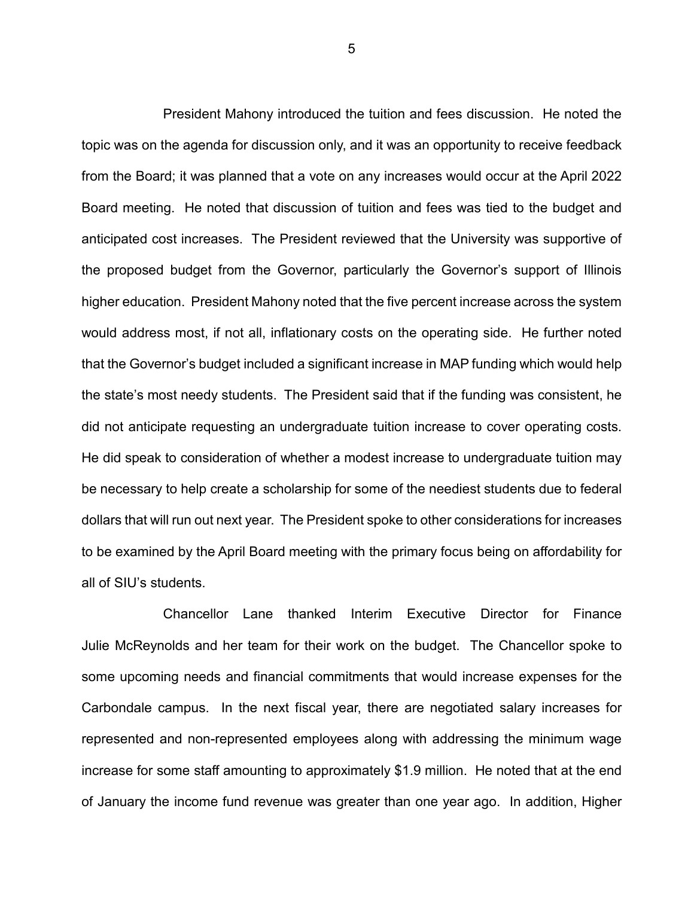President Mahony introduced the tuition and fees discussion. He noted the topic was on the agenda for discussion only, and it was an opportunity to receive feedback from the Board; it was planned that a vote on any increases would occur at the April 2022 Board meeting. He noted that discussion of tuition and fees was tied to the budget and anticipated cost increases. The President reviewed that the University was supportive of the proposed budget from the Governor, particularly the Governor's support of Illinois higher education. President Mahony noted that the five percent increase across the system would address most, if not all, inflationary costs on the operating side. He further noted that the Governor's budget included a significant increase in MAP funding which would help the state's most needy students. The President said that if the funding was consistent, he did not anticipate requesting an undergraduate tuition increase to cover operating costs. He did speak to consideration of whether a modest increase to undergraduate tuition may be necessary to help create a scholarship for some of the neediest students due to federal dollars that will run out next year. The President spoke to other considerations for increases to be examined by the April Board meeting with the primary focus being on affordability for all of SIU's students.

Chancellor Lane thanked Interim Executive Director for Finance Julie McReynolds and her team for their work on the budget. The Chancellor spoke to some upcoming needs and financial commitments that would increase expenses for the Carbondale campus. In the next fiscal year, there are negotiated salary increases for represented and non-represented employees along with addressing the minimum wage increase for some staff amounting to approximately $1.9 million. He noted that at the end of January the income fund revenue was greater than one year ago. In addition, Higher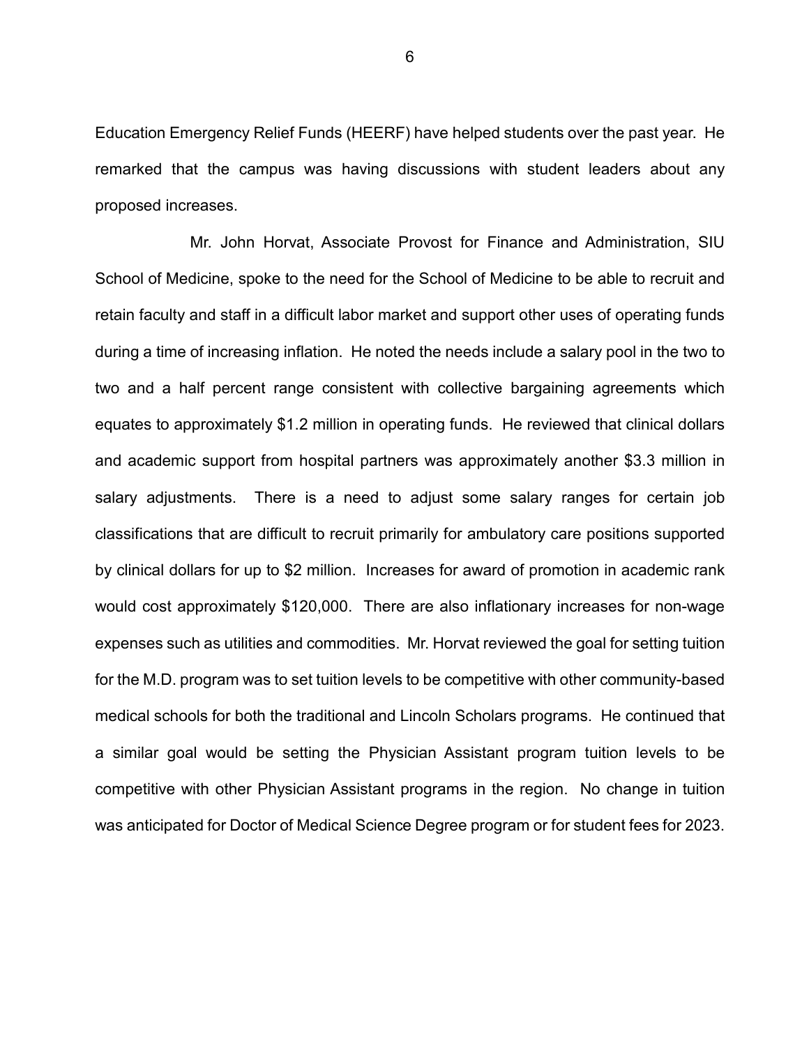Education Emergency Relief Funds (HEERF) have helped students over the past year. He remarked that the campus was having discussions with student leaders about any proposed increases.

Mr. John Horvat, Associate Provost for Finance and Administration, SIU School of Medicine, spoke to the need for the School of Medicine to be able to recruit and retain faculty and staff in a difficult labor market and support other uses of operating funds during a time of increasing inflation. He noted the needs include a salary pool in the two to two and a half percent range consistent with collective bargaining agreements which equates to approximately $1.2 million in operating funds. He reviewed that clinical dollars and academic support from hospital partners was approximately another $3.3 million in salary adjustments. There is a need to adjust some salary ranges for certain job classifications that are difficult to recruit primarily for ambulatory care positions supported by clinical dollars for up to $2 million. Increases for award of promotion in academic rank would cost approximately $120,000. There are also inflationary increases for non-wage expenses such as utilities and commodities. Mr. Horvat reviewed the goal for setting tuition for the M.D. program was to set tuition levels to be competitive with other community-based medical schools for both the traditional and Lincoln Scholars programs. He continued that a similar goal would be setting the Physician Assistant program tuition levels to be competitive with other Physician Assistant programs in the region. No change in tuition was anticipated for Doctor of Medical Science Degree program or for student fees for 2023.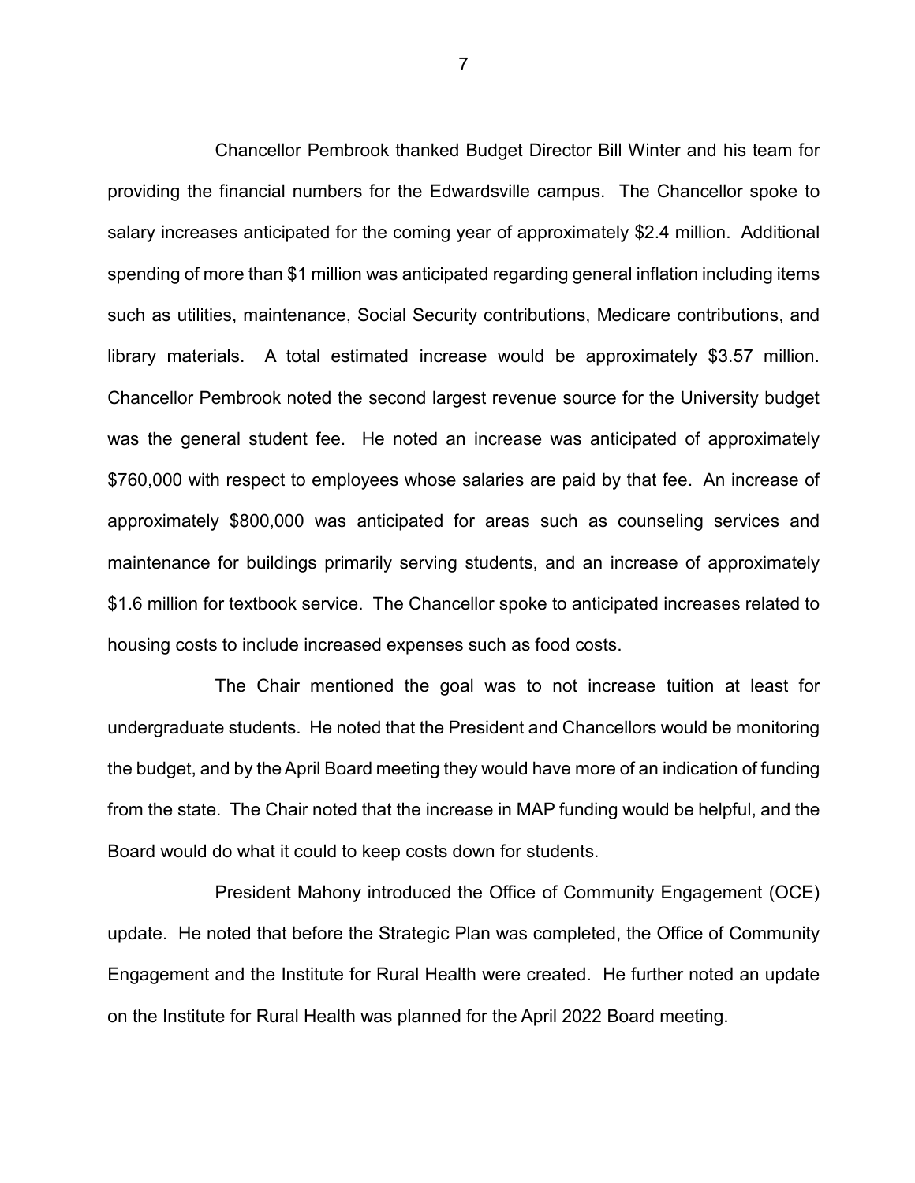Chancellor Pembrook thanked Budget Director Bill Winter and his team for providing the financial numbers for the Edwardsville campus. The Chancellor spoke to salary increases anticipated for the coming year of approximately $2.4 million. Additional spending of more than $1 million was anticipated regarding general inflation including items such as utilities, maintenance, Social Security contributions, Medicare contributions, and library materials. A total estimated increase would be approximately $3.57 million. Chancellor Pembrook noted the second largest revenue source for the University budget was the general student fee. He noted an increase was anticipated of approximately $760,000 with respect to employees whose salaries are paid by that fee. An increase of approximately $800,000 was anticipated for areas such as counseling services and maintenance for buildings primarily serving students, and an increase of approximately $1.6 million for textbook service. The Chancellor spoke to anticipated increases related to housing costs to include increased expenses such as food costs.

The Chair mentioned the goal was to not increase tuition at least for undergraduate students. He noted that the President and Chancellors would be monitoring the budget, and by the April Board meeting they would have more of an indication of funding from the state. The Chair noted that the increase in MAP funding would be helpful, and the Board would do what it could to keep costs down for students.

President Mahony introduced the Office of Community Engagement (OCE) update. He noted that before the Strategic Plan was completed, the Office of Community Engagement and the Institute for Rural Health were created. He further noted an update on the Institute for Rural Health was planned for the April 2022 Board meeting.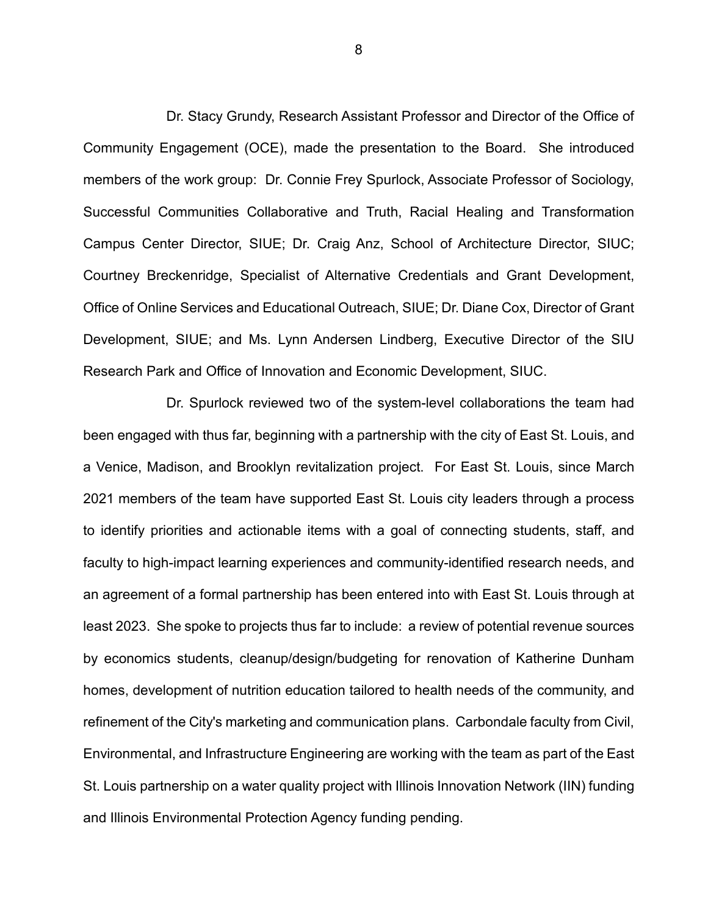Dr. Stacy Grundy, Research Assistant Professor and Director of the Office of Community Engagement (OCE), made the presentation to the Board. She introduced members of the work group: Dr. Connie Frey Spurlock, Associate Professor of Sociology, Successful Communities Collaborative and Truth, Racial Healing and Transformation Campus Center Director, SIUE; Dr. Craig Anz, School of Architecture Director, SIUC; Courtney Breckenridge, Specialist of Alternative Credentials and Grant Development, Office of Online Services and Educational Outreach, SIUE; Dr. Diane Cox, Director of Grant Development, SIUE; and Ms. Lynn Andersen Lindberg, Executive Director of the SIU Research Park and Office of Innovation and Economic Development, SIUC.

Dr. Spurlock reviewed two of the system-level collaborations the team had been engaged with thus far, beginning with a partnership with the city of East St. Louis, and a Venice, Madison, and Brooklyn revitalization project. For East St. Louis, since March 2021 members of the team have supported East St. Louis city leaders through a process to identify priorities and actionable items with a goal of connecting students, staff, and faculty to high-impact learning experiences and community-identified research needs, and an agreement of a formal partnership has been entered into with East St. Louis through at least 2023. She spoke to projects thus far to include: a review of potential revenue sources by economics students, cleanup/design/budgeting for renovation of Katherine Dunham homes, development of nutrition education tailored to health needs of the community, and refinement of the City's marketing and communication plans. Carbondale faculty from Civil, Environmental, and Infrastructure Engineering are working with the team as part of the East St. Louis partnership on a water quality project with Illinois Innovation Network (IIN) funding and Illinois Environmental Protection Agency funding pending.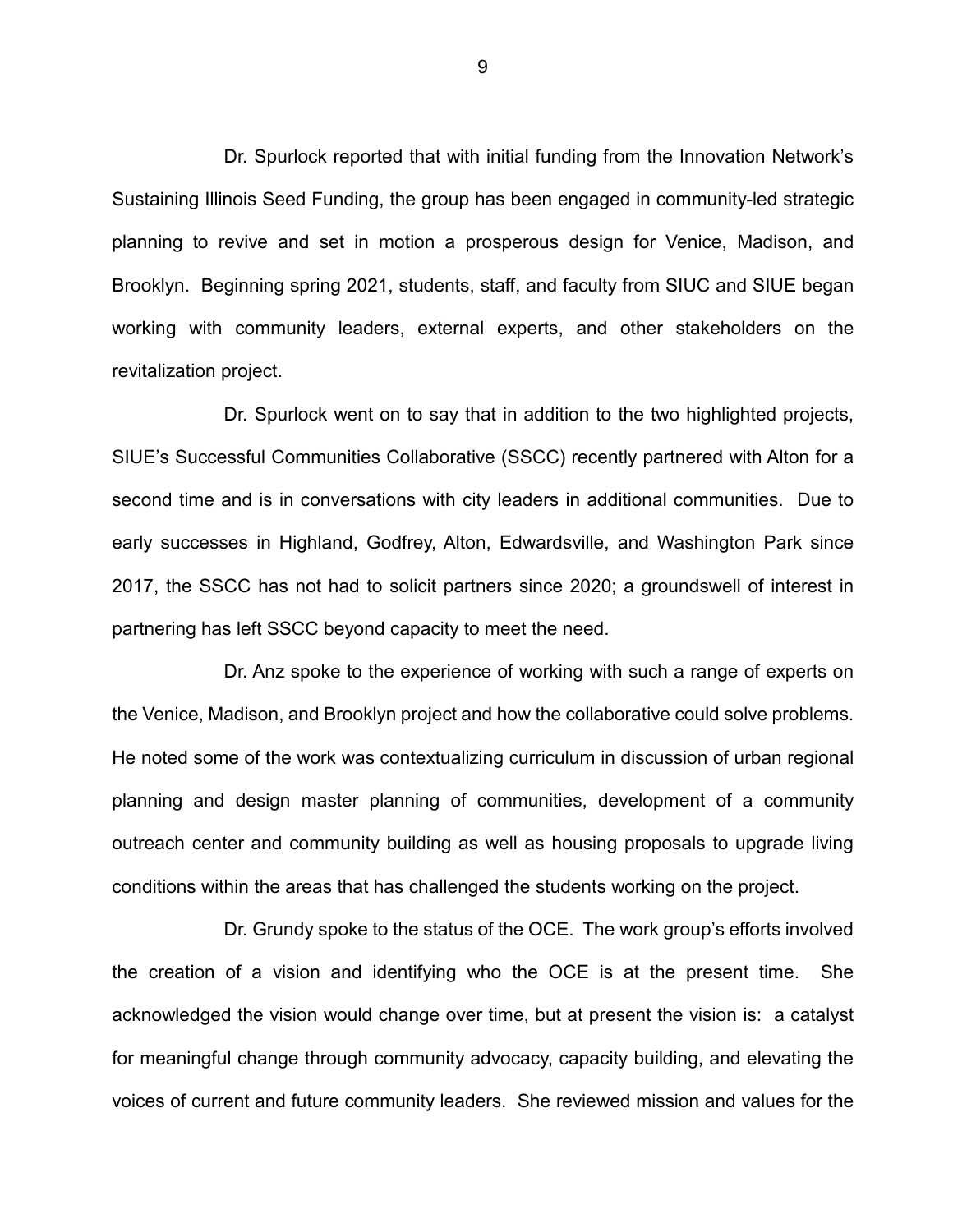Dr. Spurlock reported that with initial funding from the Innovation Network's Sustaining Illinois Seed Funding, the group has been engaged in community-led strategic planning to revive and set in motion a prosperous design for Venice, Madison, and Brooklyn. Beginning spring 2021, students, staff, and faculty from SIUC and SIUE began working with community leaders, external experts, and other stakeholders on the revitalization project.

Dr. Spurlock went on to say that in addition to the two highlighted projects, SIUE's Successful Communities Collaborative (SSCC) recently partnered with Alton for a second time and is in conversations with city leaders in additional communities. Due to early successes in Highland, Godfrey, Alton, Edwardsville, and Washington Park since 2017, the SSCC has not had to solicit partners since 2020; a groundswell of interest in partnering has left SSCC beyond capacity to meet the need.

Dr. Anz spoke to the experience of working with such a range of experts on the Venice, Madison, and Brooklyn project and how the collaborative could solve problems. He noted some of the work was contextualizing curriculum in discussion of urban regional planning and design master planning of communities, development of a community outreach center and community building as well as housing proposals to upgrade living conditions within the areas that has challenged the students working on the project.

Dr. Grundy spoke to the status of the OCE. The work group's efforts involved the creation of a vision and identifying who the OCE is at the present time. She acknowledged the vision would change over time, but at present the vision is: a catalyst for meaningful change through community advocacy, capacity building, and elevating the voices of current and future community leaders. She reviewed mission and values for the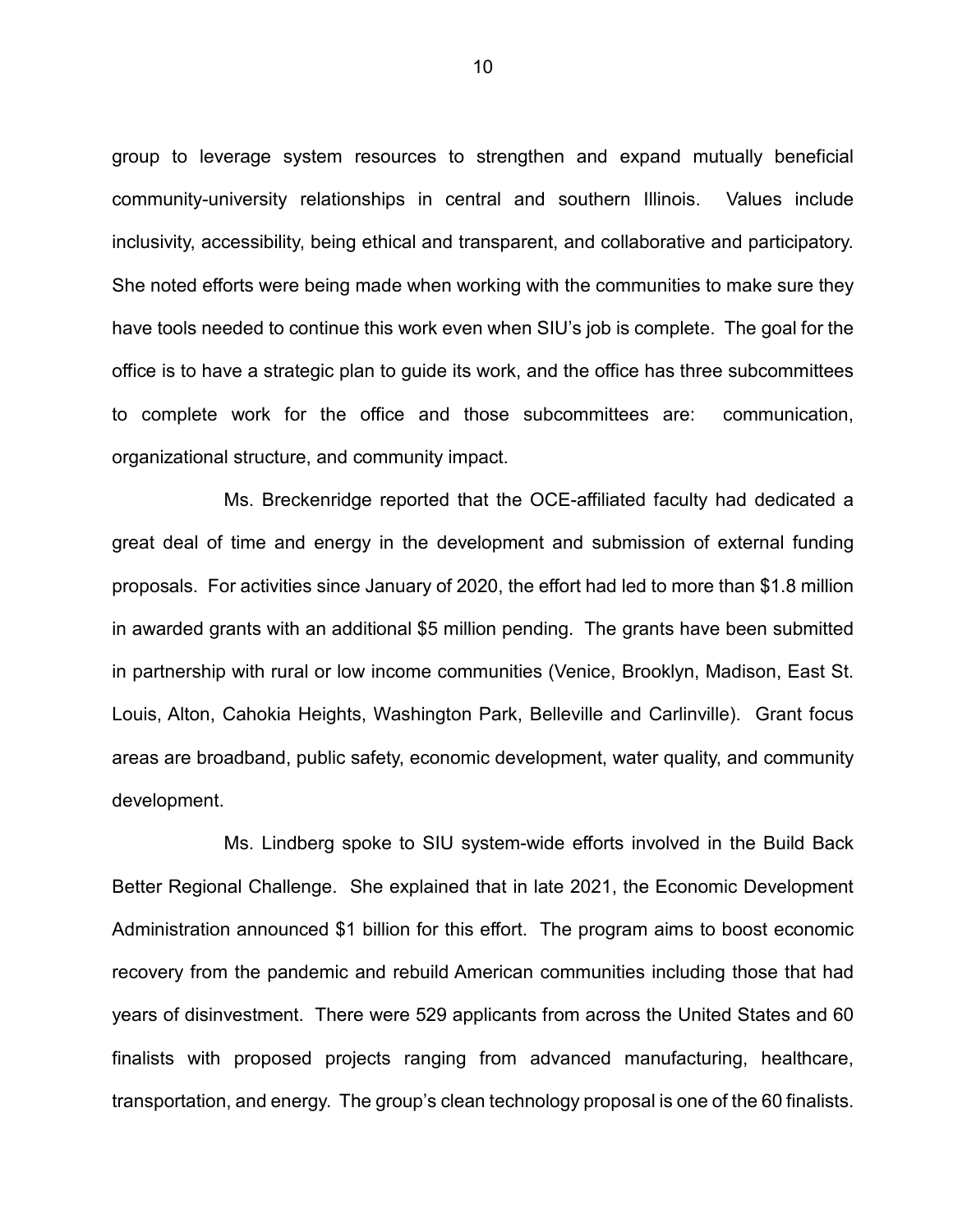group to leverage system resources to strengthen and expand mutually beneficial community-university relationships in central and southern Illinois. Values include inclusivity, accessibility, being ethical and transparent, and collaborative and participatory. She noted efforts were being made when working with the communities to make sure they have tools needed to continue this work even when SIU's job is complete. The goal for the office is to have a strategic plan to guide its work, and the office has three subcommittees to complete work for the office and those subcommittees are: communication, organizational structure, and community impact.

Ms. Breckenridge reported that the OCE-affiliated faculty had dedicated a great deal of time and energy in the development and submission of external funding proposals. For activities since January of 2020, the effort had led to more than $1.8 million in awarded grants with an additional $5 million pending. The grants have been submitted in partnership with rural or low income communities (Venice, Brooklyn, Madison, East St. Louis, Alton, Cahokia Heights, Washington Park, Belleville and Carlinville). Grant focus areas are broadband, public safety, economic development, water quality, and community development.

Ms. Lindberg spoke to SIU system-wide efforts involved in the Build Back Better Regional Challenge. She explained that in late 2021, the Economic Development Administration announced $1 billion for this effort. The program aims to boost economic recovery from the pandemic and rebuild American communities including those that had years of disinvestment. There were 529 applicants from across the United States and 60 finalists with proposed projects ranging from advanced manufacturing, healthcare, transportation, and energy. The group's clean technology proposal is one of the 60 finalists.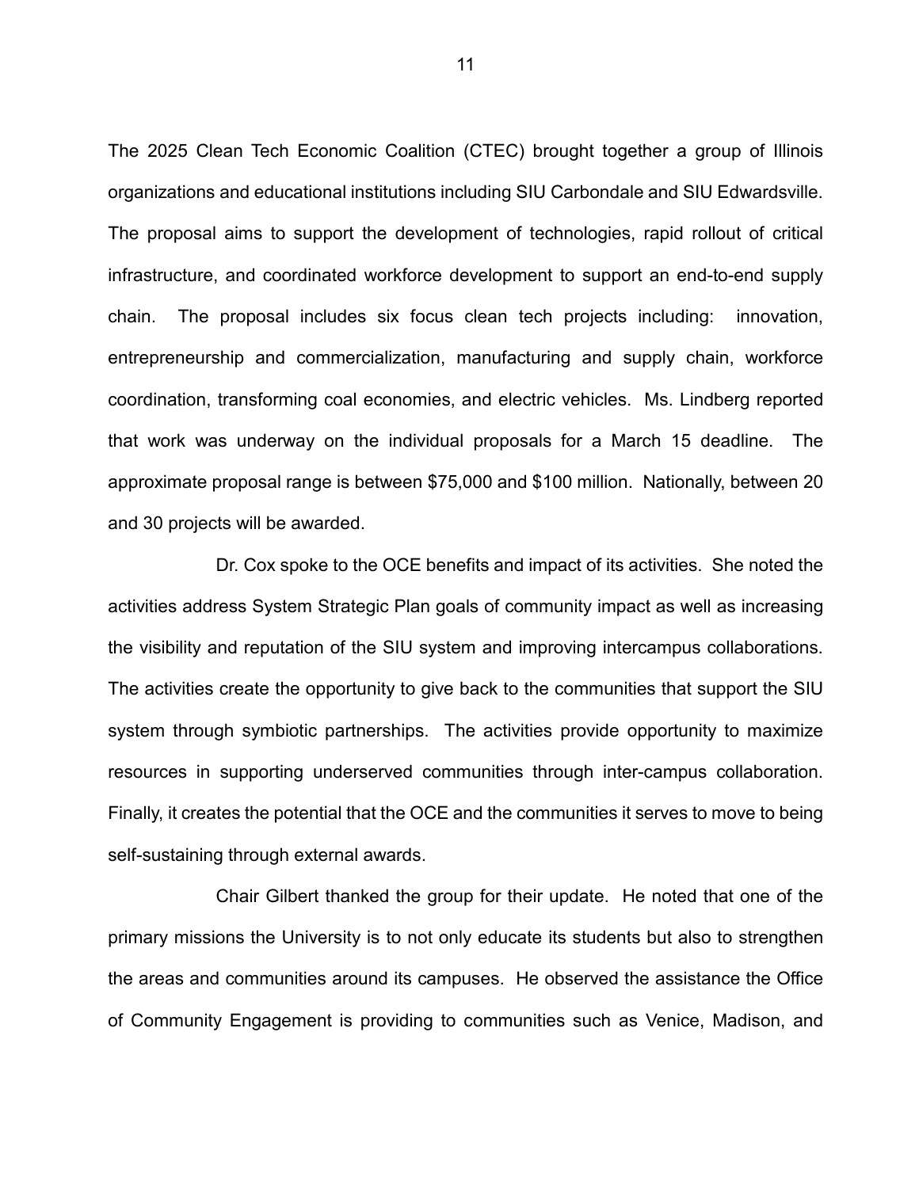The 2025 Clean Tech Economic Coalition (CTEC) brought together a group of Illinois organizations and educational institutions including SIU Carbondale and SIU Edwardsville. The proposal aims to support the development of technologies, rapid rollout of critical infrastructure, and coordinated workforce development to support an end-to-end supply chain. The proposal includes six focus clean tech projects including: innovation, entrepreneurship and commercialization, manufacturing and supply chain, workforce coordination, transforming coal economies, and electric vehicles. Ms. Lindberg reported that work was underway on the individual proposals for a March 15 deadline. The approximate proposal range is between $75,000 and $100 million. Nationally, between 20 and 30 projects will be awarded.

Dr. Cox spoke to the OCE benefits and impact of its activities. She noted the activities address System Strategic Plan goals of community impact as well as increasing the visibility and reputation of the SIU system and improving intercampus collaborations. The activities create the opportunity to give back to the communities that support the SIU system through symbiotic partnerships. The activities provide opportunity to maximize resources in supporting underserved communities through inter-campus collaboration. Finally, it creates the potential that the OCE and the communities it serves to move to being self-sustaining through external awards.

Chair Gilbert thanked the group for their update. He noted that one of the primary missions the University is to not only educate its students but also to strengthen the areas and communities around its campuses. He observed the assistance the Office of Community Engagement is providing to communities such as Venice, Madison, and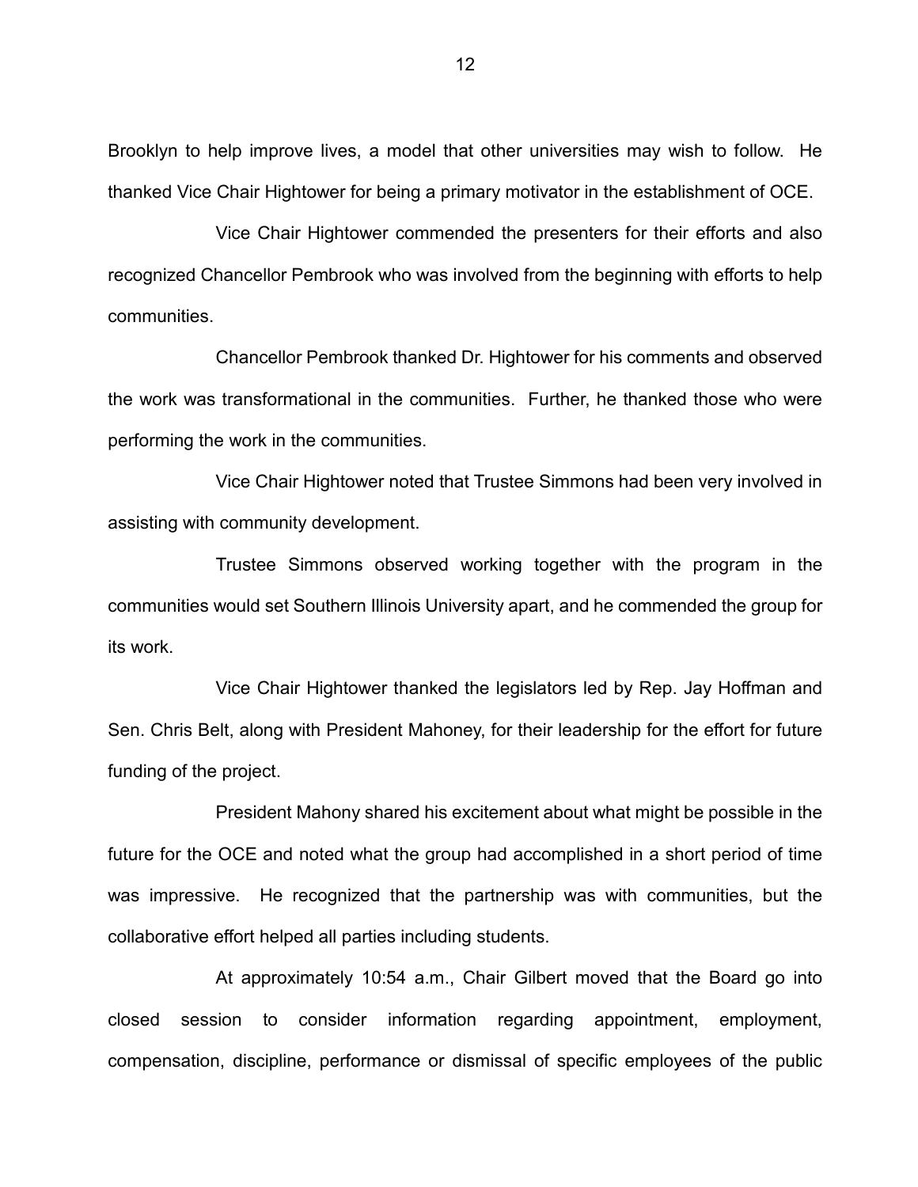Brooklyn to help improve lives, a model that other universities may wish to follow. He thanked Vice Chair Hightower for being a primary motivator in the establishment of OCE.

Vice Chair Hightower commended the presenters for their efforts and also recognized Chancellor Pembrook who was involved from the beginning with efforts to help communities.

Chancellor Pembrook thanked Dr. Hightower for his comments and observed the work was transformational in the communities. Further, he thanked those who were performing the work in the communities.

Vice Chair Hightower noted that Trustee Simmons had been very involved in assisting with community development.

Trustee Simmons observed working together with the program in the communities would set Southern Illinois University apart, and he commended the group for its work.

Vice Chair Hightower thanked the legislators led by Rep. Jay Hoffman and Sen. Chris Belt, along with President Mahoney, for their leadership for the effort for future funding of the project.

President Mahony shared his excitement about what might be possible in the future for the OCE and noted what the group had accomplished in a short period of time was impressive. He recognized that the partnership was with communities, but the collaborative effort helped all parties including students.

At approximately 10:54 a.m., Chair Gilbert moved that the Board go into closed session to consider information regarding appointment, employment, compensation, discipline, performance or dismissal of specific employees of the public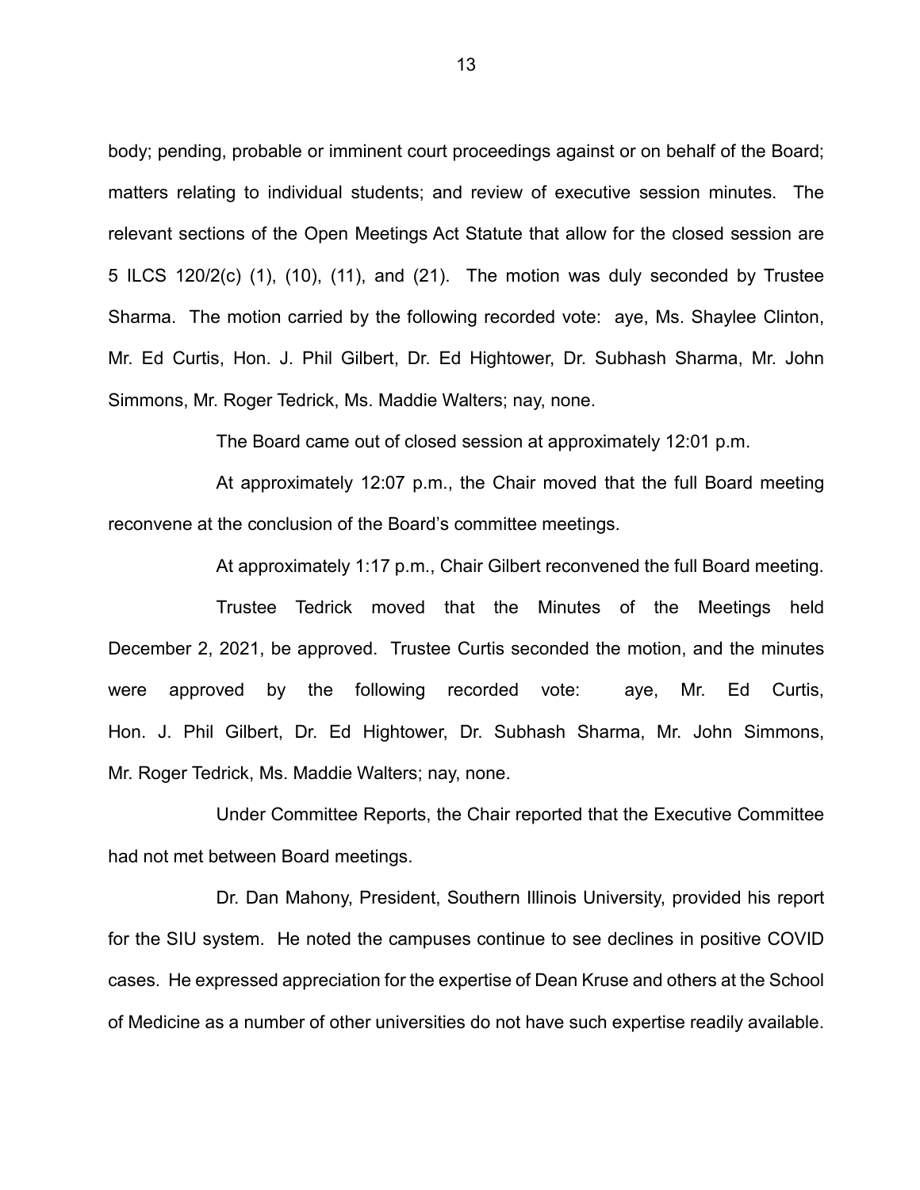body; pending, probable or imminent court proceedings against or on behalf of the Board; matters relating to individual students; and review of executive session minutes. The relevant sections of the Open Meetings Act Statute that allow for the closed session are 5 ILCS 120/2(c) (1), (10), (11), and (21). The motion was duly seconded by Trustee Sharma. The motion carried by the following recorded vote: aye, Ms. Shaylee Clinton, Mr. Ed Curtis, Hon. J. Phil Gilbert, Dr. Ed Hightower, Dr. Subhash Sharma, Mr. John Simmons, Mr. Roger Tedrick, Ms. Maddie Walters; nay, none.

The Board came out of closed session at approximately 12:01 p.m.

At approximately 12:07 p.m., the Chair moved that the full Board meeting reconvene at the conclusion of the Board's committee meetings.

At approximately 1:17 p.m., Chair Gilbert reconvened the full Board meeting.

Trustee Tedrick moved that the Minutes of the Meetings held December 2, 2021, be approved. Trustee Curtis seconded the motion, and the minutes were approved by the following recorded vote: aye, Mr. Ed Curtis, Hon. J. Phil Gilbert, Dr. Ed Hightower, Dr. Subhash Sharma, Mr. John Simmons, Mr. Roger Tedrick, Ms. Maddie Walters; nay, none.

Under Committee Reports, the Chair reported that the Executive Committee had not met between Board meetings.

Dr. Dan Mahony, President, Southern Illinois University, provided his report for the SIU system. He noted the campuses continue to see declines in positive COVID cases. He expressed appreciation for the expertise of Dean Kruse and others at the School of Medicine as a number of other universities do not have such expertise readily available.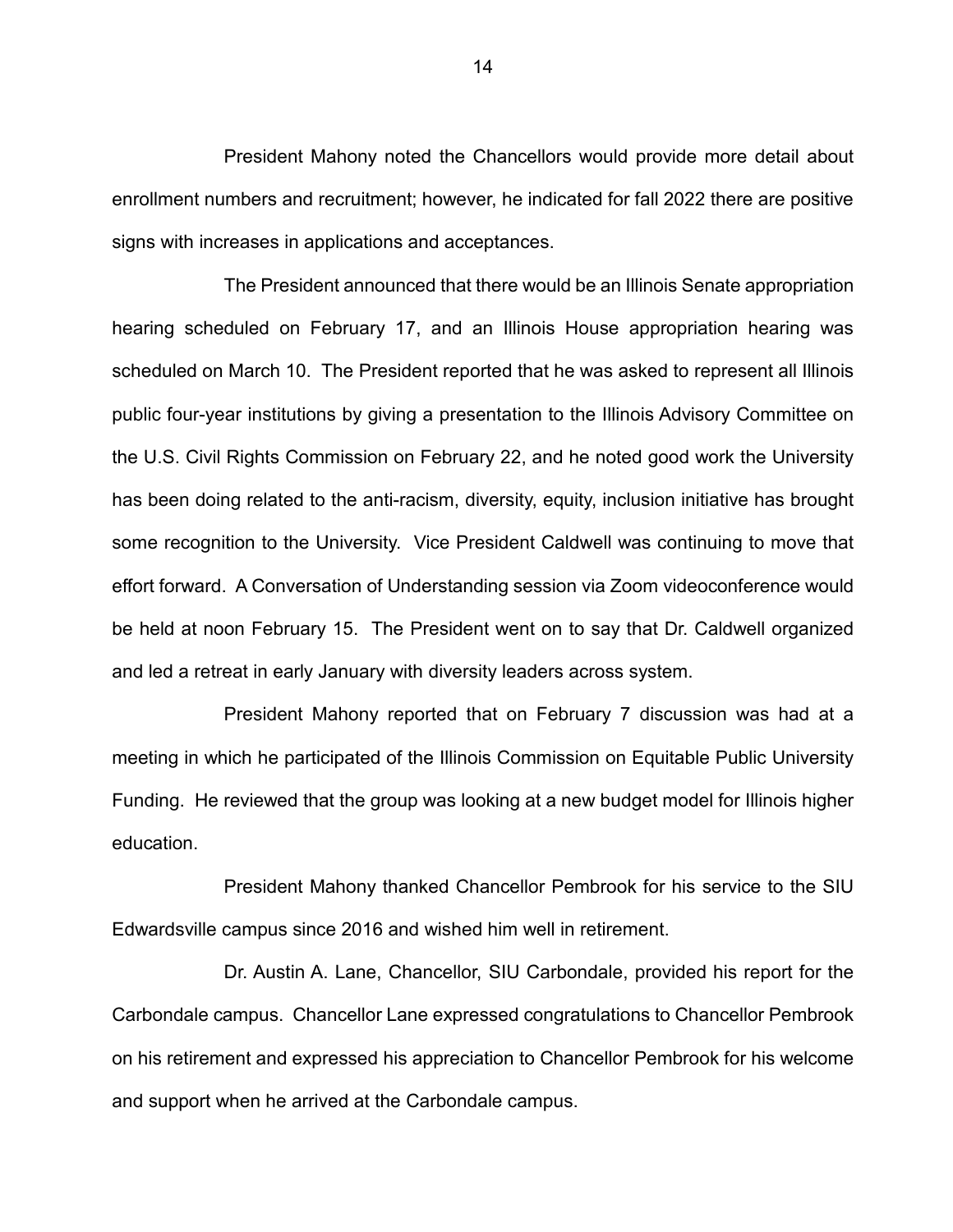President Mahony noted the Chancellors would provide more detail about enrollment numbers and recruitment; however, he indicated for fall 2022 there are positive signs with increases in applications and acceptances.

The President announced that there would be an Illinois Senate appropriation hearing scheduled on February 17, and an Illinois House appropriation hearing was scheduled on March 10. The President reported that he was asked to represent all Illinois public four-year institutions by giving a presentation to the Illinois Advisory Committee on the U.S. Civil Rights Commission on February 22, and he noted good work the University has been doing related to the anti-racism, diversity, equity, inclusion initiative has brought some recognition to the University. Vice President Caldwell was continuing to move that effort forward. A Conversation of Understanding session via Zoom videoconference would be held at noon February 15. The President went on to say that Dr. Caldwell organized and led a retreat in early January with diversity leaders across system.

President Mahony reported that on February 7 discussion was had at a meeting in which he participated of the Illinois Commission on Equitable Public University Funding. He reviewed that the group was looking at a new budget model for Illinois higher education.

President Mahony thanked Chancellor Pembrook for his service to the SIU Edwardsville campus since 2016 and wished him well in retirement.

Dr. Austin A. Lane, Chancellor, SIU Carbondale, provided his report for the Carbondale campus. Chancellor Lane expressed congratulations to Chancellor Pembrook on his retirement and expressed his appreciation to Chancellor Pembrook for his welcome and support when he arrived at the Carbondale campus.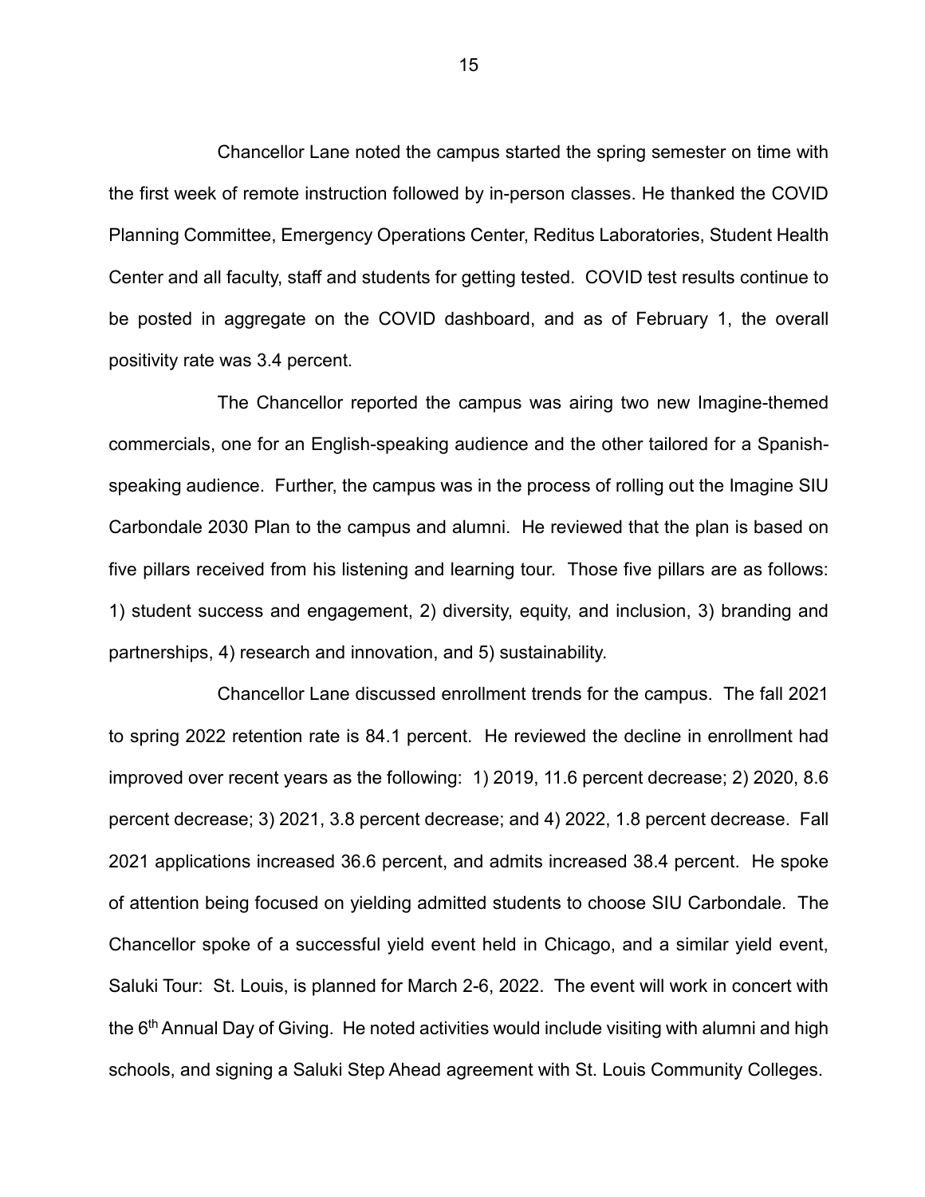Chancellor Lane noted the campus started the spring semester on time with the first week of remote instruction followed by in-person classes. He thanked the COVID Planning Committee, Emergency Operations Center, Reditus Laboratories, Student Health Center and all faculty, staff and students for getting tested. COVID test results continue to be posted in aggregate on the COVID dashboard, and as of February 1, the overall positivity rate was 3.4 percent.

The Chancellor reported the campus was airing two new Imagine-themed commercials, one for an English-speaking audience and the other tailored for a Spanish-speaking audience. Further, the campus was in the process of rolling out the Imagine SIU Carbondale 2030 Plan to the campus and alumni. He reviewed that the plan is based on five pillars received from his listening and learning tour. Those five pillars are as follows: 1) student success and engagement, 2) diversity, equity, and inclusion, 3) branding and partnerships, 4) research and innovation, and 5) sustainability.

Chancellor Lane discussed enrollment trends for the campus. The fall 2021 to spring 2022 retention rate is 84.1 percent. He reviewed the decline in enrollment had improved over recent years as the following: 1) 2019, 11.6 percent decrease; 2) 2020, 8.6 percent decrease; 3) 2021, 3.8 percent decrease; and 4) 2022, 1.8 percent decrease. Fall 2021 applications increased 36.6 percent, and admits increased 38.4 percent. He spoke of attention being focused on yielding admitted students to choose SIU Carbondale. The Chancellor spoke of a successful yield event held in Chicago, and a similar yield event, Saluki Tour: St. Louis, is planned for March 2-6, 2022. The event will work in concert with the 6th Annual Day of Giving. He noted activities would include visiting with alumni and high schools, and signing a Saluki Step Ahead agreement with St. Louis Community Colleges.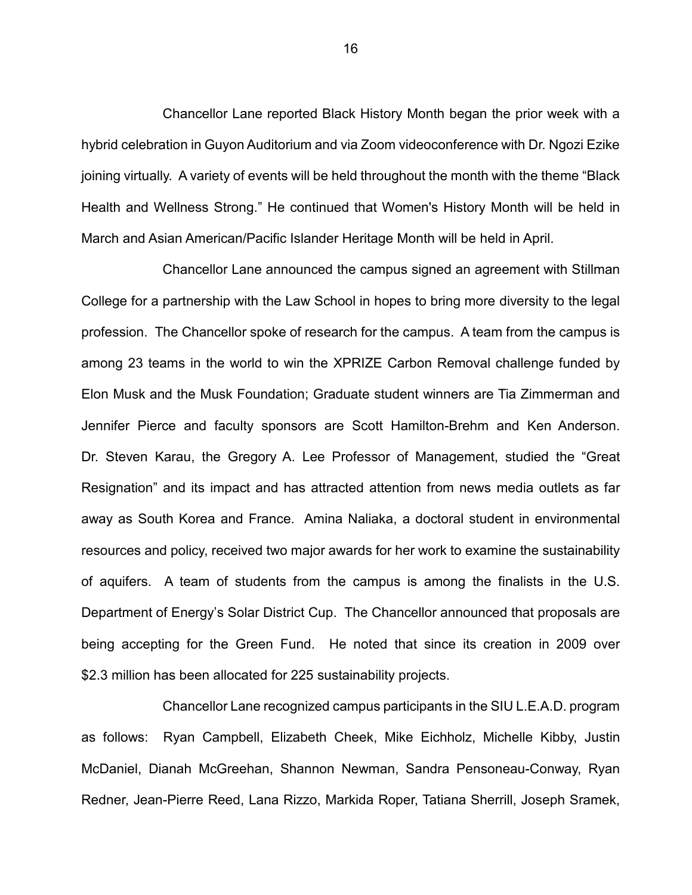Chancellor Lane reported Black History Month began the prior week with a hybrid celebration in Guyon Auditorium and via Zoom videoconference with Dr. Ngozi Ezike joining virtually. A variety of events will be held throughout the month with the theme "Black Health and Wellness Strong." He continued that Women's History Month will be held in March and Asian American/Pacific Islander Heritage Month will be held in April.

Chancellor Lane announced the campus signed an agreement with Stillman College for a partnership with the Law School in hopes to bring more diversity to the legal profession. The Chancellor spoke of research for the campus. A team from the campus is among 23 teams in the world to win the XPRIZE Carbon Removal challenge funded by Elon Musk and the Musk Foundation; Graduate student winners are Tia Zimmerman and Jennifer Pierce and faculty sponsors are Scott Hamilton-Brehm and Ken Anderson. Dr. Steven Karau, the Gregory A. Lee Professor of Management, studied the "Great Resignation" and its impact and has attracted attention from news media outlets as far away as South Korea and France. Amina Naliaka, a doctoral student in environmental resources and policy, received two major awards for her work to examine the sustainability of aquifers. A team of students from the campus is among the finalists in the U.S. Department of Energy's Solar District Cup. The Chancellor announced that proposals are being accepting for the Green Fund. He noted that since its creation in 2009 over $2.3 million has been allocated for 225 sustainability projects.

Chancellor Lane recognized campus participants in the SIU L.E.A.D. program as follows: Ryan Campbell, Elizabeth Cheek, Mike Eichholz, Michelle Kibby, Justin McDaniel, Dianah McGreehan, Shannon Newman, Sandra Pensoneau-Conway, Ryan Redner, Jean-Pierre Reed, Lana Rizzo, Markida Roper, Tatiana Sherrill, Joseph Sramek,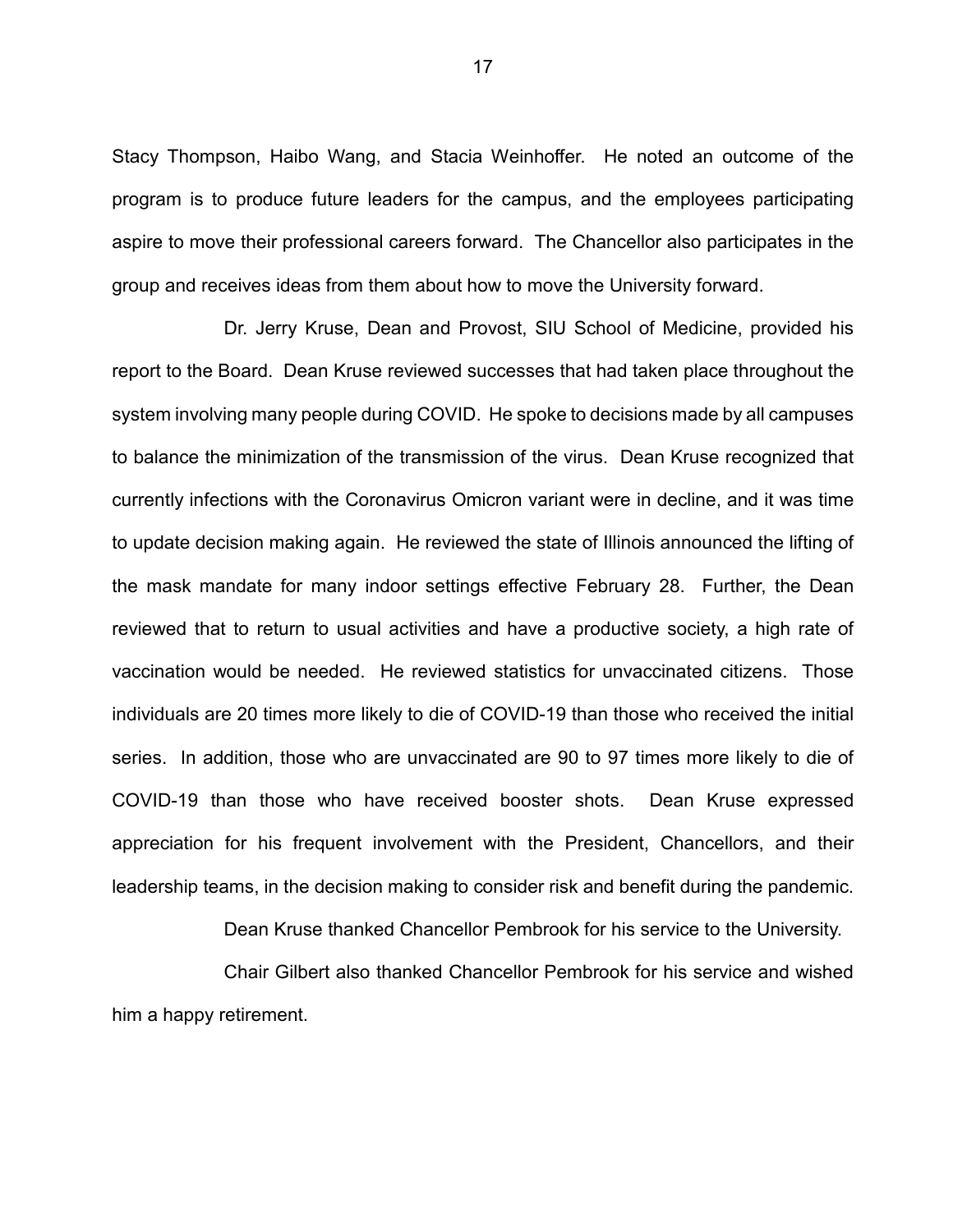Stacy Thompson, Haibo Wang, and Stacia Weinhoffer. He noted an outcome of the program is to produce future leaders for the campus, and the employees participating aspire to move their professional careers forward. The Chancellor also participates in the group and receives ideas from them about how to move the University forward.

Dr. Jerry Kruse, Dean and Provost, SIU School of Medicine, provided his report to the Board. Dean Kruse reviewed successes that had taken place throughout the system involving many people during COVID. He spoke to decisions made by all campuses to balance the minimization of the transmission of the virus. Dean Kruse recognized that currently infections with the Coronavirus Omicron variant were in decline, and it was time to update decision making again. He reviewed the state of Illinois announced the lifting of the mask mandate for many indoor settings effective February 28. Further, the Dean reviewed that to return to usual activities and have a productive society, a high rate of vaccination would be needed. He reviewed statistics for unvaccinated citizens. Those individuals are 20 times more likely to die of COVID-19 than those who received the initial series. In addition, those who are unvaccinated are 90 to 97 times more likely to die of COVID-19 than those who have received booster shots. Dean Kruse expressed appreciation for his frequent involvement with the President, Chancellors, and their leadership teams, in the decision making to consider risk and benefit during the pandemic.

Dean Kruse thanked Chancellor Pembrook for his service to the University.

Chair Gilbert also thanked Chancellor Pembrook for his service and wished him a happy retirement.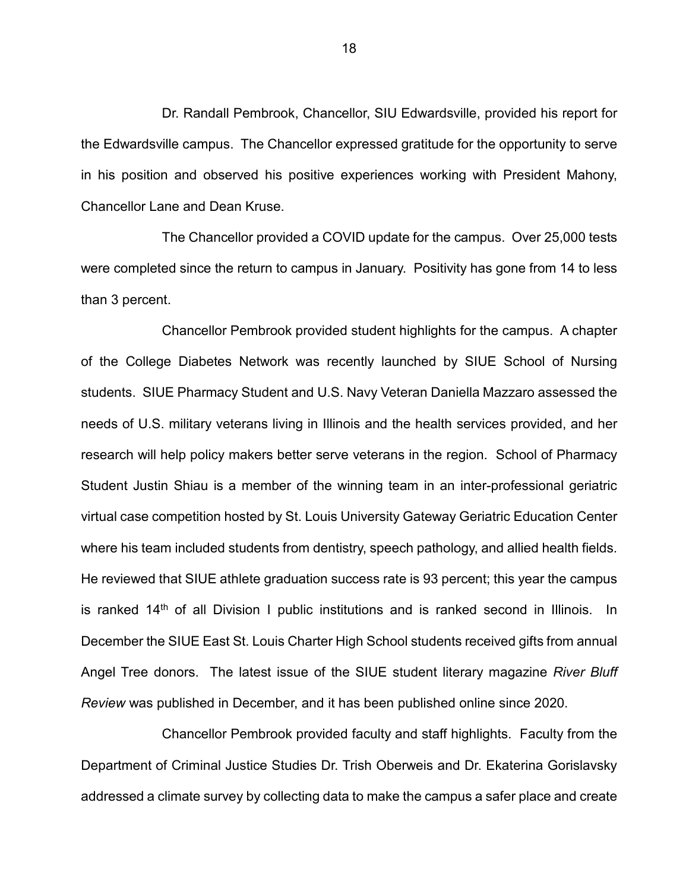Dr. Randall Pembrook, Chancellor, SIU Edwardsville, provided his report for the Edwardsville campus. The Chancellor expressed gratitude for the opportunity to serve in his position and observed his positive experiences working with President Mahony, Chancellor Lane and Dean Kruse.

The Chancellor provided a COVID update for the campus. Over 25,000 tests were completed since the return to campus in January. Positivity has gone from 14 to less than 3 percent.

Chancellor Pembrook provided student highlights for the campus. A chapter of the College Diabetes Network was recently launched by SIUE School of Nursing students. SIUE Pharmacy Student and U.S. Navy Veteran Daniella Mazzaro assessed the needs of U.S. military veterans living in Illinois and the health services provided, and her research will help policy makers better serve veterans in the region. School of Pharmacy Student Justin Shiau is a member of the winning team in an inter-professional geriatric virtual case competition hosted by St. Louis University Gateway Geriatric Education Center where his team included students from dentistry, speech pathology, and allied health fields. He reviewed that SIUE athlete graduation success rate is 93 percent; this year the campus is ranked 14th of all Division I public institutions and is ranked second in Illinois. In December the SIUE East St. Louis Charter High School students received gifts from annual Angel Tree donors. The latest issue of the SIUE student literary magazine *River Bluff Review* was published in December, and it has been published online since 2020.

Chancellor Pembrook provided faculty and staff highlights. Faculty from the Department of Criminal Justice Studies Dr. Trish Oberweis and Dr. Ekaterina Gorislavsky addressed a climate survey by collecting data to make the campus a safer place and create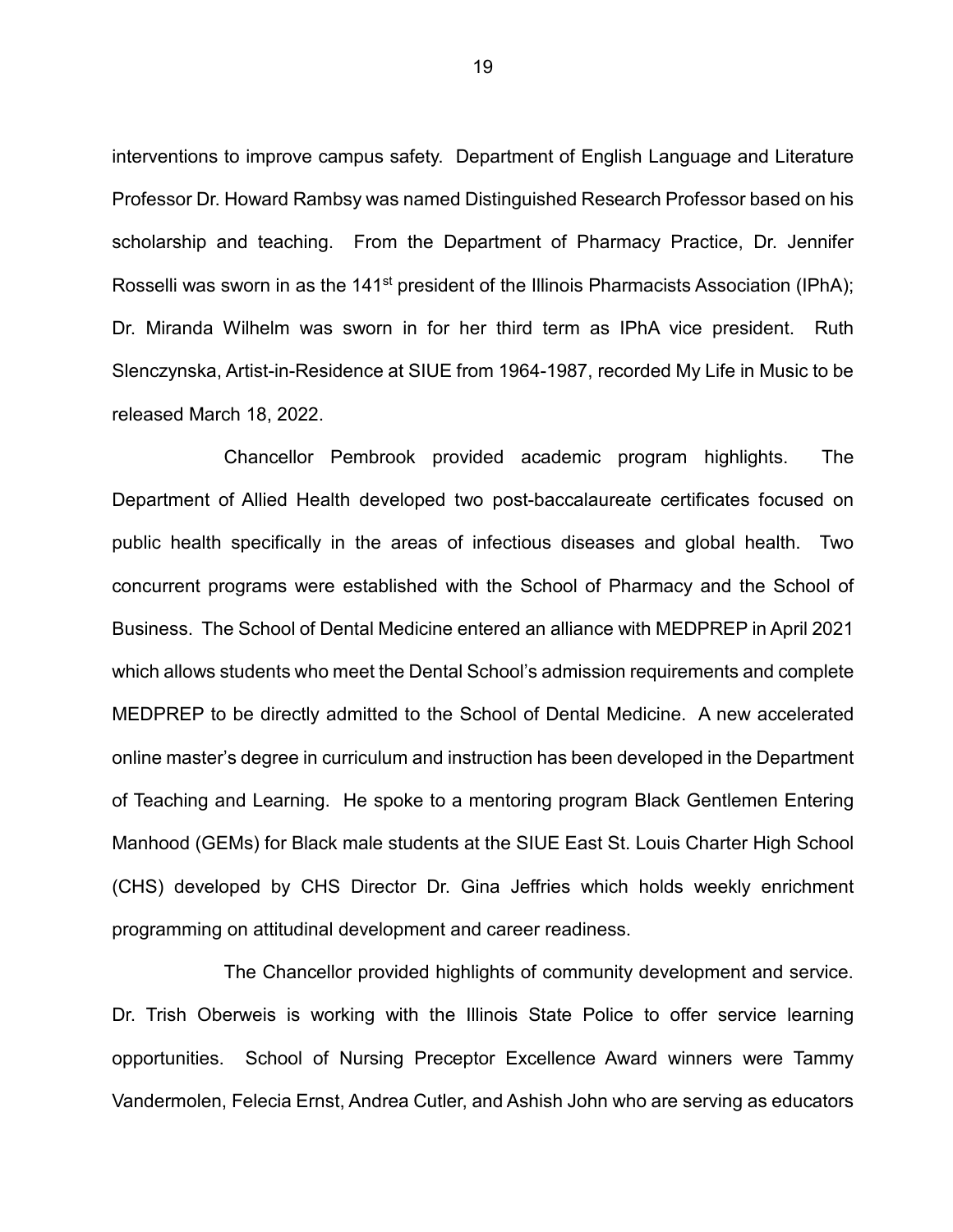interventions to improve campus safety. Department of English Language and Literature Professor Dr. Howard Rambsy was named Distinguished Research Professor based on his scholarship and teaching. From the Department of Pharmacy Practice, Dr. Jennifer Rosselli was sworn in as the 141st president of the Illinois Pharmacists Association (IPhA); Dr. Miranda Wilhelm was sworn in for her third term as IPhA vice president. Ruth Slenczynska, Artist-in-Residence at SIUE from 1964-1987, recorded My Life in Music to be released March 18, 2022.

Chancellor Pembrook provided academic program highlights. The Department of Allied Health developed two post-baccalaureate certificates focused on public health specifically in the areas of infectious diseases and global health. Two concurrent programs were established with the School of Pharmacy and the School of Business. The School of Dental Medicine entered an alliance with MEDPREP in April 2021 which allows students who meet the Dental School's admission requirements and complete MEDPREP to be directly admitted to the School of Dental Medicine. A new accelerated online master's degree in curriculum and instruction has been developed in the Department of Teaching and Learning. He spoke to a mentoring program Black Gentlemen Entering Manhood (GEMs) for Black male students at the SIUE East St. Louis Charter High School (CHS) developed by CHS Director Dr. Gina Jeffries which holds weekly enrichment programming on attitudinal development and career readiness.

The Chancellor provided highlights of community development and service. Dr. Trish Oberweis is working with the Illinois State Police to offer service learning opportunities. School of Nursing Preceptor Excellence Award winners were Tammy Vandermolen, Felecia Ernst, Andrea Cutler, and Ashish John who are serving as educators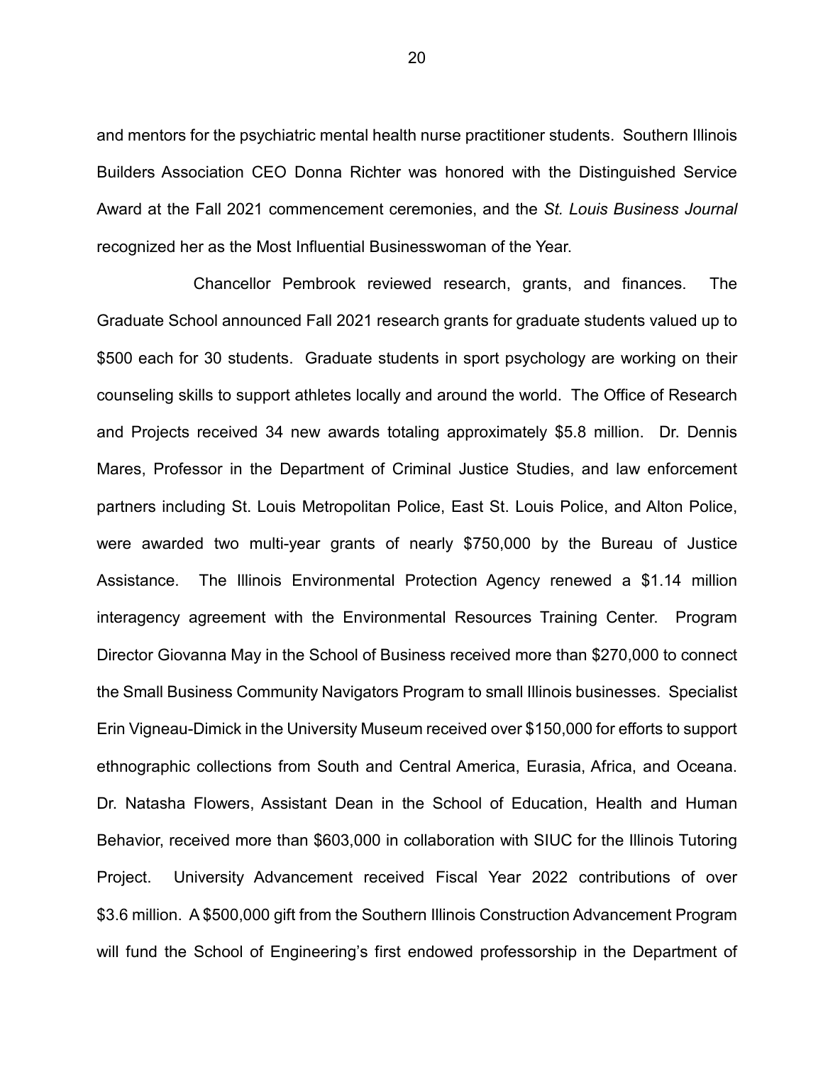and mentors for the psychiatric mental health nurse practitioner students. Southern Illinois Builders Association CEO Donna Richter was honored with the Distinguished Service Award at the Fall 2021 commencement ceremonies, and the *St. Louis Business Journal* recognized her as the Most Influential Businesswoman of the Year.

Chancellor Pembrook reviewed research, grants, and finances. The Graduate School announced Fall 2021 research grants for graduate students valued up to $500 each for 30 students. Graduate students in sport psychology are working on their counseling skills to support athletes locally and around the world. The Office of Research and Projects received 34 new awards totaling approximately $5.8 million. Dr. Dennis Mares, Professor in the Department of Criminal Justice Studies, and law enforcement partners including St. Louis Metropolitan Police, East St. Louis Police, and Alton Police, were awarded two multi-year grants of nearly $750,000 by the Bureau of Justice Assistance. The Illinois Environmental Protection Agency renewed a $1.14 million interagency agreement with the Environmental Resources Training Center. Program Director Giovanna May in the School of Business received more than $270,000 to connect the Small Business Community Navigators Program to small Illinois businesses. Specialist Erin Vigneau-Dimick in the University Museum received over $150,000 for efforts to support ethnographic collections from South and Central America, Eurasia, Africa, and Oceana. Dr. Natasha Flowers, Assistant Dean in the School of Education, Health and Human Behavior, received more than $603,000 in collaboration with SIUC for the Illinois Tutoring Project. University Advancement received Fiscal Year 2022 contributions of over $3.6 million. A $500,000 gift from the Southern Illinois Construction Advancement Program will fund the School of Engineering's first endowed professorship in the Department of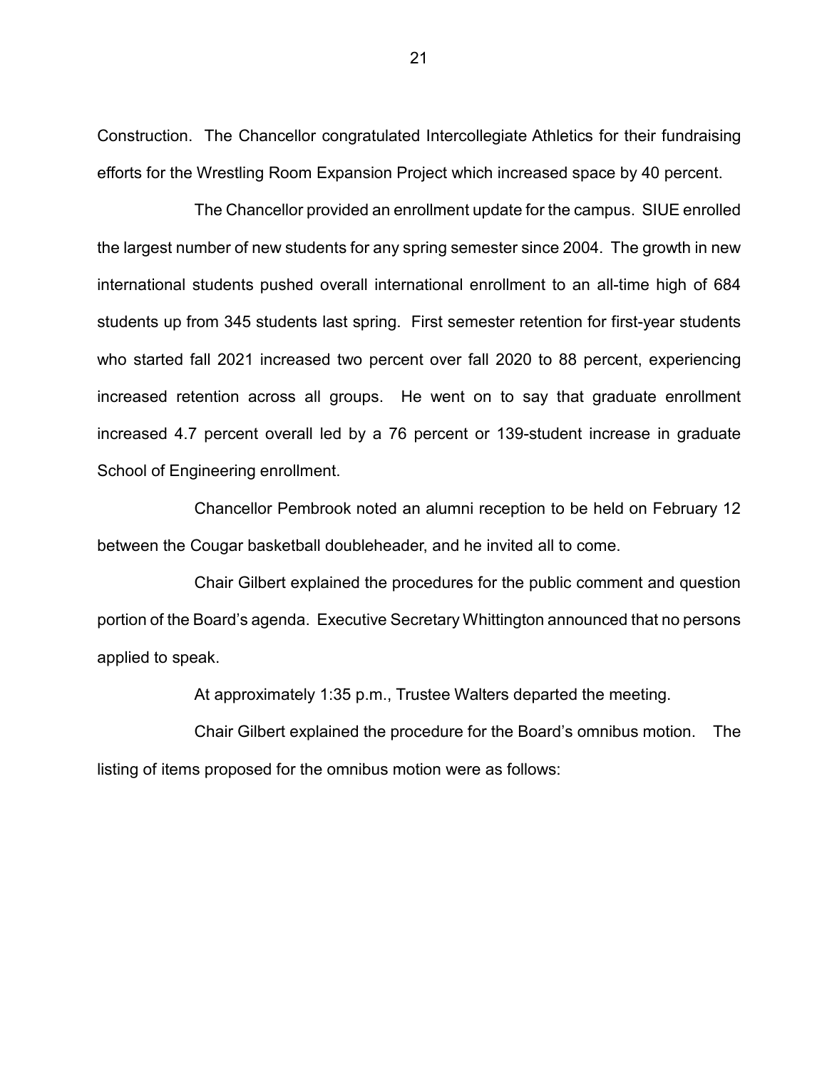Construction. The Chancellor congratulated Intercollegiate Athletics for their fundraising efforts for the Wrestling Room Expansion Project which increased space by 40 percent.

The Chancellor provided an enrollment update for the campus. SIUE enrolled the largest number of new students for any spring semester since 2004. The growth in new international students pushed overall international enrollment to an all-time high of 684 students up from 345 students last spring. First semester retention for first-year students who started fall 2021 increased two percent over fall 2020 to 88 percent, experiencing increased retention across all groups. He went on to say that graduate enrollment increased 4.7 percent overall led by a 76 percent or 139-student increase in graduate School of Engineering enrollment.

Chancellor Pembrook noted an alumni reception to be held on February 12 between the Cougar basketball doubleheader, and he invited all to come.

Chair Gilbert explained the procedures for the public comment and question portion of the Board's agenda. Executive Secretary Whittington announced that no persons applied to speak.

At approximately 1:35 p.m., Trustee Walters departed the meeting.

Chair Gilbert explained the procedure for the Board's omnibus motion. The listing of items proposed for the omnibus motion were as follows: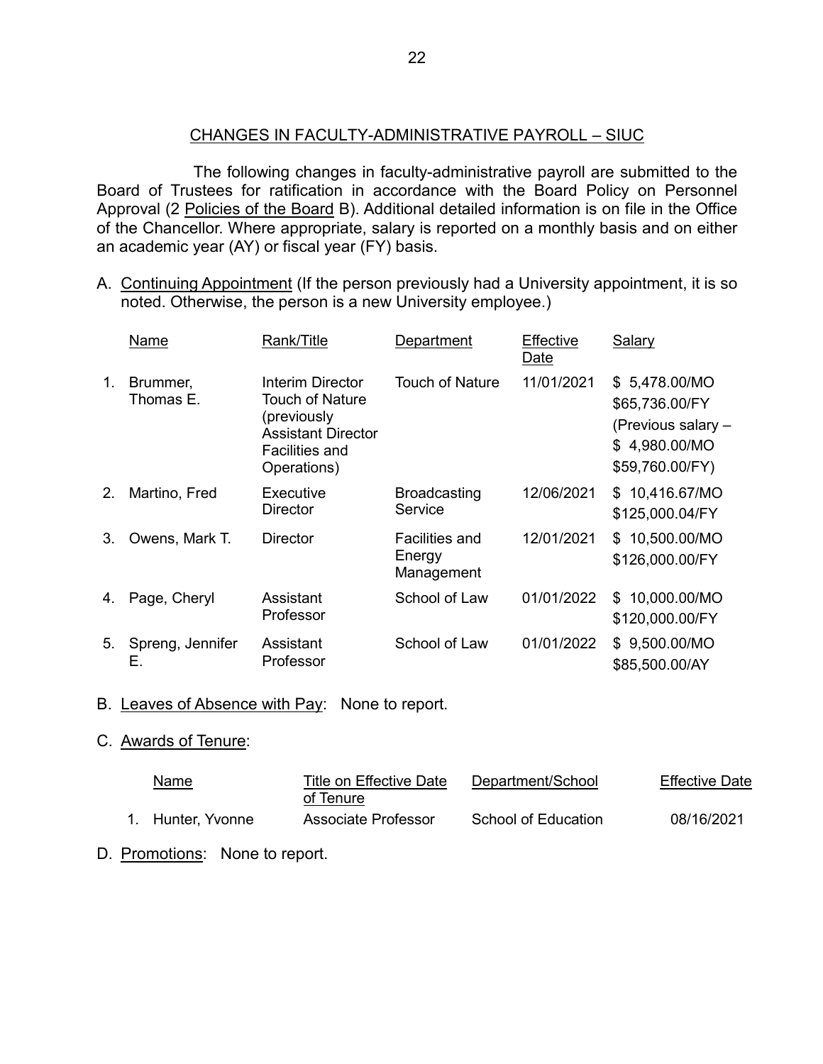## CHANGES IN FACULTY-ADMINISTRATIVE PAYROLL – SIUC

The following changes in faculty-administrative payroll are submitted to the Board of Trustees for ratification in accordance with the Board Policy on Personnel Approval (2 Policies of the Board B). Additional detailed information is on file in the Office of the Chancellor. Where appropriate, salary is reported on a monthly basis and on either an academic year (AY) or fiscal year (FY) basis.

A. Continuing Appointment (If the person previously had a University appointment, it is so noted. Otherwise, the person is a new University employee.)

| | Name | Rank/Title | Department | Effective Date | Salary |
|---|---|---|---|---|---|
| 1. | Brummer, Thomas E. | Interim Director Touch of Nature (previously Assistant Director Facilities and Operations) | Touch of Nature | 11/01/2021 | $ 5,478.00/MO<br>$65,736.00/FY<br>(Previous salary –<br>$ 4,980.00/MO<br>$59,760.00/FY) |
| 2. | Martino, Fred | Executive Director | Broadcasting Service | 12/06/2021 | $ 10,416.67/MO<br>$125,000.04/FY |
| 3. | Owens, Mark T. | Director | Facilities and Energy Management | 12/01/2021 | $ 10,500.00/MO<br>$126,000.00/FY |
| 4. | Page, Cheryl | Assistant Professor | School of Law | 01/01/2022 | $ 10,000.00/MO<br>$120,000.00/FY |
| 5. | Spreng, Jennifer E. | Assistant Professor | School of Law | 01/01/2022 | $ 9,500.00/MO<br>$85,500.00/AY |

B. Leaves of Absence with Pay: None to report.

C. Awards of Tenure:

| | Name | Title on Effective Date of Tenure | Department/School | Effective Date |
|---|---|---|---|---|
| 1. | Hunter, Yvonne | Associate Professor | School of Education | 08/16/2021 |

D. Promotions: None to report.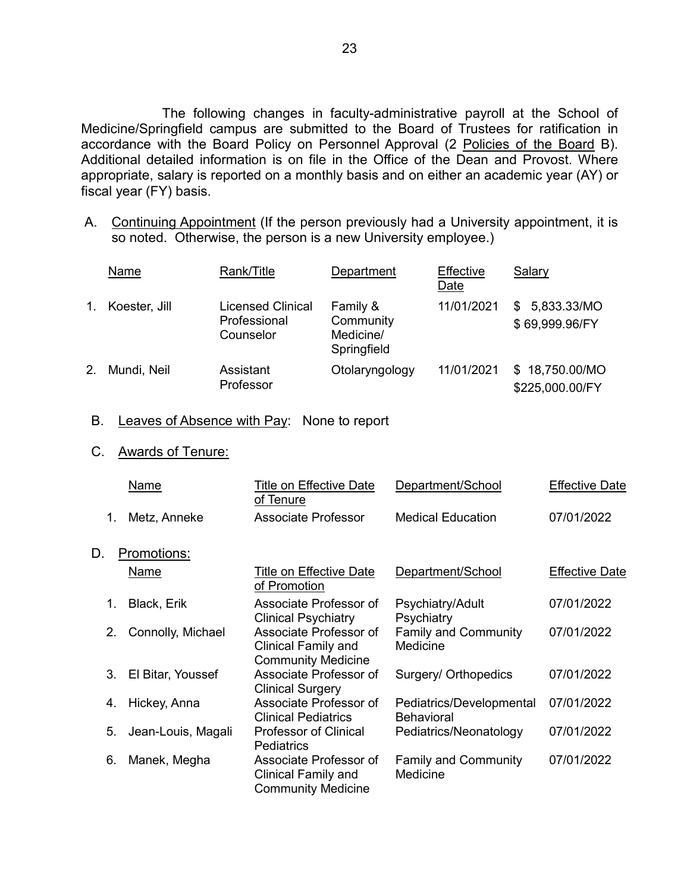The following changes in faculty-administrative payroll at the School of Medicine/Springfield campus are submitted to the Board of Trustees for ratification in accordance with the Board Policy on Personnel Approval (2 Policies of the Board B). Additional detailed information is on file in the Office of the Dean and Provost. Where appropriate, salary is reported on a monthly basis and on either an academic year (AY) or fiscal year (FY) basis.

A. Continuing Appointment (If the person previously had a University appointment, it is so noted. Otherwise, the person is a new University employee.)

| | Name | Rank/Title | Department | Effective Date | Salary |
|---|---|---|---|---|---|
| 1. | Koester, Jill | Licensed Clinical Professional Counselor | Family & Community Medicine/ Springfield | 11/01/2021 | $ 5,833.33/MO<br>$ 69,999.96/FY |
| 2. | Mundi, Neil | Assistant Professor | Otolaryngology | 11/01/2021 | $ 18,750.00/MO<br>$225,000.00/FY |

B. Leaves of Absence with Pay: None to report

C. Awards of Tenure:

| | Name | Title on Effective Date of Tenure | Department/School | Effective Date |
|---|---|---|---|---|
| 1. | Metz, Anneke | Associate Professor | Medical Education | 07/01/2022 |

D. Promotions:

| | Name | Title on Effective Date of Promotion | Department/School | Effective Date |
|---|---|---|---|---|
| 1. | Black, Erik | Associate Professor of Clinical Psychiatry | Psychiatry/Adult Psychiatry | 07/01/2022 |
| 2. | Connolly, Michael | Associate Professor of Clinical Family and Community Medicine | Family and Community Medicine | 07/01/2022 |
| 3. | El Bitar, Youssef | Associate Professor of Clinical Surgery | Surgery/ Orthopedics | 07/01/2022 |
| 4. | Hickey, Anna | Associate Professor of Clinical Pediatrics | Pediatrics/Developmental Behavioral | 07/01/2022 |
| 5. | Jean-Louis, Magali | Professor of Clinical Pediatrics | Pediatrics/Neonatology | 07/01/2022 |
| 6. | Manek, Megha | Associate Professor of Clinical Family and Community Medicine | Family and Community Medicine | 07/01/2022 |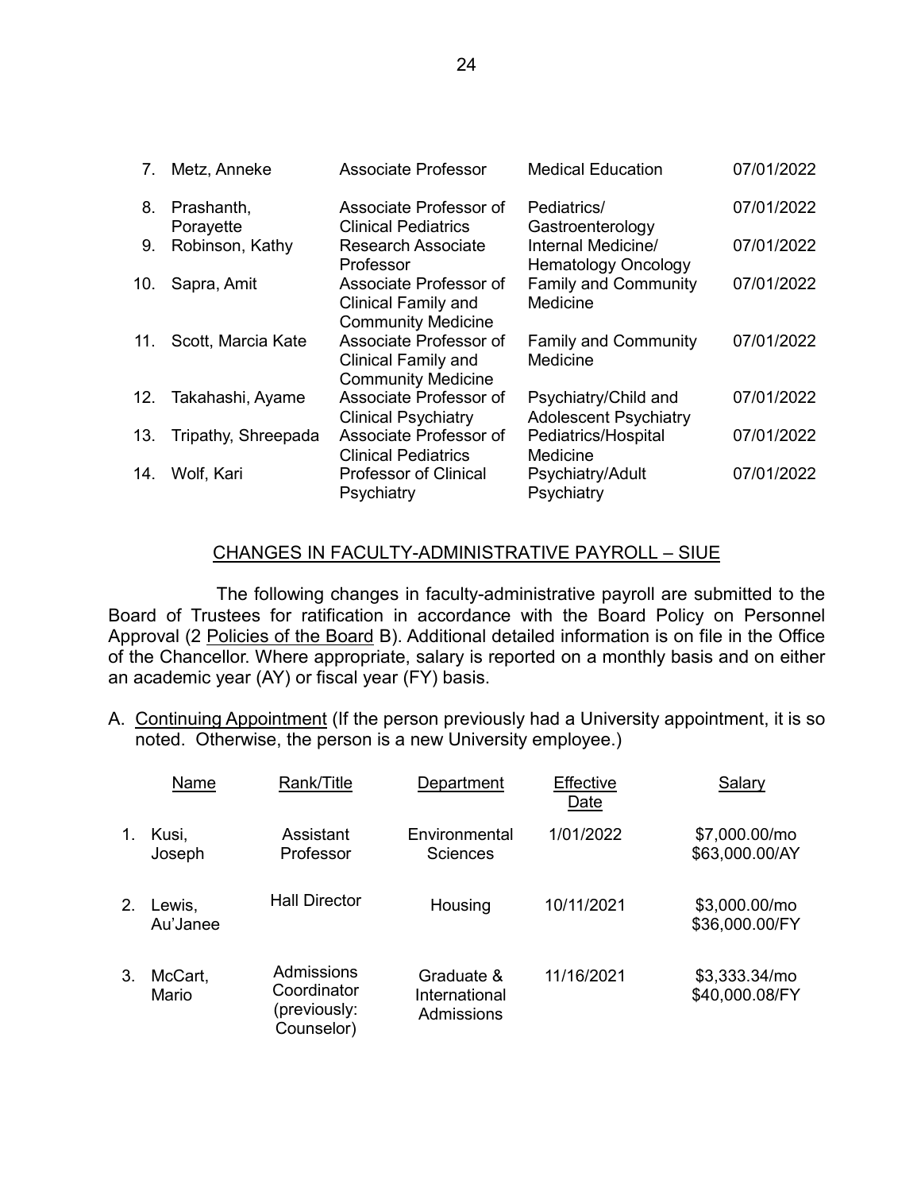| | | | | |
|---|---|---|---|---|
| 7. | Metz, Anneke | Associate Professor | Medical Education | 07/01/2022 |
| 8. | Prashanth, Porayette | Associate Professor of Clinical Pediatrics | Pediatrics/ Gastroenterology | 07/01/2022 |
| 9. | Robinson, Kathy | Research Associate Professor | Internal Medicine/ Hematology Oncology | 07/01/2022 |
| 10. | Sapra, Amit | Associate Professor of Clinical Family and Community Medicine | Family and Community Medicine | 07/01/2022 |
| 11. | Scott, Marcia Kate | Associate Professor of Clinical Family and Community Medicine | Family and Community Medicine | 07/01/2022 |
| 12. | Takahashi, Ayame | Associate Professor of Clinical Psychiatry | Psychiatry/Child and Adolescent Psychiatry | 07/01/2022 |
| 13. | Tripathy, Shreepada | Associate Professor of Clinical Pediatrics | Pediatrics/Hospital Medicine | 07/01/2022 |
| 14. | Wolf, Kari | Professor of Clinical Psychiatry | Psychiatry/Adult Psychiatry | 07/01/2022 |

## CHANGES IN FACULTY-ADMINISTRATIVE PAYROLL – SIUE

The following changes in faculty-administrative payroll are submitted to the Board of Trustees for ratification in accordance with the Board Policy on Personnel Approval (2 Policies of the Board B). Additional detailed information is on file in the Office of the Chancellor. Where appropriate, salary is reported on a monthly basis and on either an academic year (AY) or fiscal year (FY) basis.

A. Continuing Appointment (If the person previously had a University appointment, it is so noted. Otherwise, the person is a new University employee.)

| | Name | Rank/Title | Department | Effective Date | Salary |
|---|---|---|---|---|---|
| 1. | Kusi, Joseph | Assistant Professor | Environmental Sciences | 1/01/2022 | \$7,000.00/mo \$63,000.00/AY |
| 2. | Lewis, Au'Janee | Hall Director | Housing | 10/11/2021 | \$3,000.00/mo \$36,000.00/FY |
| 3. | McCart, Mario | Admissions Coordinator (previously: Counselor) | Graduate & International Admissions | 11/16/2021 | \$3,333.34/mo \$40,000.08/FY |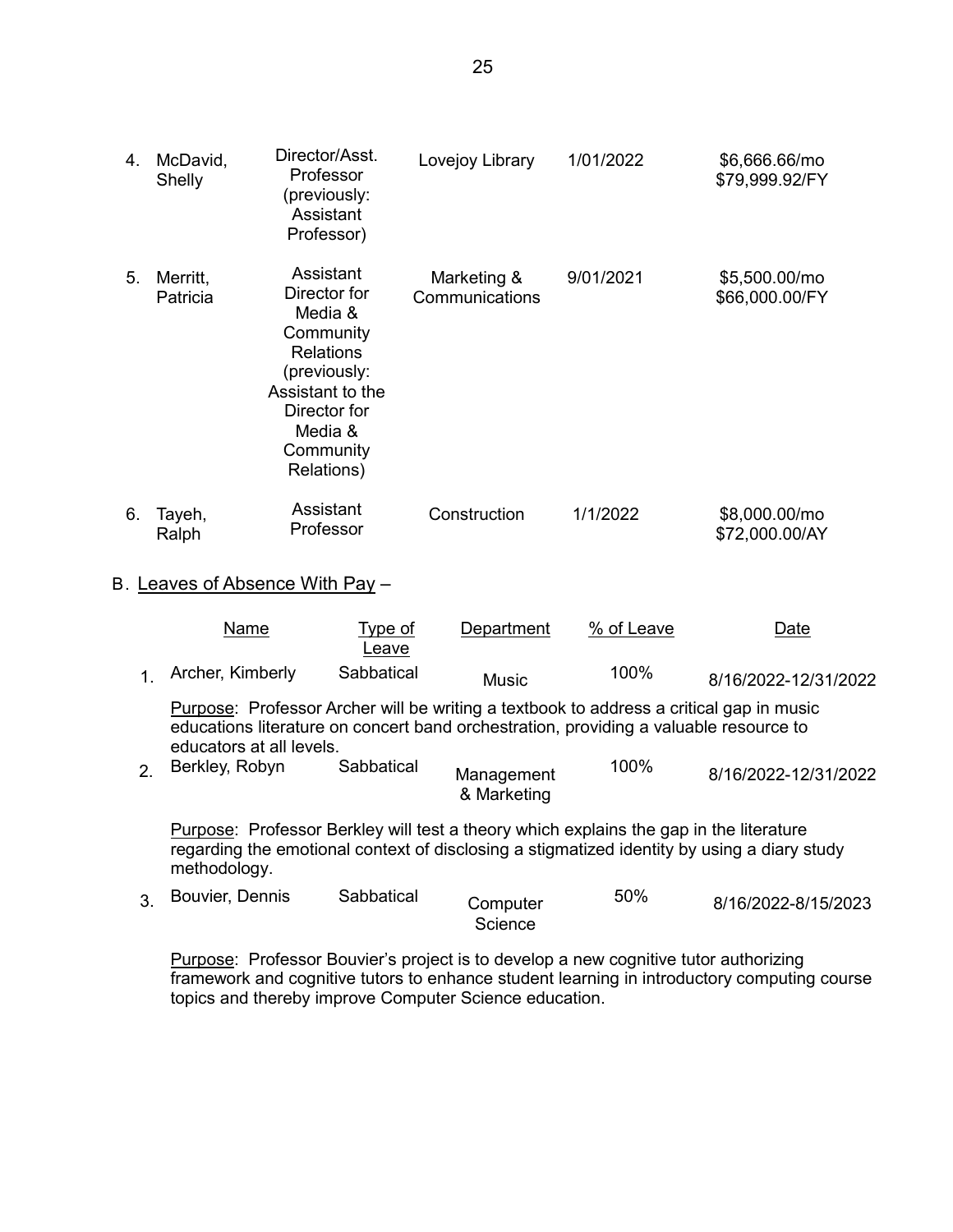| | | | | | |
|---|---|---|---|---|---|
| 4. | McDavid, Shelly | Director/Asst. Professor (previously: Assistant Professor) | Lovejoy Library | 1/01/2022 | $6,666.66/mo $79,999.92/FY |
| 5. | Merritt, Patricia | Assistant Director for Media & Community Relations (previously: Assistant to the Director for Media & Community Relations) | Marketing & Communications | 9/01/2021 | $5,500.00/mo $66,000.00/FY |
| 6. | Tayeh, Ralph | Assistant Professor | Construction | 1/1/2022 | $8,000.00/mo $72,000.00/AY |

B. Leaves of Absence With Pay –

| | Name | Type of Leave | Department | % of Leave | Date |
|---|---|---|---|---|---|
| 1. | Archer, Kimberly | Sabbatical | Music | 100% | 8/16/2022-12/31/2022 |

Purpose: Professor Archer will be writing a textbook to address a critical gap in music educations literature on concert band orchestration, providing a valuable resource to educators at all levels.

| | Name | Type of Leave | Department | % of Leave | Date |
|---|---|---|---|---|---|
| 2. | Berkley, Robyn | Sabbatical | Management & Marketing | 100% | 8/16/2022-12/31/2022 |

Purpose: Professor Berkley will test a theory which explains the gap in the literature regarding the emotional context of disclosing a stigmatized identity by using a diary study methodology.

| | Name | Type of Leave | Department | % of Leave | Date |
|---|---|---|---|---|---|
| 3. | Bouvier, Dennis | Sabbatical | Computer Science | 50% | 8/16/2022-8/15/2023 |

Purpose: Professor Bouvier's project is to develop a new cognitive tutor authorizing framework and cognitive tutors to enhance student learning in introductory computing course topics and thereby improve Computer Science education.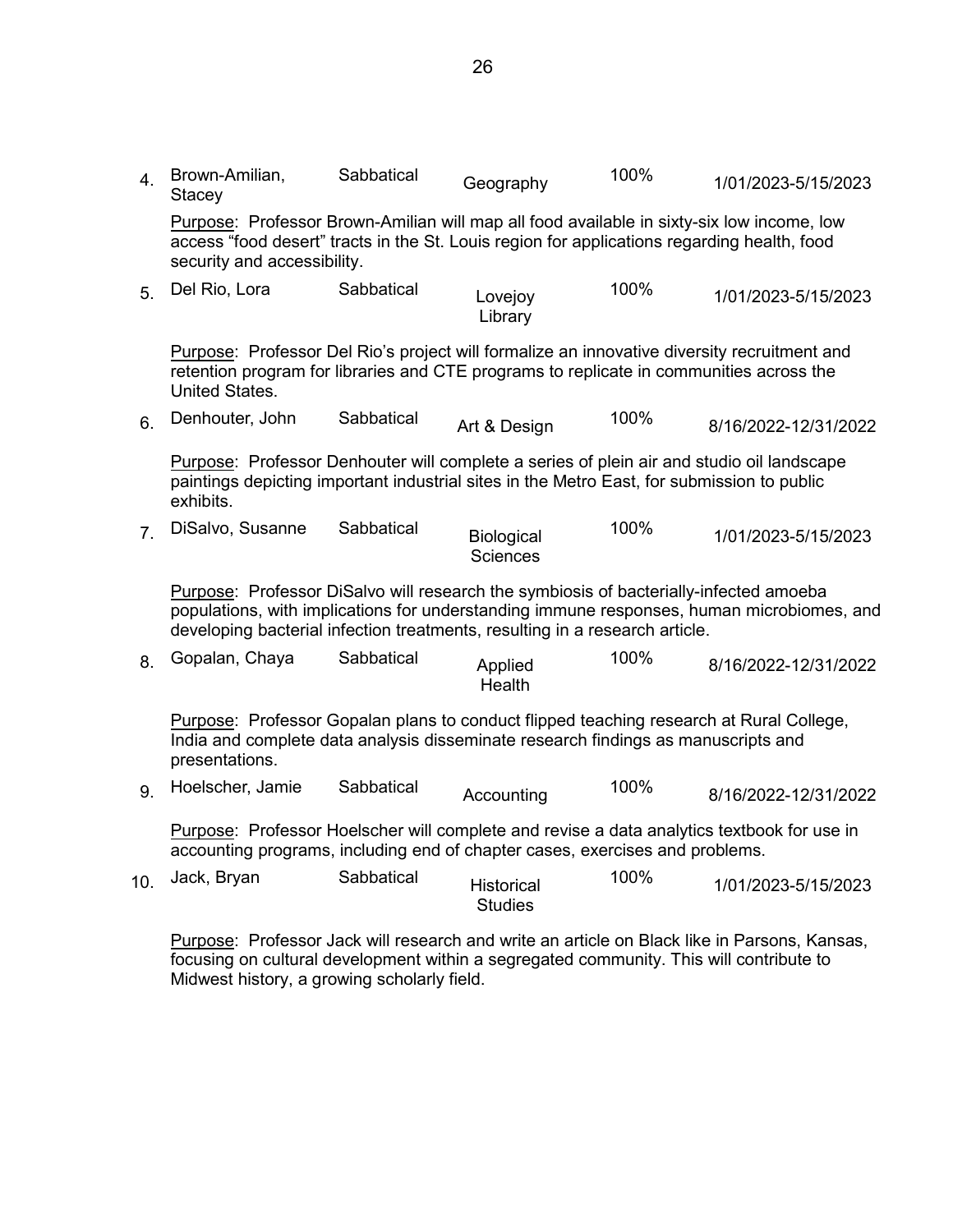| No. | Name | Leave Type | Department | Percentage | Dates |
|---|---|---|---|---|---|
| 4. | Brown-Amilian, Stacey | Sabbatical | Geography | 100% | 1/01/2023-5/15/2023 |

Purpose: Professor Brown-Amilian will map all food available in sixty-six low income, low access "food desert" tracts in the St. Louis region for applications regarding health, food security and accessibility.

| No. | Name | Leave Type | Department | Percentage | Dates |
|---|---|---|---|---|---|
| 5. | Del Rio, Lora | Sabbatical | Lovejoy Library | 100% | 1/01/2023-5/15/2023 |

Purpose: Professor Del Rio's project will formalize an innovative diversity recruitment and retention program for libraries and CTE programs to replicate in communities across the United States.

| No. | Name | Leave Type | Department | Percentage | Dates |
|---|---|---|---|---|---|
| 6. | Denhouter, John | Sabbatical | Art & Design | 100% | 8/16/2022-12/31/2022 |

Purpose: Professor Denhouter will complete a series of plein air and studio oil landscape paintings depicting important industrial sites in the Metro East, for submission to public exhibits.

| No. | Name | Leave Type | Department | Percentage | Dates |
|---|---|---|---|---|---|
| 7. | DiSalvo, Susanne | Sabbatical | Biological Sciences | 100% | 1/01/2023-5/15/2023 |

Purpose: Professor DiSalvo will research the symbiosis of bacterially-infected amoeba populations, with implications for understanding immune responses, human microbiomes, and developing bacterial infection treatments, resulting in a research article.

| No. | Name | Leave Type | Department | Percentage | Dates |
|---|---|---|---|---|---|
| 8. | Gopalan, Chaya | Sabbatical | Applied Health | 100% | 8/16/2022-12/31/2022 |

Purpose: Professor Gopalan plans to conduct flipped teaching research at Rural College, India and complete data analysis disseminate research findings as manuscripts and presentations.

| No. | Name | Leave Type | Department | Percentage | Dates |
|---|---|---|---|---|---|
| 9. | Hoelscher, Jamie | Sabbatical | Accounting | 100% | 8/16/2022-12/31/2022 |

Purpose: Professor Hoelscher will complete and revise a data analytics textbook for use in accounting programs, including end of chapter cases, exercises and problems.

| No. | Name | Leave Type | Department | Percentage | Dates |
|---|---|---|---|---|---|
| 10. | Jack, Bryan | Sabbatical | Historical Studies | 100% | 1/01/2023-5/15/2023 |

Purpose: Professor Jack will research and write an article on Black like in Parsons, Kansas, focusing on cultural development within a segregated community. This will contribute to Midwest history, a growing scholarly field.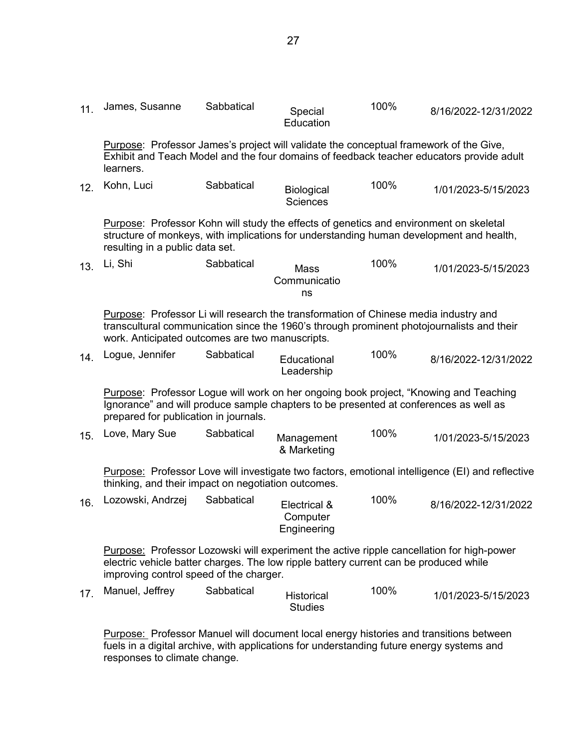11. James, Susanne | Sabbatical | Special Education | 100% | 8/16/2022-12/31/2022

    Purpose: Professor James's project will validate the conceptual framework of the Give, Exhibit and Teach Model and the four domains of feedback teacher educators provide adult learners.

12. Kohn, Luci | Sabbatical | Biological Sciences | 100% | 1/01/2023-5/15/2023

    Purpose: Professor Kohn will study the effects of genetics and environment on skeletal structure of monkeys, with implications for understanding human development and health, resulting in a public data set.

13. Li, Shi | Sabbatical | Mass Communications | 100% | 1/01/2023-5/15/2023

    Purpose: Professor Li will research the transformation of Chinese media industry and transcultural communication since the 1960's through prominent photojournalists and their work. Anticipated outcomes are two manuscripts.

14. Logue, Jennifer | Sabbatical | Educational Leadership | 100% | 8/16/2022-12/31/2022

    Purpose: Professor Logue will work on her ongoing book project, "Knowing and Teaching Ignorance" and will produce sample chapters to be presented at conferences as well as prepared for publication in journals.

15. Love, Mary Sue | Sabbatical | Management & Marketing | 100% | 1/01/2023-5/15/2023

    Purpose: Professor Love will investigate two factors, emotional intelligence (EI) and reflective thinking, and their impact on negotiation outcomes.

16. Lozowski, Andrzej | Sabbatical | Electrical & Computer Engineering | 100% | 8/16/2022-12/31/2022

    Purpose: Professor Lozowski will experiment the active ripple cancellation for high-power electric vehicle batter charges. The low ripple battery current can be produced while improving control speed of the charger.

17. Manuel, Jeffrey | Sabbatical | Historical Studies | 100% | 1/01/2023-5/15/2023

    Purpose: Professor Manuel will document local energy histories and transitions between fuels in a digital archive, with applications for understanding future energy systems and responses to climate change.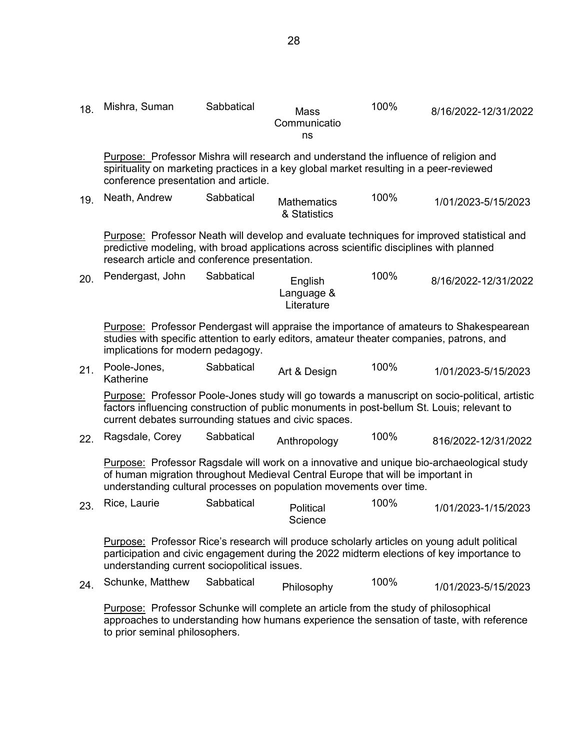| | | | | | |
|---|---|---|---|---|---|
| 18. | Mishra, Suman | Sabbatical | Mass Communications | 100% | 8/16/2022-12/31/2022 |

Purpose: Professor Mishra will research and understand the influence of religion and spirituality on marketing practices in a key global market resulting in a peer-reviewed conference presentation and article.

| | | | | | |
|---|---|---|---|---|---|
| 19. | Neath, Andrew | Sabbatical | Mathematics & Statistics | 100% | 1/01/2023-5/15/2023 |

Purpose: Professor Neath will develop and evaluate techniques for improved statistical and predictive modeling, with broad applications across scientific disciplines with planned research article and conference presentation.

| | | | | | |
|---|---|---|---|---|---|
| 20. | Pendergast, John | Sabbatical | English Language & Literature | 100% | 8/16/2022-12/31/2022 |

Purpose: Professor Pendergast will appraise the importance of amateurs to Shakespearean studies with specific attention to early editors, amateur theater companies, patrons, and implications for modern pedagogy.

| | | | | | |
|---|---|---|---|---|---|
| 21. | Poole-Jones, Katherine | Sabbatical | Art & Design | 100% | 1/01/2023-5/15/2023 |

Purpose: Professor Poole-Jones study will go towards a manuscript on socio-political, artistic factors influencing construction of public monuments in post-bellum St. Louis; relevant to current debates surrounding statues and civic spaces.

| | | | | | |
|---|---|---|---|---|---|
| 22. | Ragsdale, Corey | Sabbatical | Anthropology | 100% | 816/2022-12/31/2022 |

Purpose: Professor Ragsdale will work on a innovative and unique bio-archaeological study of human migration throughout Medieval Central Europe that will be important in understanding cultural processes on population movements over time.

| | | | | | |
|---|---|---|---|---|---|
| 23. | Rice, Laurie | Sabbatical | Political Science | 100% | 1/01/2023-1/15/2023 |

Purpose: Professor Rice's research will produce scholarly articles on young adult political participation and civic engagement during the 2022 midterm elections of key importance to understanding current sociopolitical issues.

| | | | | | |
|---|---|---|---|---|---|
| 24. | Schunke, Matthew | Sabbatical | Philosophy | 100% | 1/01/2023-5/15/2023 |

Purpose: Professor Schunke will complete an article from the study of philosophical approaches to understanding how humans experience the sensation of taste, with reference to prior seminal philosophers.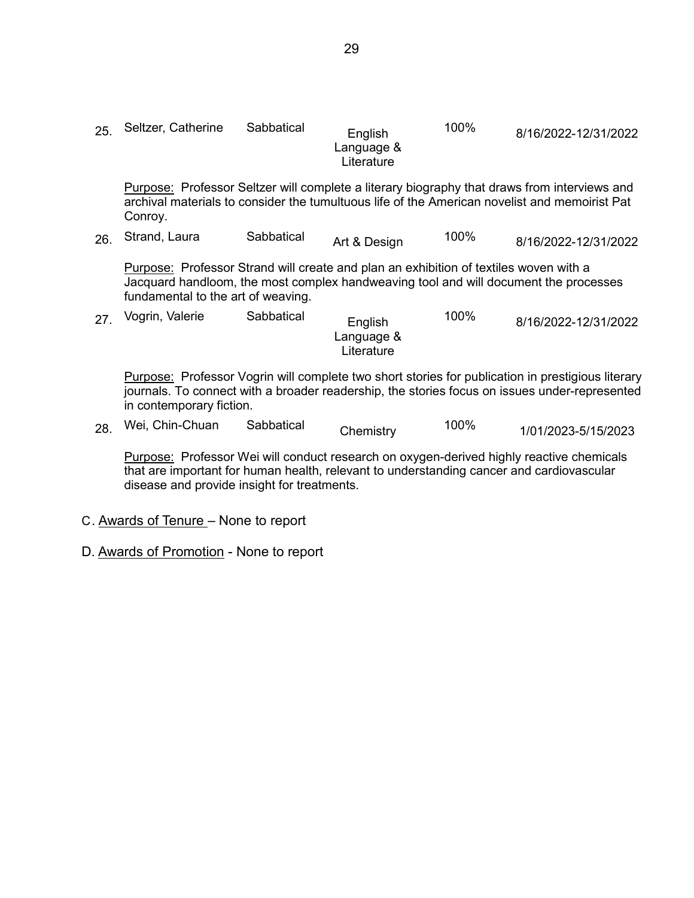25. Seltzer, Catherine | Sabbatical | English Language & Literature | 100% | 8/16/2022-12/31/2022

Purpose: Professor Seltzer will complete a literary biography that draws from interviews and archival materials to consider the tumultuous life of the American novelist and memoirist Pat Conroy.

26. Strand, Laura | Sabbatical | Art & Design | 100% | 8/16/2022-12/31/2022

Purpose: Professor Strand will create and plan an exhibition of textiles woven with a Jacquard handloom, the most complex handweaving tool and will document the processes fundamental to the art of weaving.

27. Vogrin, Valerie | Sabbatical | English Language & Literature | 100% | 8/16/2022-12/31/2022

Purpose: Professor Vogrin will complete two short stories for publication in prestigious literary journals. To connect with a broader readership, the stories focus on issues under-represented in contemporary fiction.

28. Wei, Chin-Chuan | Sabbatical | Chemistry | 100% | 1/01/2023-5/15/2023

Purpose: Professor Wei will conduct research on oxygen-derived highly reactive chemicals that are important for human health, relevant to understanding cancer and cardiovascular disease and provide insight for treatments.

C. Awards of Tenure – None to report

D. Awards of Promotion - None to report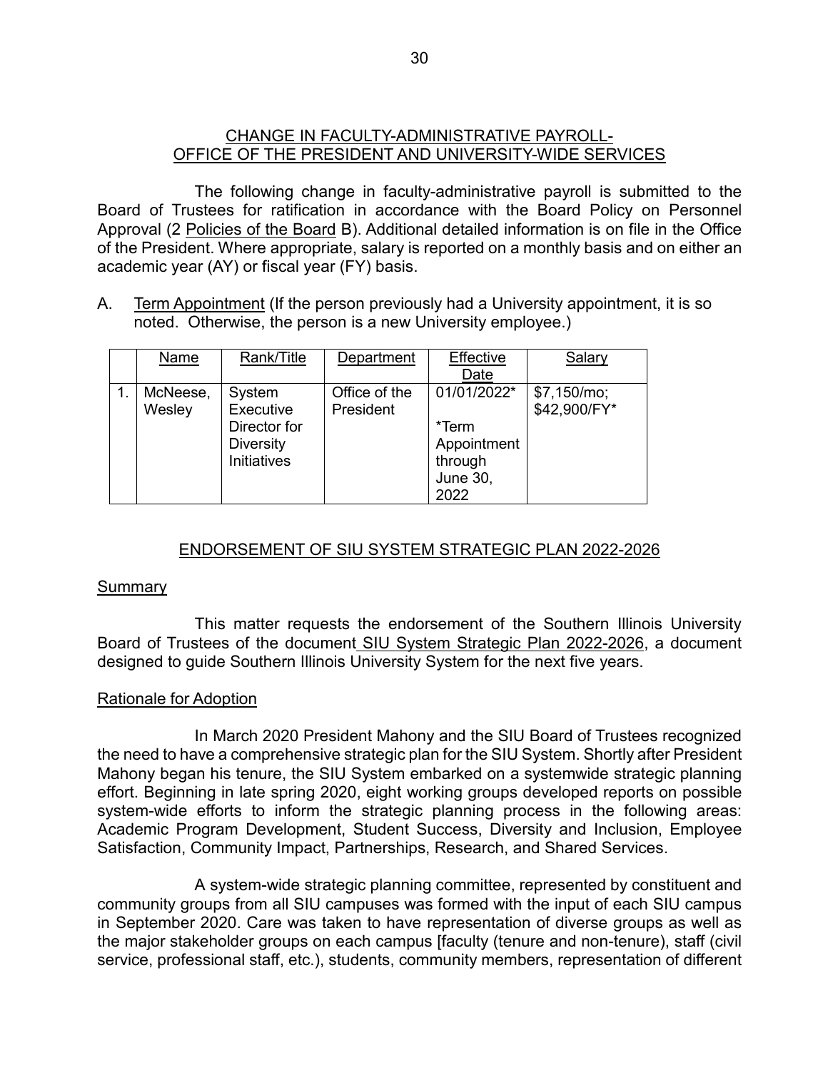## CHANGE IN FACULTY-ADMINISTRATIVE PAYROLL-OFFICE OF THE PRESIDENT AND UNIVERSITY-WIDE SERVICES

The following change in faculty-administrative payroll is submitted to the Board of Trustees for ratification in accordance with the Board Policy on Personnel Approval (2 Policies of the Board B). Additional detailed information is on file in the Office of the President. Where appropriate, salary is reported on a monthly basis and on either an academic year (AY) or fiscal year (FY) basis.

A. Term Appointment (If the person previously had a University appointment, it is so noted. Otherwise, the person is a new University employee.)

| | Name | Rank/Title | Department | Effective Date | Salary |
|---|---|---|---|---|---|
| 1. | McNeese, Wesley | System Executive Director for Diversity Initiatives | Office of the President | 01/01/2022* *Term Appointment through June 30, 2022 | $7,150/mo; $42,900/FY* |

## ENDORSEMENT OF SIU SYSTEM STRATEGIC PLAN 2022-2026

### Summary

This matter requests the endorsement of the Southern Illinois University Board of Trustees of the document SIU System Strategic Plan 2022-2026, a document designed to guide Southern Illinois University System for the next five years.

### Rationale for Adoption

In March 2020 President Mahony and the SIU Board of Trustees recognized the need to have a comprehensive strategic plan for the SIU System. Shortly after President Mahony began his tenure, the SIU System embarked on a systemwide strategic planning effort. Beginning in late spring 2020, eight working groups developed reports on possible system-wide efforts to inform the strategic planning process in the following areas: Academic Program Development, Student Success, Diversity and Inclusion, Employee Satisfaction, Community Impact, Partnerships, Research, and Shared Services.

A system-wide strategic planning committee, represented by constituent and community groups from all SIU campuses was formed with the input of each SIU campus in September 2020. Care was taken to have representation of diverse groups as well as the major stakeholder groups on each campus [faculty (tenure and non-tenure), staff (civil service, professional staff, etc.), students, community members, representation of different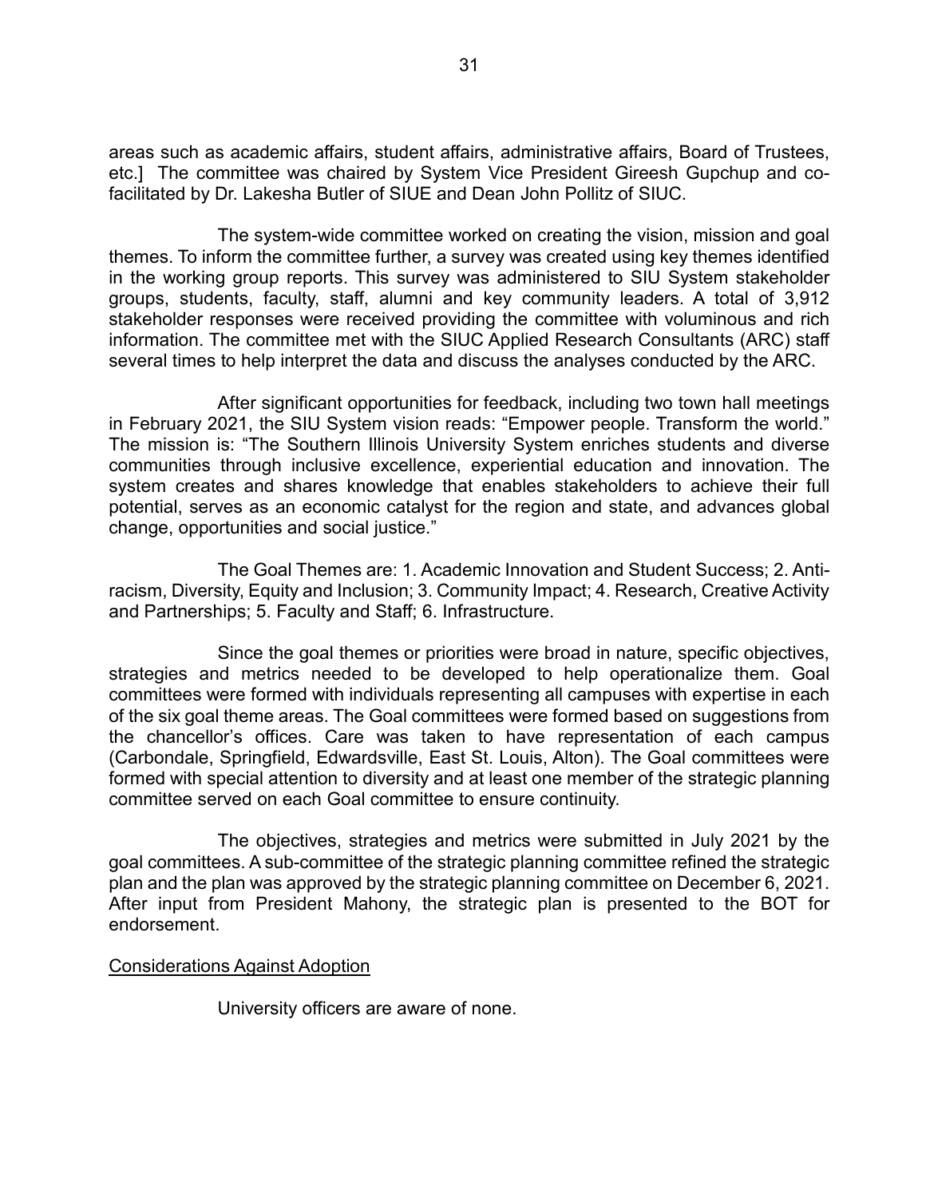areas such as academic affairs, student affairs, administrative affairs, Board of Trustees, etc.] The committee was chaired by System Vice President Gireesh Gupchup and co-facilitated by Dr. Lakesha Butler of SIUE and Dean John Pollitz of SIUC.

The system-wide committee worked on creating the vision, mission and goal themes. To inform the committee further, a survey was created using key themes identified in the working group reports. This survey was administered to SIU System stakeholder groups, students, faculty, staff, alumni and key community leaders. A total of 3,912 stakeholder responses were received providing the committee with voluminous and rich information. The committee met with the SIUC Applied Research Consultants (ARC) staff several times to help interpret the data and discuss the analyses conducted by the ARC.

After significant opportunities for feedback, including two town hall meetings in February 2021, the SIU System vision reads: "Empower people. Transform the world." The mission is: "The Southern Illinois University System enriches students and diverse communities through inclusive excellence, experiential education and innovation. The system creates and shares knowledge that enables stakeholders to achieve their full potential, serves as an economic catalyst for the region and state, and advances global change, opportunities and social justice."

The Goal Themes are: 1. Academic Innovation and Student Success; 2. Anti-racism, Diversity, Equity and Inclusion; 3. Community Impact; 4. Research, Creative Activity and Partnerships; 5. Faculty and Staff; 6. Infrastructure.

Since the goal themes or priorities were broad in nature, specific objectives, strategies and metrics needed to be developed to help operationalize them. Goal committees were formed with individuals representing all campuses with expertise in each of the six goal theme areas. The Goal committees were formed based on suggestions from the chancellor's offices. Care was taken to have representation of each campus (Carbondale, Springfield, Edwardsville, East St. Louis, Alton). The Goal committees were formed with special attention to diversity and at least one member of the strategic planning committee served on each Goal committee to ensure continuity.

The objectives, strategies and metrics were submitted in July 2021 by the goal committees. A sub-committee of the strategic planning committee refined the strategic plan and the plan was approved by the strategic planning committee on December 6, 2021. After input from President Mahony, the strategic plan is presented to the BOT for endorsement.

Considerations Against Adoption

University officers are aware of none.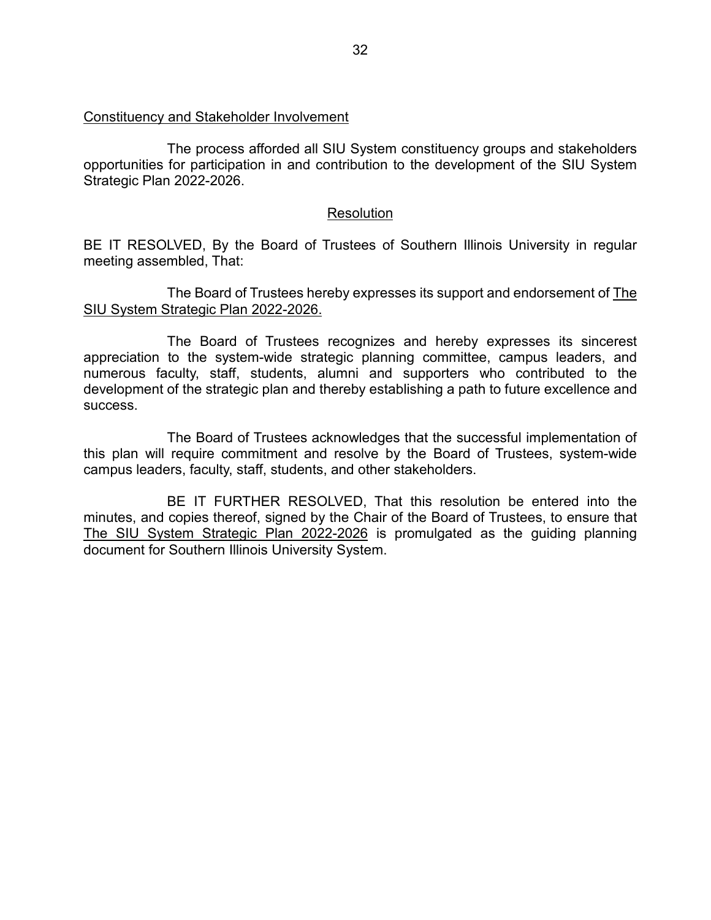Constituency and Stakeholder Involvement

The process afforded all SIU System constituency groups and stakeholders opportunities for participation in and contribution to the development of the SIU System Strategic Plan 2022-2026.

## Resolution

BE IT RESOLVED, By the Board of Trustees of Southern Illinois University in regular meeting assembled, That:

The Board of Trustees hereby expresses its support and endorsement of The SIU System Strategic Plan 2022-2026.

The Board of Trustees recognizes and hereby expresses its sincerest appreciation to the system-wide strategic planning committee, campus leaders, and numerous faculty, staff, students, alumni and supporters who contributed to the development of the strategic plan and thereby establishing a path to future excellence and success.

The Board of Trustees acknowledges that the successful implementation of this plan will require commitment and resolve by the Board of Trustees, system-wide campus leaders, faculty, staff, students, and other stakeholders.

BE IT FURTHER RESOLVED, That this resolution be entered into the minutes, and copies thereof, signed by the Chair of the Board of Trustees, to ensure that The SIU System Strategic Plan 2022-2026 is promulgated as the guiding planning document for Southern Illinois University System.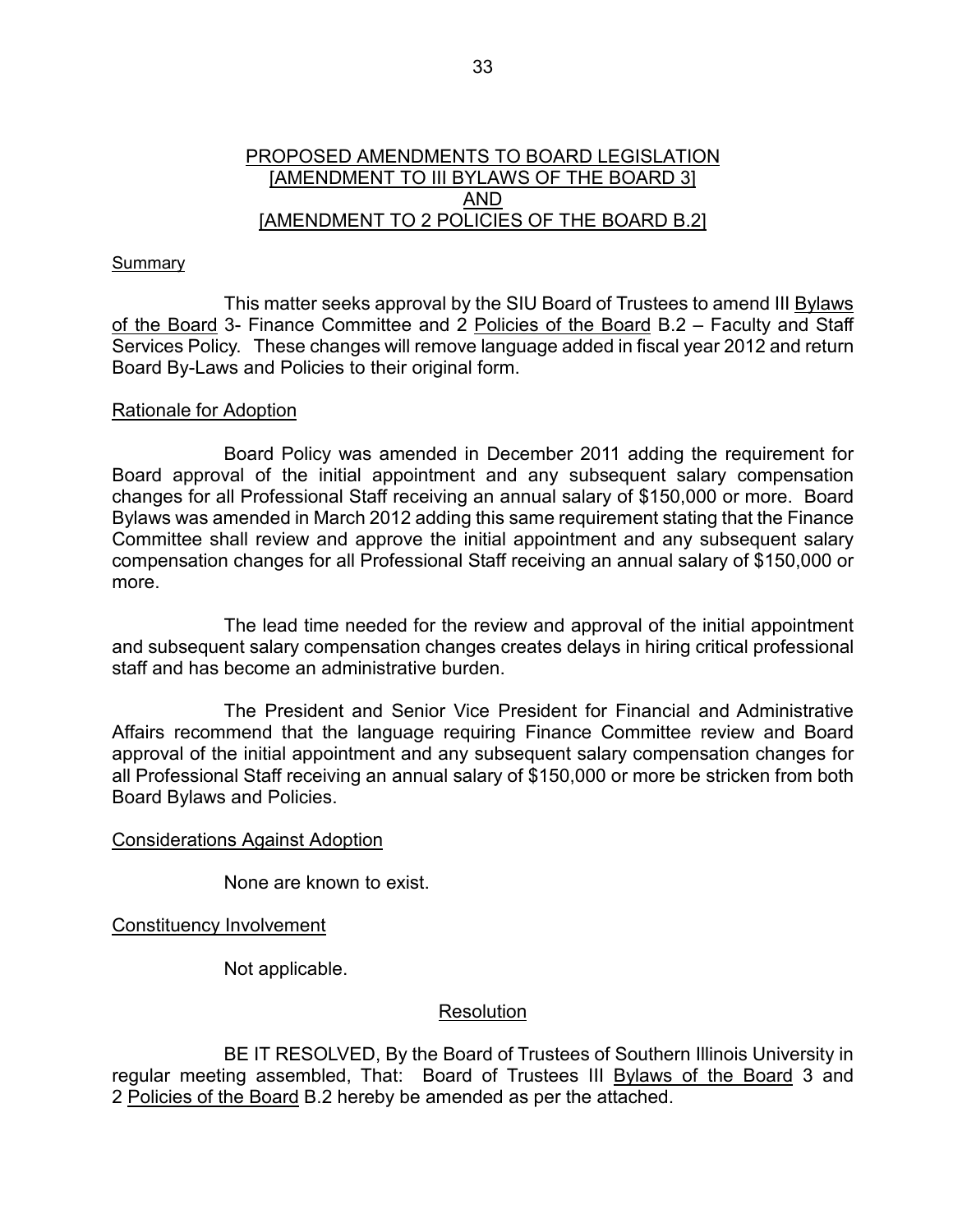# PROPOSED AMENDMENTS TO BOARD LEGISLATION
## [AMENDMENT TO III BYLAWS OF THE BOARD 3]
## AND
## [AMENDMENT TO 2 POLICIES OF THE BOARD B.2]

Summary

This matter seeks approval by the SIU Board of Trustees to amend III Bylaws of the Board 3- Finance Committee and 2 Policies of the Board B.2 – Faculty and Staff Services Policy. These changes will remove language added in fiscal year 2012 and return Board By-Laws and Policies to their original form.

Rationale for Adoption

Board Policy was amended in December 2011 adding the requirement for Board approval of the initial appointment and any subsequent salary compensation changes for all Professional Staff receiving an annual salary of $150,000 or more. Board Bylaws was amended in March 2012 adding this same requirement stating that the Finance Committee shall review and approve the initial appointment and any subsequent salary compensation changes for all Professional Staff receiving an annual salary of $150,000 or more.

The lead time needed for the review and approval of the initial appointment and subsequent salary compensation changes creates delays in hiring critical professional staff and has become an administrative burden.

The President and Senior Vice President for Financial and Administrative Affairs recommend that the language requiring Finance Committee review and Board approval of the initial appointment and any subsequent salary compensation changes for all Professional Staff receiving an annual salary of $150,000 or more be stricken from both Board Bylaws and Policies.

Considerations Against Adoption

None are known to exist.

Constituency Involvement

Not applicable.

Resolution

BE IT RESOLVED, By the Board of Trustees of Southern Illinois University in regular meeting assembled, That: Board of Trustees III Bylaws of the Board 3 and 2 Policies of the Board B.2 hereby be amended as per the attached.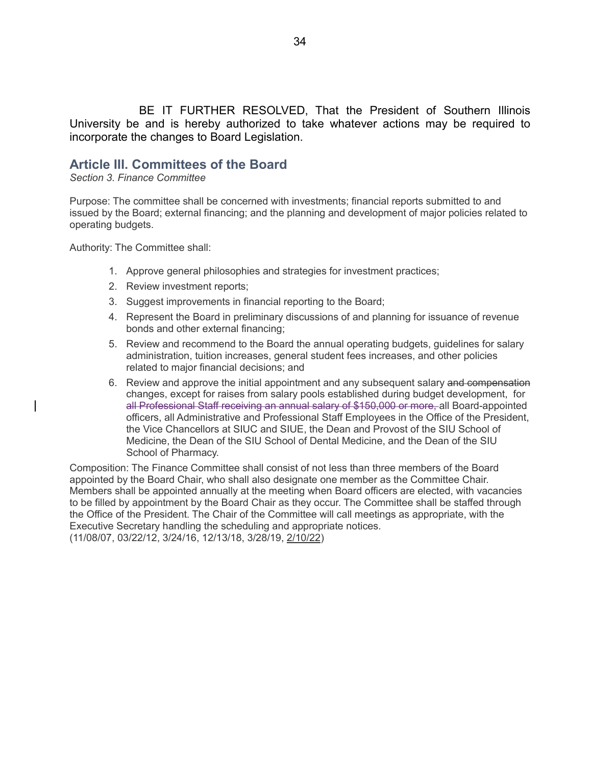BE IT FURTHER RESOLVED, That the President of Southern Illinois University be and is hereby authorized to take whatever actions may be required to incorporate the changes to Board Legislation.

## Article III. Committees of the Board

*Section 3. Finance Committee*

Purpose: The committee shall be concerned with investments; financial reports submitted to and issued by the Board; external financing; and the planning and development of major policies related to operating budgets.

Authority: The Committee shall:

1. Approve general philosophies and strategies for investment practices;
2. Review investment reports;
3. Suggest improvements in financial reporting to the Board;
4. Represent the Board in preliminary discussions of and planning for issuance of revenue bonds and other external financing;
5. Review and recommend to the Board the annual operating budgets, guidelines for salary administration, tuition increases, general student fees increases, and other policies related to major financial decisions; and
6. Review and approve the initial appointment and any subsequent salary ~~and compensation~~ changes, except for raises from salary pools established during budget development, for ~~all Professional Staff receiving an annual salary of $150,000 or more,~~ all Board-appointed officers, all Administrative and Professional Staff Employees in the Office of the President, the Vice Chancellors at SIUC and SIUE, the Dean and Provost of the SIU School of Medicine, the Dean of the SIU School of Dental Medicine, and the Dean of the SIU School of Pharmacy.

Composition: The Finance Committee shall consist of not less than three members of the Board appointed by the Board Chair, who shall also designate one member as the Committee Chair. Members shall be appointed annually at the meeting when Board officers are elected, with vacancies to be filled by appointment by the Board Chair as they occur. The Committee shall be staffed through the Office of the President. The Chair of the Committee will call meetings as appropriate, with the Executive Secretary handling the scheduling and appropriate notices.
(11/08/07, 03/22/12, 3/24/16, 12/13/18, 3/28/19, 2/10/22)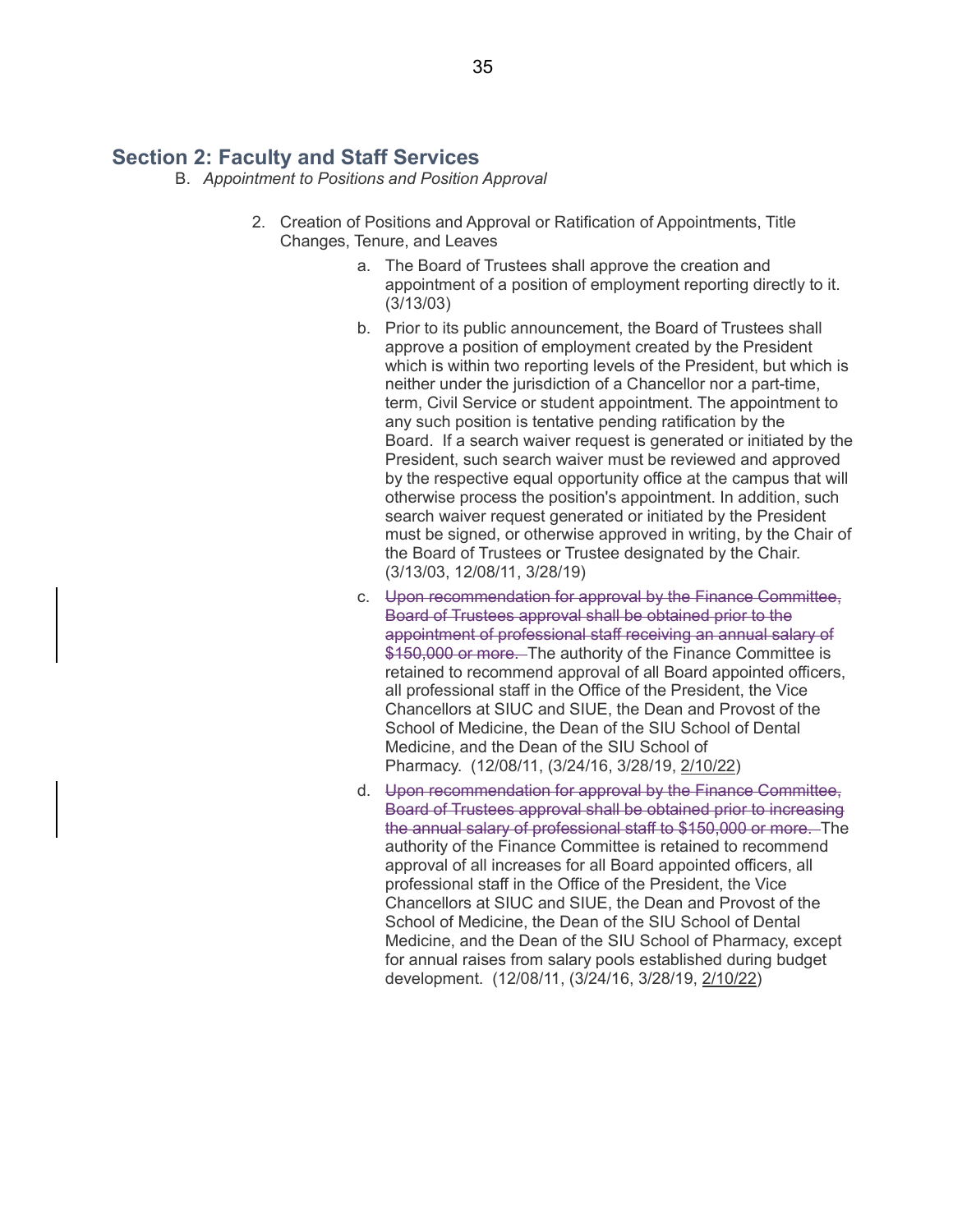## Section 2: Faculty and Staff Services

B. *Appointment to Positions and Position Approval*

2. Creation of Positions and Approval or Ratification of Appointments, Title Changes, Tenure, and Leaves

    a. The Board of Trustees shall approve the creation and appointment of a position of employment reporting directly to it. (3/13/03)

    b. Prior to its public announcement, the Board of Trustees shall approve a position of employment created by the President which is within two reporting levels of the President, but which is neither under the jurisdiction of a Chancellor nor a part-time, term, Civil Service or student appointment. The appointment to any such position is tentative pending ratification by the Board. If a search waiver request is generated or initiated by the President, such search waiver must be reviewed and approved by the respective equal opportunity office at the campus that will otherwise process the position's appointment. In addition, such search waiver request generated or initiated by the President must be signed, or otherwise approved in writing, by the Chair of the Board of Trustees or Trustee designated by the Chair. (3/13/03, 12/08/11, 3/28/19)

    c. ~~Upon recommendation for approval by the Finance Committee, Board of Trustees approval shall be obtained prior to the appointment of professional staff receiving an annual salary of $150,000 or more.~~ The authority of the Finance Committee is retained to recommend approval of all Board appointed officers, all professional staff in the Office of the President, the Vice Chancellors at SIUC and SIUE, the Dean and Provost of the School of Medicine, the Dean of the SIU School of Dental Medicine, and the Dean of the SIU School of Pharmacy. (12/08/11, (3/24/16, 3/28/19, <u>2/10/22</u>)

    d. ~~Upon recommendation for approval by the Finance Committee, Board of Trustees approval shall be obtained prior to increasing the annual salary of professional staff to $150,000 or more.~~ The authority of the Finance Committee is retained to recommend approval of all increases for all Board appointed officers, all professional staff in the Office of the President, the Vice Chancellors at SIUC and SIUE, the Dean and Provost of the School of Medicine, the Dean of the SIU School of Dental Medicine, and the Dean of the SIU School of Pharmacy, except for annual raises from salary pools established during budget development. (12/08/11, (3/24/16, 3/28/19, <u>2/10/22</u>)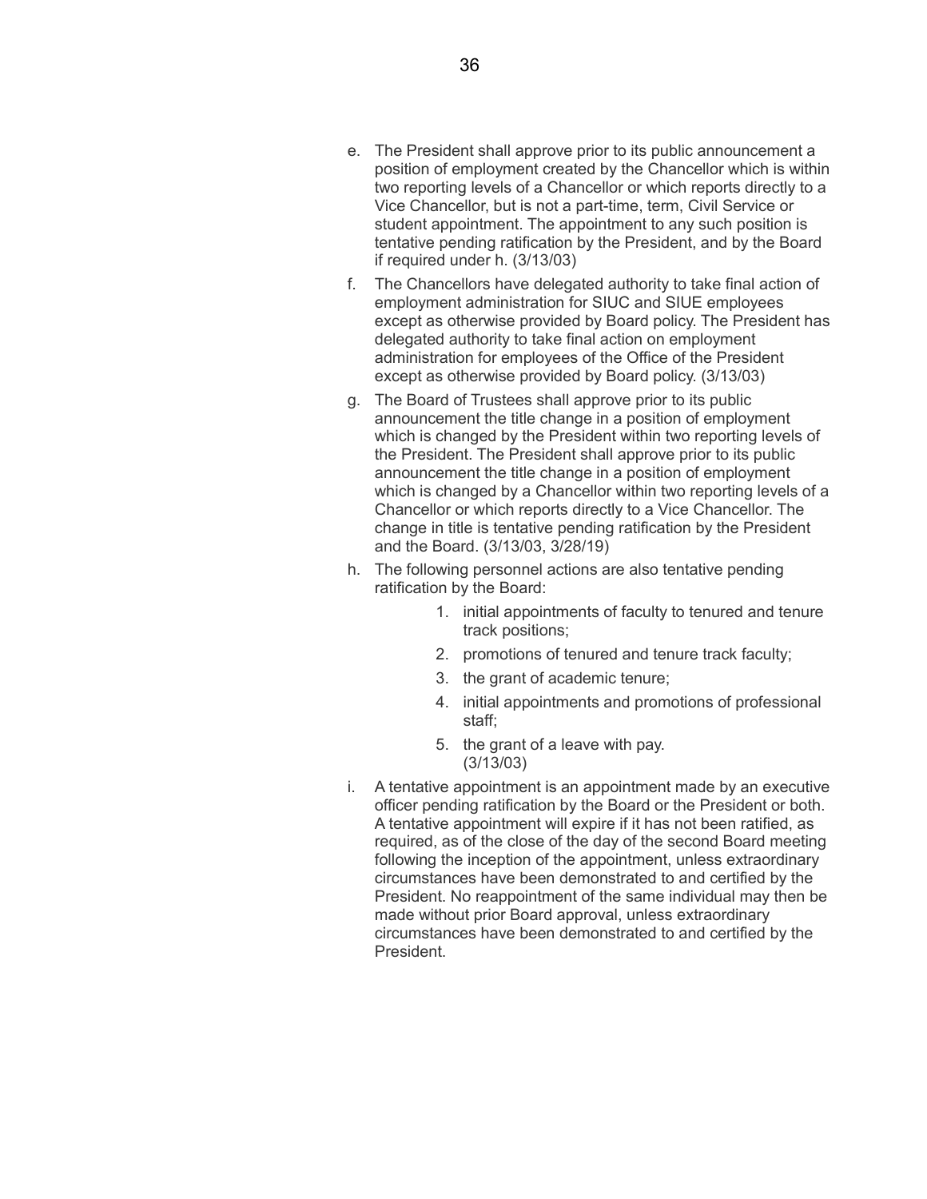e. The President shall approve prior to its public announcement a position of employment created by the Chancellor which is within two reporting levels of a Chancellor or which reports directly to a Vice Chancellor, but is not a part-time, term, Civil Service or student appointment. The appointment to any such position is tentative pending ratification by the President, and by the Board if required under h. (3/13/03)

f. The Chancellors have delegated authority to take final action of employment administration for SIUC and SIUE employees except as otherwise provided by Board policy. The President has delegated authority to take final action on employment administration for employees of the Office of the President except as otherwise provided by Board policy. (3/13/03)

g. The Board of Trustees shall approve prior to its public announcement the title change in a position of employment which is changed by the President within two reporting levels of the President. The President shall approve prior to its public announcement the title change in a position of employment which is changed by a Chancellor within two reporting levels of a Chancellor or which reports directly to a Vice Chancellor. The change in title is tentative pending ratification by the President and the Board. (3/13/03, 3/28/19)

h. The following personnel actions are also tentative pending ratification by the Board:

    1. initial appointments of faculty to tenured and tenure track positions;
    2. promotions of tenured and tenure track faculty;
    3. the grant of academic tenure;
    4. initial appointments and promotions of professional staff;
    5. the grant of a leave with pay. (3/13/03)

i. A tentative appointment is an appointment made by an executive officer pending ratification by the Board or the President or both. A tentative appointment will expire if it has not been ratified, as required, as of the close of the day of the second Board meeting following the inception of the appointment, unless extraordinary circumstances have been demonstrated to and certified by the President. No reappointment of the same individual may then be made without prior Board approval, unless extraordinary circumstances have been demonstrated to and certified by the President.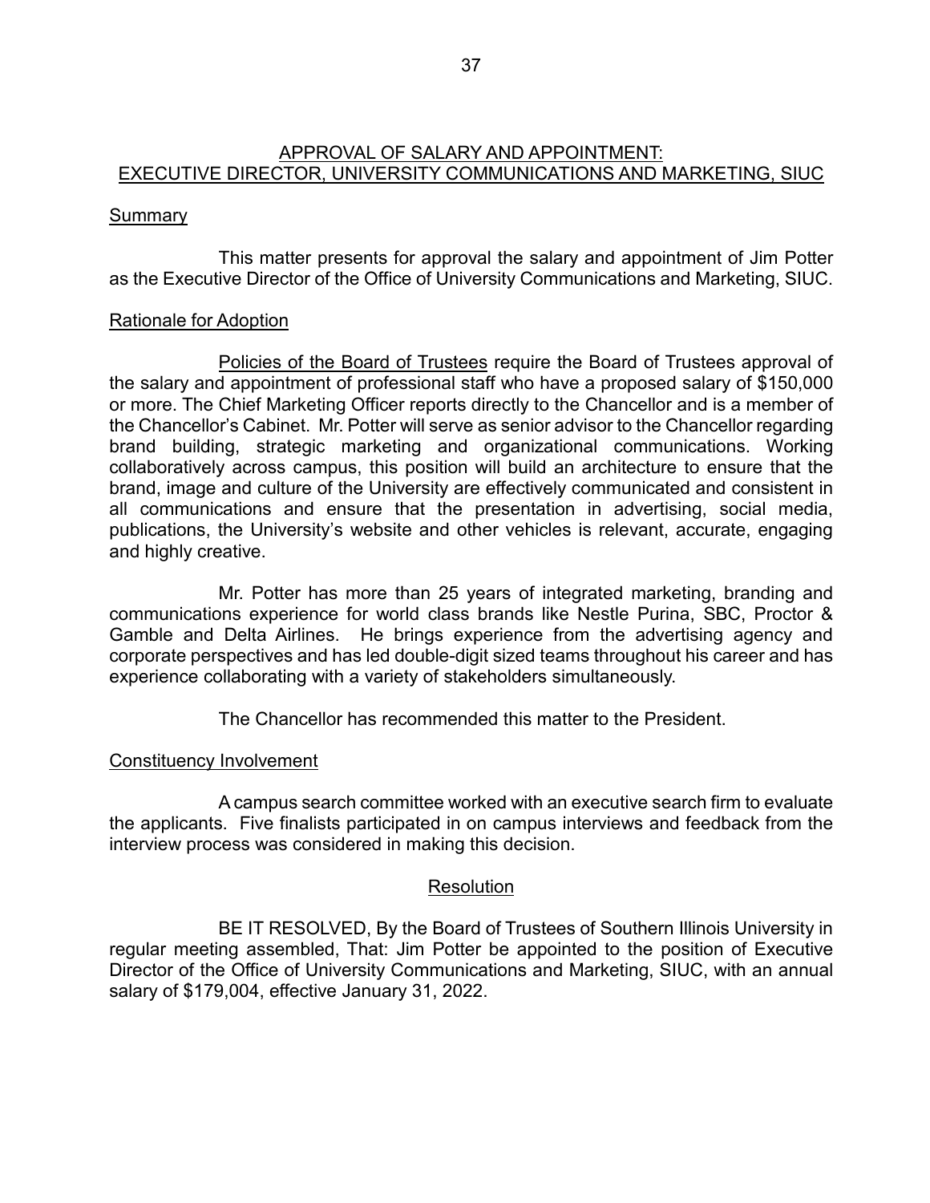## APPROVAL OF SALARY AND APPOINTMENT: EXECUTIVE DIRECTOR, UNIVERSITY COMMUNICATIONS AND MARKETING, SIUC

### Summary

This matter presents for approval the salary and appointment of Jim Potter as the Executive Director of the Office of University Communications and Marketing, SIUC.

### Rationale for Adoption

Policies of the Board of Trustees require the Board of Trustees approval of the salary and appointment of professional staff who have a proposed salary of $150,000 or more. The Chief Marketing Officer reports directly to the Chancellor and is a member of the Chancellor's Cabinet. Mr. Potter will serve as senior advisor to the Chancellor regarding brand building, strategic marketing and organizational communications. Working collaboratively across campus, this position will build an architecture to ensure that the brand, image and culture of the University are effectively communicated and consistent in all communications and ensure that the presentation in advertising, social media, publications, the University's website and other vehicles is relevant, accurate, engaging and highly creative.

Mr. Potter has more than 25 years of integrated marketing, branding and communications experience for world class brands like Nestle Purina, SBC, Proctor & Gamble and Delta Airlines. He brings experience from the advertising agency and corporate perspectives and has led double-digit sized teams throughout his career and has experience collaborating with a variety of stakeholders simultaneously.

The Chancellor has recommended this matter to the President.

### Constituency Involvement

A campus search committee worked with an executive search firm to evaluate the applicants. Five finalists participated in on campus interviews and feedback from the interview process was considered in making this decision.

### Resolution

BE IT RESOLVED, By the Board of Trustees of Southern Illinois University in regular meeting assembled, That: Jim Potter be appointed to the position of Executive Director of the Office of University Communications and Marketing, SIUC, with an annual salary of $179,004, effective January 31, 2022.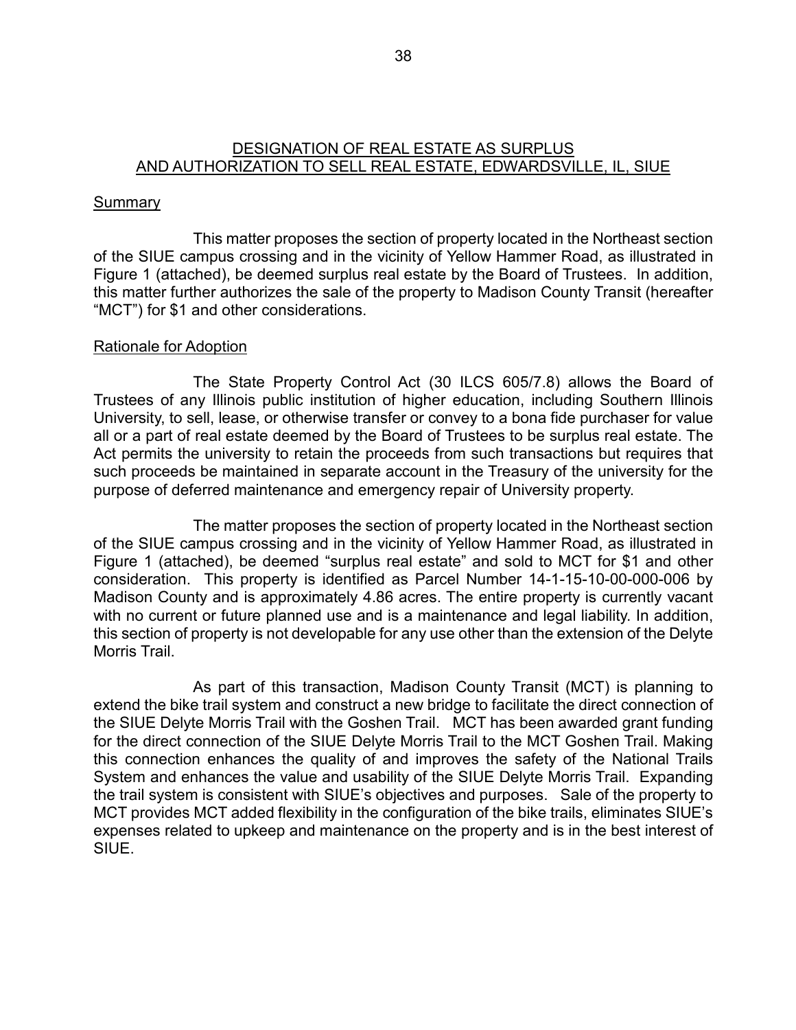## DESIGNATION OF REAL ESTATE AS SURPLUS AND AUTHORIZATION TO SELL REAL ESTATE, EDWARDSVILLE, IL, SIUE

### Summary

This matter proposes the section of property located in the Northeast section of the SIUE campus crossing and in the vicinity of Yellow Hammer Road, as illustrated in Figure 1 (attached), be deemed surplus real estate by the Board of Trustees. In addition, this matter further authorizes the sale of the property to Madison County Transit (hereafter "MCT") for $1 and other considerations.

### Rationale for Adoption

The State Property Control Act (30 ILCS 605/7.8) allows the Board of Trustees of any Illinois public institution of higher education, including Southern Illinois University, to sell, lease, or otherwise transfer or convey to a bona fide purchaser for value all or a part of real estate deemed by the Board of Trustees to be surplus real estate. The Act permits the university to retain the proceeds from such transactions but requires that such proceeds be maintained in separate account in the Treasury of the university for the purpose of deferred maintenance and emergency repair of University property.

The matter proposes the section of property located in the Northeast section of the SIUE campus crossing and in the vicinity of Yellow Hammer Road, as illustrated in Figure 1 (attached), be deemed "surplus real estate" and sold to MCT for $1 and other consideration. This property is identified as Parcel Number 14-1-15-10-00-000-006 by Madison County and is approximately 4.86 acres. The entire property is currently vacant with no current or future planned use and is a maintenance and legal liability. In addition, this section of property is not developable for any use other than the extension of the Delyte Morris Trail.

As part of this transaction, Madison County Transit (MCT) is planning to extend the bike trail system and construct a new bridge to facilitate the direct connection of the SIUE Delyte Morris Trail with the Goshen Trail. MCT has been awarded grant funding for the direct connection of the SIUE Delyte Morris Trail to the MCT Goshen Trail. Making this connection enhances the quality of and improves the safety of the National Trails System and enhances the value and usability of the SIUE Delyte Morris Trail. Expanding the trail system is consistent with SIUE's objectives and purposes. Sale of the property to MCT provides MCT added flexibility in the configuration of the bike trails, eliminates SIUE's expenses related to upkeep and maintenance on the property and is in the best interest of SIUE.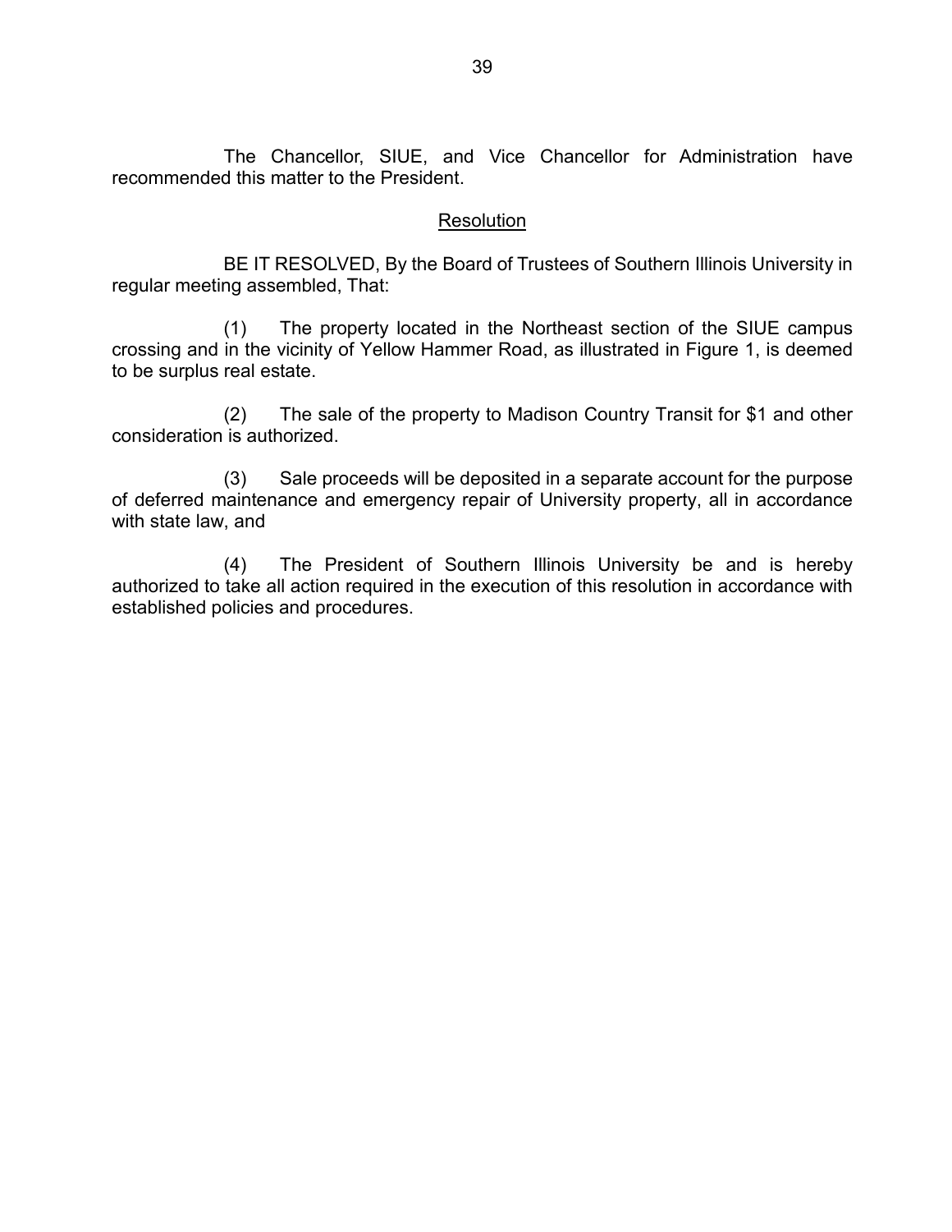The Chancellor, SIUE, and Vice Chancellor for Administration have recommended this matter to the President.

## Resolution

BE IT RESOLVED, By the Board of Trustees of Southern Illinois University in regular meeting assembled, That:

(1) The property located in the Northeast section of the SIUE campus crossing and in the vicinity of Yellow Hammer Road, as illustrated in Figure 1, is deemed to be surplus real estate.

(2) The sale of the property to Madison Country Transit for $1 and other consideration is authorized.

(3) Sale proceeds will be deposited in a separate account for the purpose of deferred maintenance and emergency repair of University property, all in accordance with state law, and

(4) The President of Southern Illinois University be and is hereby authorized to take all action required in the execution of this resolution in accordance with established policies and procedures.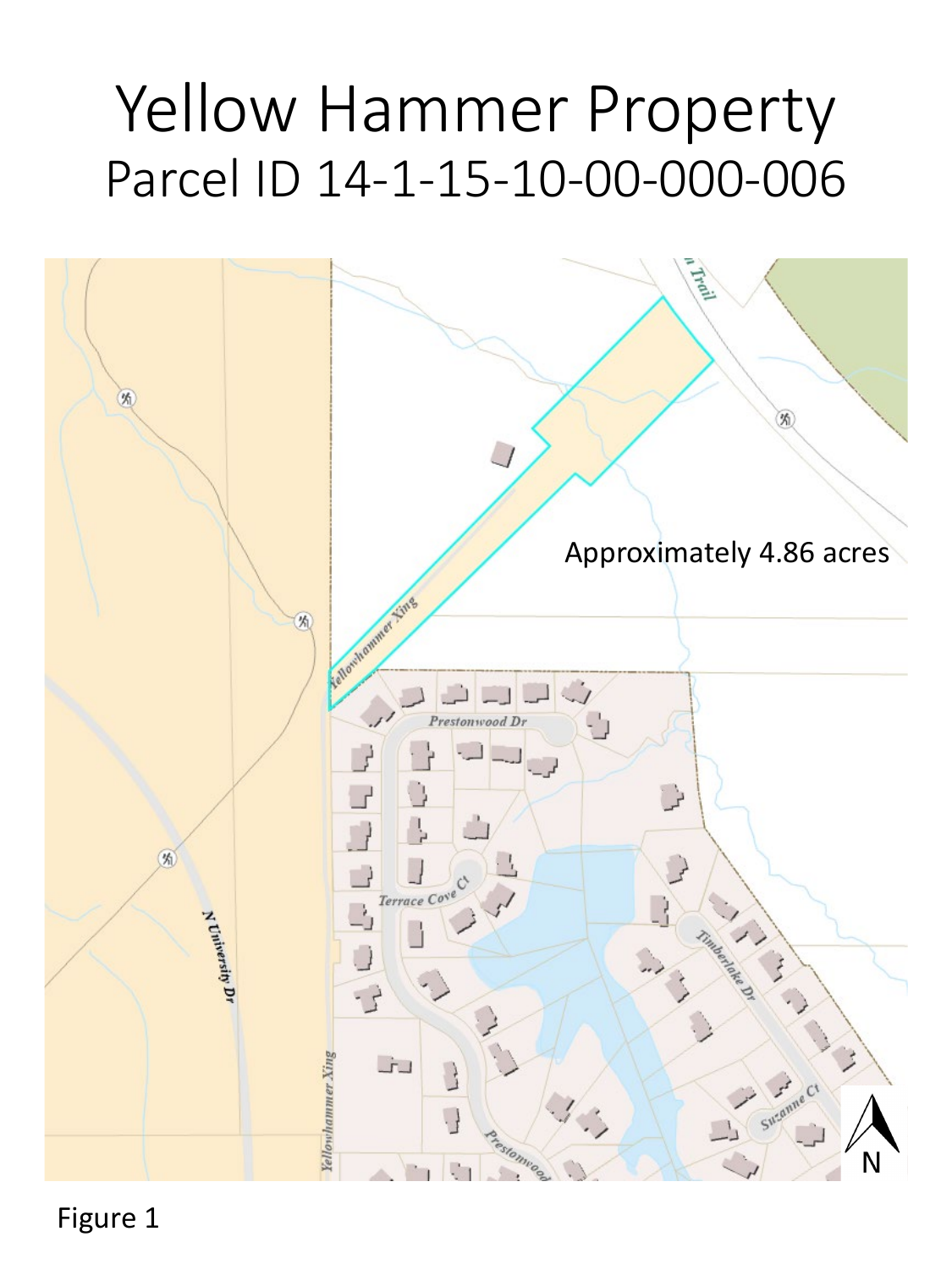# Yellow Hammer Property

## Parcel ID 14-1-15-10-00-000-006

Approximately 4.86 acres

Figure 1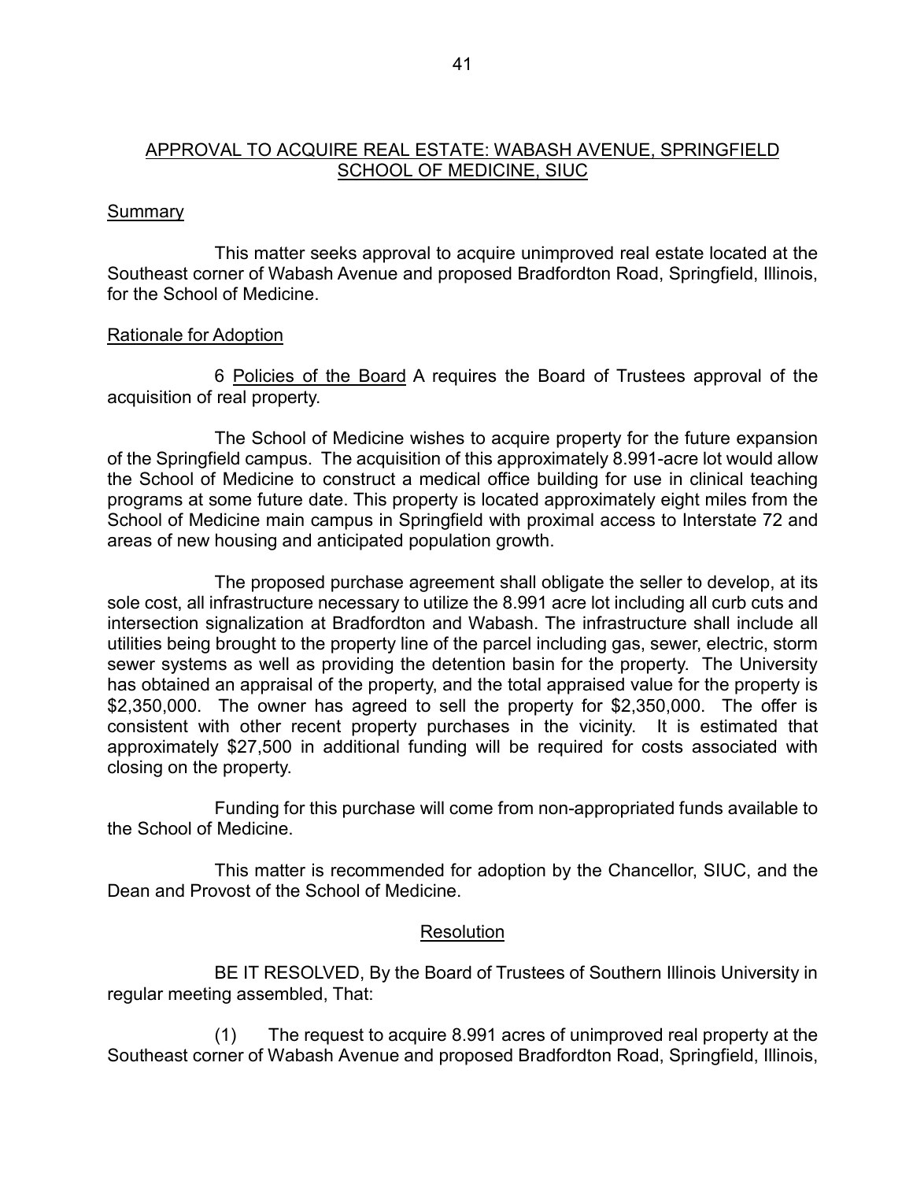## APPROVAL TO ACQUIRE REAL ESTATE: WABASH AVENUE, SPRINGFIELD SCHOOL OF MEDICINE, SIUC

### Summary

This matter seeks approval to acquire unimproved real estate located at the Southeast corner of Wabash Avenue and proposed Bradfordton Road, Springfield, Illinois, for the School of Medicine.

### Rationale for Adoption

6 Policies of the Board A requires the Board of Trustees approval of the acquisition of real property.

The School of Medicine wishes to acquire property for the future expansion of the Springfield campus. The acquisition of this approximately 8.991-acre lot would allow the School of Medicine to construct a medical office building for use in clinical teaching programs at some future date. This property is located approximately eight miles from the School of Medicine main campus in Springfield with proximal access to Interstate 72 and areas of new housing and anticipated population growth.

The proposed purchase agreement shall obligate the seller to develop, at its sole cost, all infrastructure necessary to utilize the 8.991 acre lot including all curb cuts and intersection signalization at Bradfordton and Wabash. The infrastructure shall include all utilities being brought to the property line of the parcel including gas, sewer, electric, storm sewer systems as well as providing the detention basin for the property. The University has obtained an appraisal of the property, and the total appraised value for the property is $2,350,000. The owner has agreed to sell the property for $2,350,000. The offer is consistent with other recent property purchases in the vicinity. It is estimated that approximately $27,500 in additional funding will be required for costs associated with closing on the property.

Funding for this purchase will come from non-appropriated funds available to the School of Medicine.

This matter is recommended for adoption by the Chancellor, SIUC, and the Dean and Provost of the School of Medicine.

### Resolution

BE IT RESOLVED, By the Board of Trustees of Southern Illinois University in regular meeting assembled, That:

(1) The request to acquire 8.991 acres of unimproved real property at the Southeast corner of Wabash Avenue and proposed Bradfordton Road, Springfield, Illinois,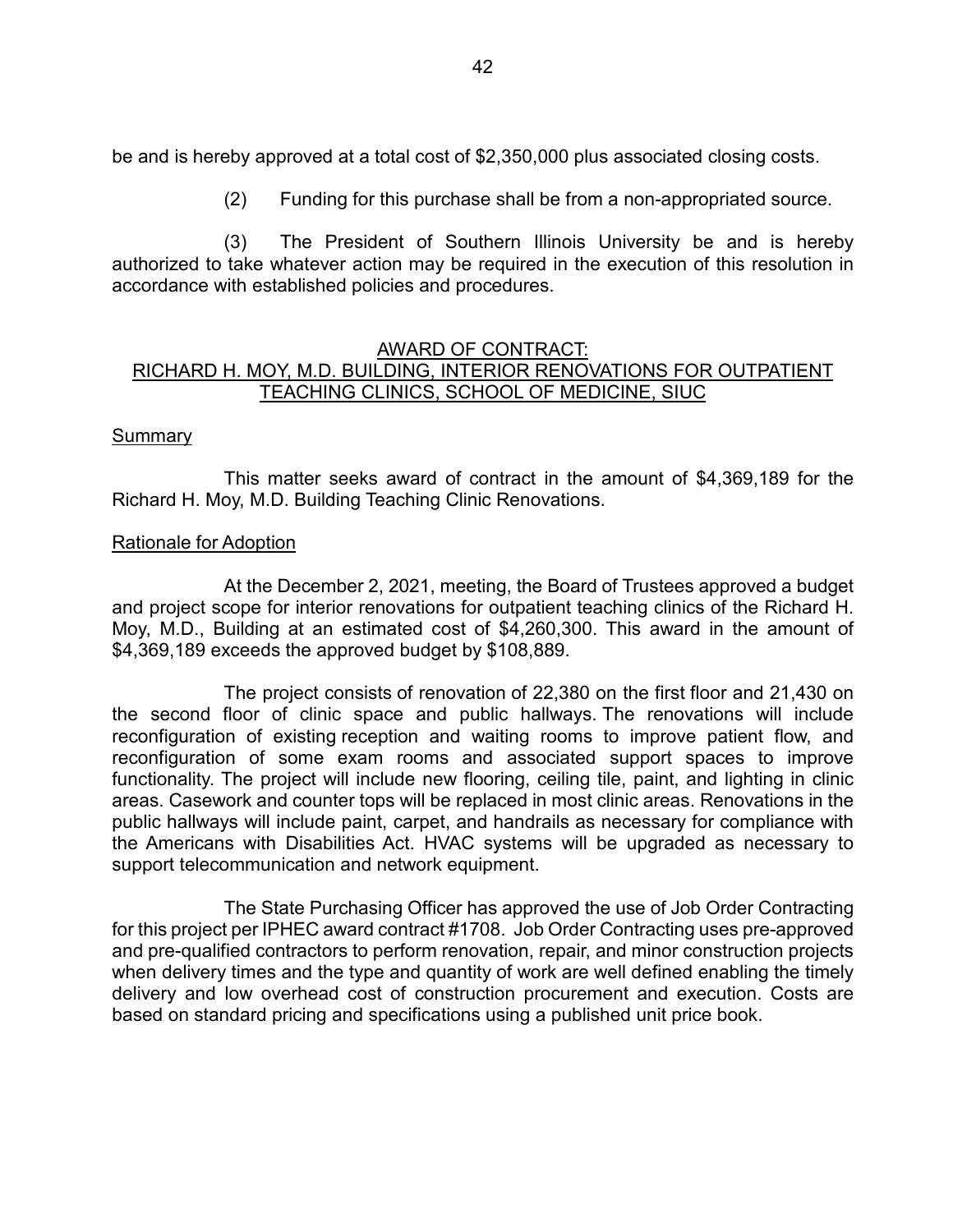be and is hereby approved at a total cost of $2,350,000 plus associated closing costs.

(2) Funding for this purchase shall be from a non-appropriated source.

(3) The President of Southern Illinois University be and is hereby authorized to take whatever action may be required in the execution of this resolution in accordance with established policies and procedures.

## AWARD OF CONTRACT: RICHARD H. MOY, M.D. BUILDING, INTERIOR RENOVATIONS FOR OUTPATIENT TEACHING CLINICS, SCHOOL OF MEDICINE, SIUC

### Summary

This matter seeks award of contract in the amount of $4,369,189 for the Richard H. Moy, M.D. Building Teaching Clinic Renovations.

### Rationale for Adoption

At the December 2, 2021, meeting, the Board of Trustees approved a budget and project scope for interior renovations for outpatient teaching clinics of the Richard H. Moy, M.D., Building at an estimated cost of $4,260,300. This award in the amount of $4,369,189 exceeds the approved budget by $108,889.

The project consists of renovation of 22,380 on the first floor and 21,430 on the second floor of clinic space and public hallways. The renovations will include reconfiguration of existing reception and waiting rooms to improve patient flow, and reconfiguration of some exam rooms and associated support spaces to improve functionality. The project will include new flooring, ceiling tile, paint, and lighting in clinic areas. Casework and counter tops will be replaced in most clinic areas. Renovations in the public hallways will include paint, carpet, and handrails as necessary for compliance with the Americans with Disabilities Act. HVAC systems will be upgraded as necessary to support telecommunication and network equipment.

The State Purchasing Officer has approved the use of Job Order Contracting for this project per IPHEC award contract #1708. Job Order Contracting uses pre-approved and pre-qualified contractors to perform renovation, repair, and minor construction projects when delivery times and the type and quantity of work are well defined enabling the timely delivery and low overhead cost of construction procurement and execution. Costs are based on standard pricing and specifications using a published unit price book.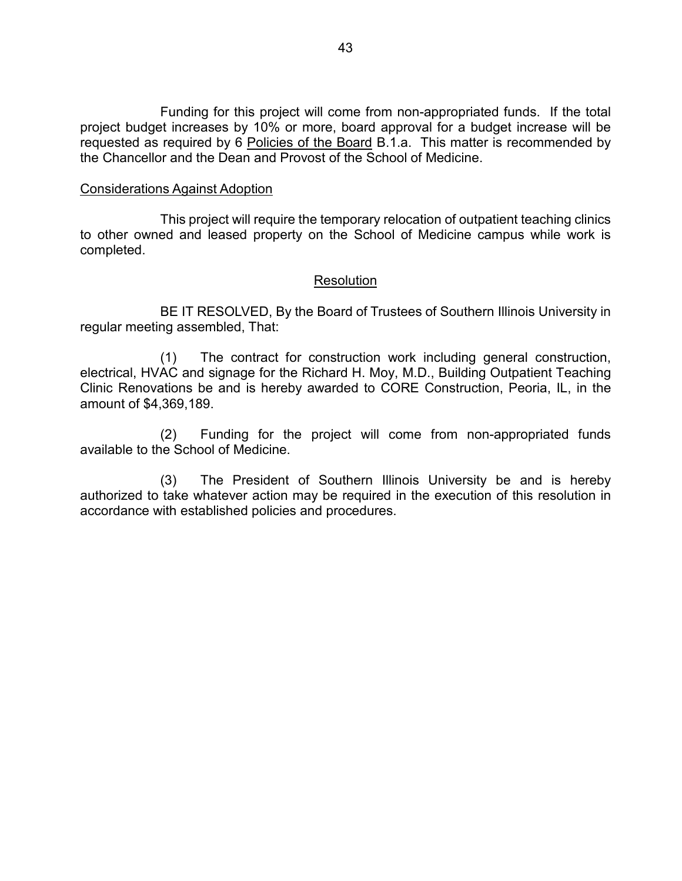Funding for this project will come from non-appropriated funds. If the total project budget increases by 10% or more, board approval for a budget increase will be requested as required by 6 Policies of the Board B.1.a. This matter is recommended by the Chancellor and the Dean and Provost of the School of Medicine.

Considerations Against Adoption

This project will require the temporary relocation of outpatient teaching clinics to other owned and leased property on the School of Medicine campus while work is completed.

## Resolution

BE IT RESOLVED, By the Board of Trustees of Southern Illinois University in regular meeting assembled, That:

(1) The contract for construction work including general construction, electrical, HVAC and signage for the Richard H. Moy, M.D., Building Outpatient Teaching Clinic Renovations be and is hereby awarded to CORE Construction, Peoria, IL, in the amount of $4,369,189.

(2) Funding for the project will come from non-appropriated funds available to the School of Medicine.

(3) The President of Southern Illinois University be and is hereby authorized to take whatever action may be required in the execution of this resolution in accordance with established policies and procedures.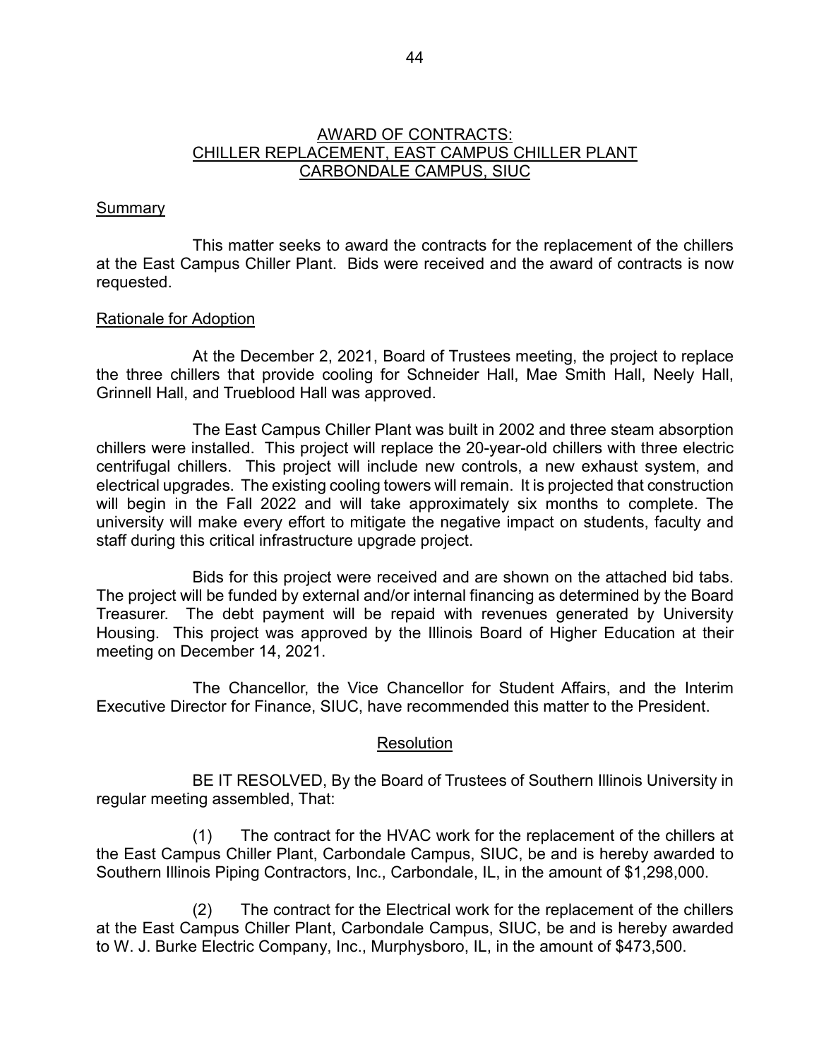## AWARD OF CONTRACTS: CHILLER REPLACEMENT, EAST CAMPUS CHILLER PLANT CARBONDALE CAMPUS, SIUC

### Summary

This matter seeks to award the contracts for the replacement of the chillers at the East Campus Chiller Plant. Bids were received and the award of contracts is now requested.

### Rationale for Adoption

At the December 2, 2021, Board of Trustees meeting, the project to replace the three chillers that provide cooling for Schneider Hall, Mae Smith Hall, Neely Hall, Grinnell Hall, and Trueblood Hall was approved.

The East Campus Chiller Plant was built in 2002 and three steam absorption chillers were installed. This project will replace the 20-year-old chillers with three electric centrifugal chillers. This project will include new controls, a new exhaust system, and electrical upgrades. The existing cooling towers will remain. It is projected that construction will begin in the Fall 2022 and will take approximately six months to complete. The university will make every effort to mitigate the negative impact on students, faculty and staff during this critical infrastructure upgrade project.

Bids for this project were received and are shown on the attached bid tabs. The project will be funded by external and/or internal financing as determined by the Board Treasurer. The debt payment will be repaid with revenues generated by University Housing. This project was approved by the Illinois Board of Higher Education at their meeting on December 14, 2021.

The Chancellor, the Vice Chancellor for Student Affairs, and the Interim Executive Director for Finance, SIUC, have recommended this matter to the President.

### Resolution

BE IT RESOLVED, By the Board of Trustees of Southern Illinois University in regular meeting assembled, That:

(1) The contract for the HVAC work for the replacement of the chillers at the East Campus Chiller Plant, Carbondale Campus, SIUC, be and is hereby awarded to Southern Illinois Piping Contractors, Inc., Carbondale, IL, in the amount of $1,298,000.

(2) The contract for the Electrical work for the replacement of the chillers at the East Campus Chiller Plant, Carbondale Campus, SIUC, be and is hereby awarded to W. J. Burke Electric Company, Inc., Murphysboro, IL, in the amount of $473,500.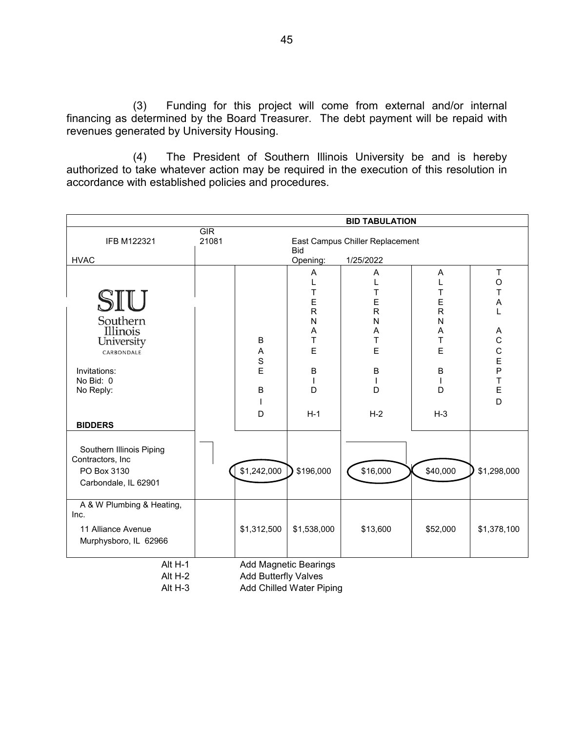(3) Funding for this project will come from external and/or internal financing as determined by the Board Treasurer. The debt payment will be repaid with revenues generated by University Housing.

(4) The President of Southern Illinois University be and is hereby authorized to take whatever action may be required in the execution of this resolution in accordance with established policies and procedures.

| BID TABULATION | | | | | | |
|---|---|---|---|---|---|---|
| IFB M122321 | GIR 21081 | East Campus Chiller Replacement | | | | |
| HVAC | | Bid Opening: 1/25/2022 | | | | |
| SIU Southern Illinois University CARBONDALE<br>Invitations:<br>No Bid: 0<br>No Reply: | | BASE BID | ALTERNATE BID H-1 | ALTERNATE BID H-2 | ALTERNATE BID H-3 | TOTAL ACCEPTED |
| **BIDDERS** | | | | | | |
| Southern Illinois Piping Contractors, Inc<br>PO Box 3130<br>Carbondale, IL 62901 | | $1,242,000 | $196,000 | $16,000 | $40,000 | $1,298,000 |
| A & W Plumbing & Heating, Inc.<br>11 Alliance Avenue<br>Murphysboro, IL 62966 | | $1,312,500 | $1,538,000 | $13,600 | $52,000 | $1,378,100 |

Alt H-1 Add Magnetic Bearings
Alt H-2 Add Butterfly Valves
Alt H-3 Add Chilled Water Piping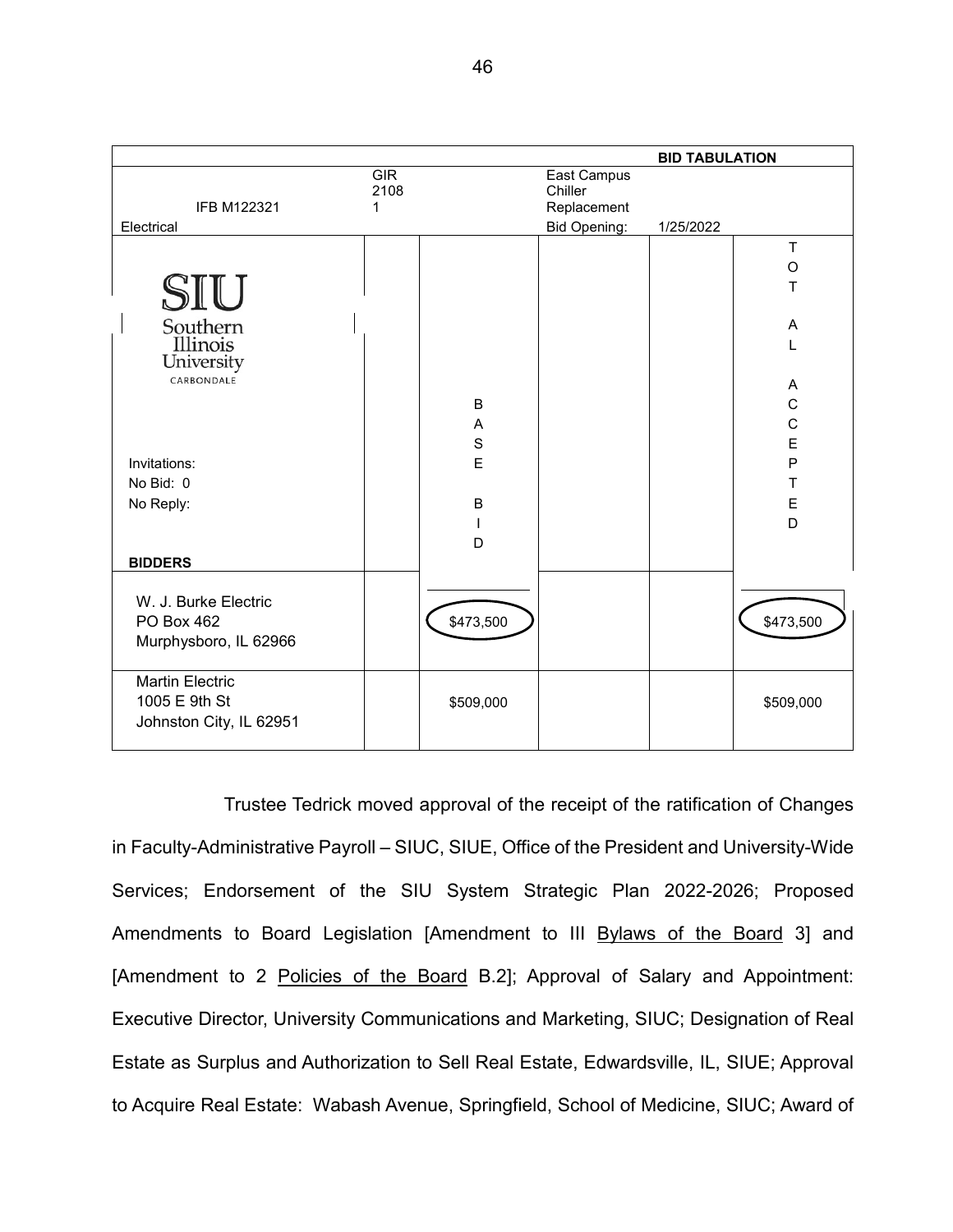| | | | | BID TABULATION | |
|---|---|---|---|---|---|
| IFB M122321 | GIR 2108 1 | | East Campus Chiller Replacement | | |
| Electrical | | | Bid Opening: | 1/25/2022 | |
| SIU Southern Illinois University CARBONDALE<br><br>Invitations:<br>No Bid: 0<br>No Reply: | | BASE BID | | | TOTAL ACCEPTED |
| **BIDDERS** | | | | | |
| W. J. Burke Electric<br>PO Box 462<br>Murphysboro, IL 62966 | | $473,500 | | | $473,500 |
| Martin Electric<br>1005 E 9th St<br>Johnston City, IL 62951 | | $509,000 | | | $509,000 |

Trustee Tedrick moved approval of the receipt of the ratification of Changes in Faculty-Administrative Payroll – SIUC, SIUE, Office of the President and University-Wide Services; Endorsement of the SIU System Strategic Plan 2022-2026; Proposed Amendments to Board Legislation [Amendment to III Bylaws of the Board 3] and [Amendment to 2 Policies of the Board B.2]; Approval of Salary and Appointment: Executive Director, University Communications and Marketing, SIUC; Designation of Real Estate as Surplus and Authorization to Sell Real Estate, Edwardsville, IL, SIUE; Approval to Acquire Real Estate: Wabash Avenue, Springfield, School of Medicine, SIUC; Award of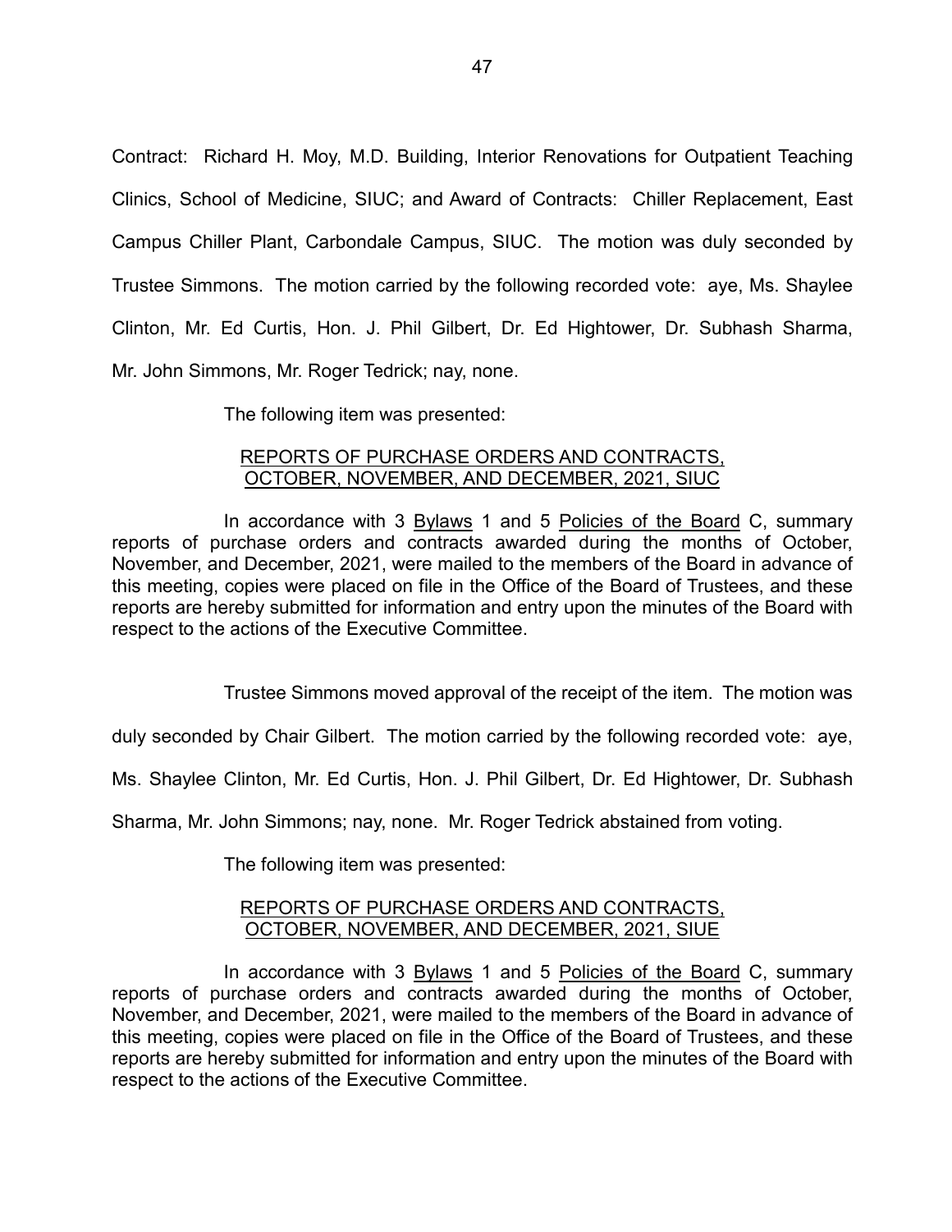Contract: Richard H. Moy, M.D. Building, Interior Renovations for Outpatient Teaching Clinics, School of Medicine, SIUC; and Award of Contracts: Chiller Replacement, East Campus Chiller Plant, Carbondale Campus, SIUC. The motion was duly seconded by Trustee Simmons. The motion carried by the following recorded vote: aye, Ms. Shaylee Clinton, Mr. Ed Curtis, Hon. J. Phil Gilbert, Dr. Ed Hightower, Dr. Subhash Sharma, Mr. John Simmons, Mr. Roger Tedrick; nay, none.

The following item was presented:

REPORTS OF PURCHASE ORDERS AND CONTRACTS, OCTOBER, NOVEMBER, AND DECEMBER, 2021, SIUC

In accordance with 3 Bylaws 1 and 5 Policies of the Board C, summary reports of purchase orders and contracts awarded during the months of October, November, and December, 2021, were mailed to the members of the Board in advance of this meeting, copies were placed on file in the Office of the Board of Trustees, and these reports are hereby submitted for information and entry upon the minutes of the Board with respect to the actions of the Executive Committee.

Trustee Simmons moved approval of the receipt of the item. The motion was duly seconded by Chair Gilbert. The motion carried by the following recorded vote: aye, Ms. Shaylee Clinton, Mr. Ed Curtis, Hon. J. Phil Gilbert, Dr. Ed Hightower, Dr. Subhash Sharma, Mr. John Simmons; nay, none. Mr. Roger Tedrick abstained from voting.

The following item was presented:

REPORTS OF PURCHASE ORDERS AND CONTRACTS, OCTOBER, NOVEMBER, AND DECEMBER, 2021, SIUE

In accordance with 3 Bylaws 1 and 5 Policies of the Board C, summary reports of purchase orders and contracts awarded during the months of October, November, and December, 2021, were mailed to the members of the Board in advance of this meeting, copies were placed on file in the Office of the Board of Trustees, and these reports are hereby submitted for information and entry upon the minutes of the Board with respect to the actions of the Executive Committee.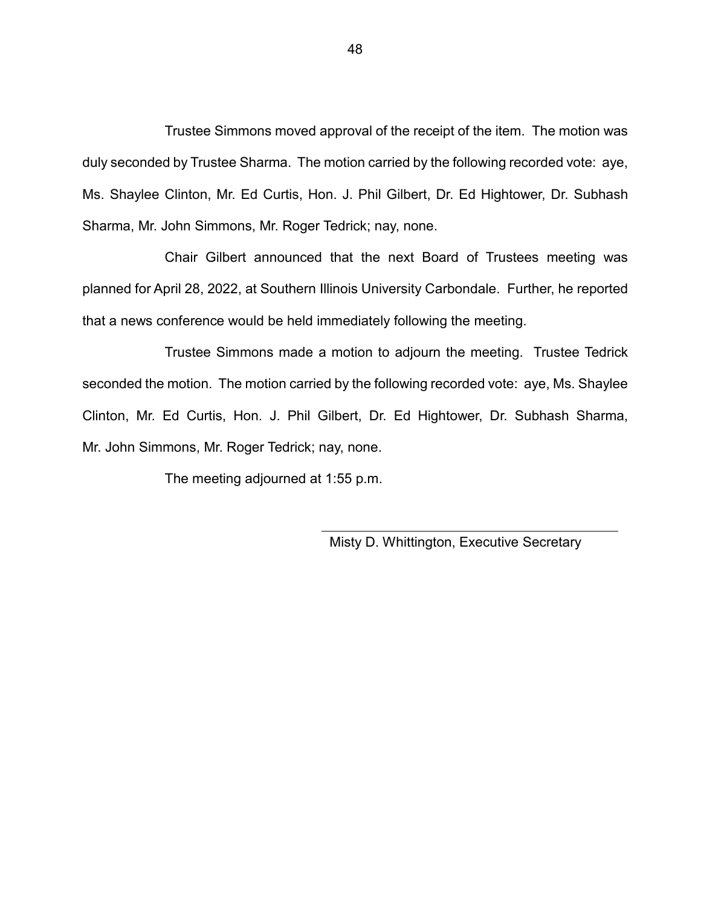Trustee Simmons moved approval of the receipt of the item. The motion was duly seconded by Trustee Sharma. The motion carried by the following recorded vote: aye, Ms. Shaylee Clinton, Mr. Ed Curtis, Hon. J. Phil Gilbert, Dr. Ed Hightower, Dr. Subhash Sharma, Mr. John Simmons, Mr. Roger Tedrick; nay, none.

Chair Gilbert announced that the next Board of Trustees meeting was planned for April 28, 2022, at Southern Illinois University Carbondale. Further, he reported that a news conference would be held immediately following the meeting.

Trustee Simmons made a motion to adjourn the meeting. Trustee Tedrick seconded the motion. The motion carried by the following recorded vote: aye, Ms. Shaylee Clinton, Mr. Ed Curtis, Hon. J. Phil Gilbert, Dr. Ed Hightower, Dr. Subhash Sharma, Mr. John Simmons, Mr. Roger Tedrick; nay, none.

The meeting adjourned at 1:55 p.m.

Misty D. Whittington, Executive Secretary